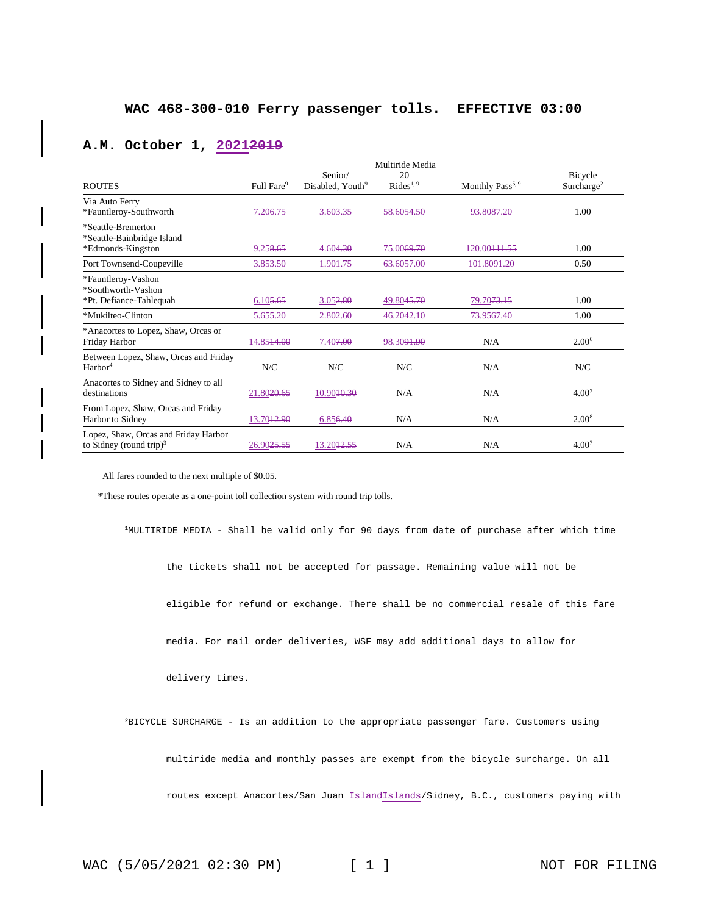# WAC 468-300-010 Ferry passenger tolls. EFFECTIVE 03:00 A.M. October 1, ~~2019~~ 2021

| ROUTES | Full Fare[9] | Senior/ Disabled, Youth[9] | Multiride Media 20 Rides[1, 9] | Monthly Pass[5, 9] | Bicycle Surcharge[2] |
|---|---|---|---|---|---|
| Via Auto Ferry *Fauntleroy-Southworth | 7.20 ~~6.75~~ | 3.60 ~~3.35~~ | 58.60 ~~54.50~~ | 93.80 ~~87.20~~ | 1.00 |
| *Seattle-Bremerton *Seattle-Bainbridge Island *Edmonds-Kingston | 9.25 ~~8.65~~ | 4.60 ~~4.30~~ | 75.00 ~~69.70~~ | 120.00 ~~111.55~~ | 1.00 |
| Port Townsend-Coupeville | 3.85 ~~3.50~~ | 1.90 ~~1.75~~ | 63.60 ~~57.00~~ | 101.80 ~~91.20~~ | 0.50 |
| *Fauntleroy-Vashon *Southworth-Vashon *Pt. Defiance-Tahlequah | 6.10 ~~5.65~~ | 3.05 ~~2.80~~ | 49.80 ~~45.70~~ | 79.70 ~~73.15~~ | 1.00 |
| *Mukilteo-Clinton | 5.65 ~~5.20~~ | 2.80 ~~2.60~~ | 46.20 ~~42.10~~ | 73.95 ~~67.40~~ | 1.00 |
| *Anacortes to Lopez, Shaw, Orcas or Friday Harbor | 14.85 ~~14.00~~ | 7.40 ~~7.00~~ | 98.30 ~~91.90~~ | N/A | 2.00[6] |
| Between Lopez, Shaw, Orcas and Friday Harbor[4] | N/C | N/C | N/C | N/A | N/C |
| Anacortes to Sidney and Sidney to all destinations | 21.80 ~~20.65~~ | 10.90 ~~10.30~~ | N/A | N/A | 4.00[7] |
| From Lopez, Shaw, Orcas and Friday Harbor to Sidney | 13.70 ~~12.90~~ | 6.85 ~~6.40~~ | N/A | N/A | 2.00[8] |
| Lopez, Shaw, Orcas and Friday Harbor to Sidney (round trip)[3] | 26.90 ~~25.55~~ | 13.20 ~~12.55~~ | N/A | N/A | 4.00[7] |

All fares rounded to the next multiple of $0.05.

*These routes operate as a one-point toll collection system with round trip tolls.

[1]MULTIRIDE MEDIA - Shall be valid only for 90 days from date of purchase after which time the tickets shall not be accepted for passage. Remaining value will not be eligible for refund or exchange. There shall be no commercial resale of this fare media. For mail order deliveries, WSF may add additional days to allow for delivery times.

[2]BICYCLE SURCHARGE - Is an addition to the appropriate passenger fare. Customers using multiride media and monthly passes are exempt from the bicycle surcharge. On all routes except Anacortes/San Juan ~~Island~~Islands/Sidney, B.C., customers paying with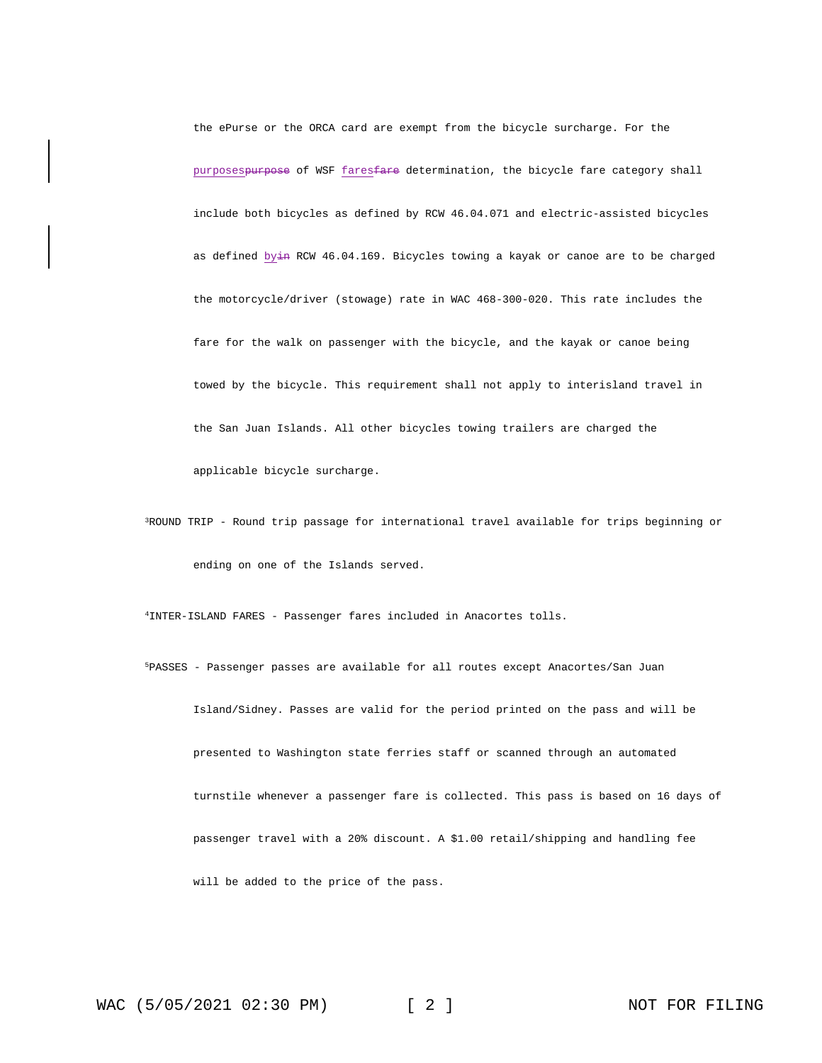the ePurse or the ORCA card are exempt from the bicycle surcharge. For the purposes~~purpose~~ of WSF fares~~fare~~ determination, the bicycle fare category shall include both bicycles as defined by RCW 46.04.071 and electric-assisted bicycles as defined by~~in~~ RCW 46.04.169. Bicycles towing a kayak or canoe are to be charged the motorcycle/driver (stowage) rate in WAC 468-300-020. This rate includes the fare for the walk on passenger with the bicycle, and the kayak or canoe being towed by the bicycle. This requirement shall not apply to interisland travel in the San Juan Islands. All other bicycles towing trailers are charged the applicable bicycle surcharge.

[3]ROUND TRIP - Round trip passage for international travel available for trips beginning or ending on one of the Islands served.

[4]INTER-ISLAND FARES - Passenger fares included in Anacortes tolls.

[5]PASSES - Passenger passes are available for all routes except Anacortes/San Juan Island/Sidney. Passes are valid for the period printed on the pass and will be presented to Washington state ferries staff or scanned through an automated turnstile whenever a passenger fare is collected. This pass is based on 16 days of passenger travel with a 20% discount. A $1.00 retail/shipping and handling fee will be added to the price of the pass.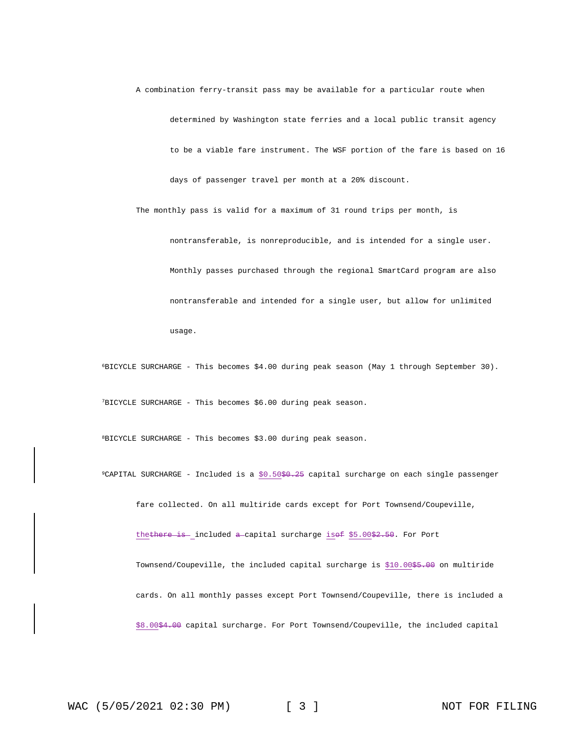A combination ferry-transit pass may be available for a particular route when determined by Washington state ferries and a local public transit agency to be a viable fare instrument. The WSF portion of the fare is based on 16 days of passenger travel per month at a 20% discount.

The monthly pass is valid for a maximum of 31 round trips per month, is nontransferable, is nonreproducible, and is intended for a single user. Monthly passes purchased through the regional SmartCard program are also nontransferable and intended for a single user, but allow for unlimited usage.

[6]BICYCLE SURCHARGE - This becomes $4.00 during peak season (May 1 through September 30).

[7]BICYCLE SURCHARGE - This becomes $6.00 during peak season.

[8]BICYCLE SURCHARGE - This becomes $3.00 during peak season.

[9]CAPITAL SURCHARGE - Included is a <u>$0.50</u>~~$0.25~~ capital surcharge on each single passenger fare collected. On all multiride cards except for Port Townsend/Coupeville, <u>the</u>~~there is~~ included ~~a~~ capital surcharge <u>is</u>~~of~~ <u>$5.00</u>~~$2.50~~. For Port Townsend/Coupeville, the included capital surcharge is <u>$10.00</u>~~$5.00~~ on multiride cards. On all monthly passes except Port Townsend/Coupeville, there is included a <u>$8.00</u>~~$4.00~~ capital surcharge. For Port Townsend/Coupeville, the included capital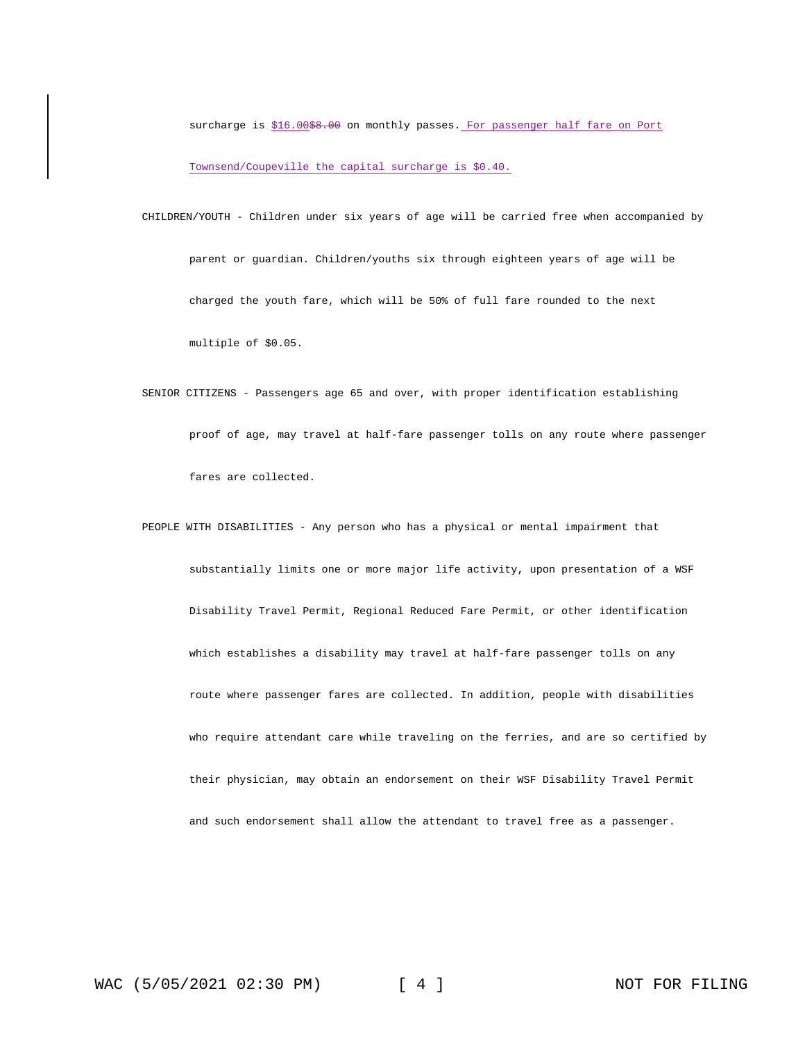surcharge is $16.00~~$8.00~~ on monthly passes. For passenger half fare on Port Townsend/Coupeville the capital surcharge is $0.40.

CHILDREN/YOUTH - Children under six years of age will be carried free when accompanied by parent or guardian. Children/youths six through eighteen years of age will be charged the youth fare, which will be 50% of full fare rounded to the next multiple of $0.05.

SENIOR CITIZENS - Passengers age 65 and over, with proper identification establishing proof of age, may travel at half-fare passenger tolls on any route where passenger fares are collected.

PEOPLE WITH DISABILITIES - Any person who has a physical or mental impairment that substantially limits one or more major life activity, upon presentation of a WSF Disability Travel Permit, Regional Reduced Fare Permit, or other identification which establishes a disability may travel at half-fare passenger tolls on any route where passenger fares are collected. In addition, people with disabilities who require attendant care while traveling on the ferries, and are so certified by their physician, may obtain an endorsement on their WSF Disability Travel Permit and such endorsement shall allow the attendant to travel free as a passenger.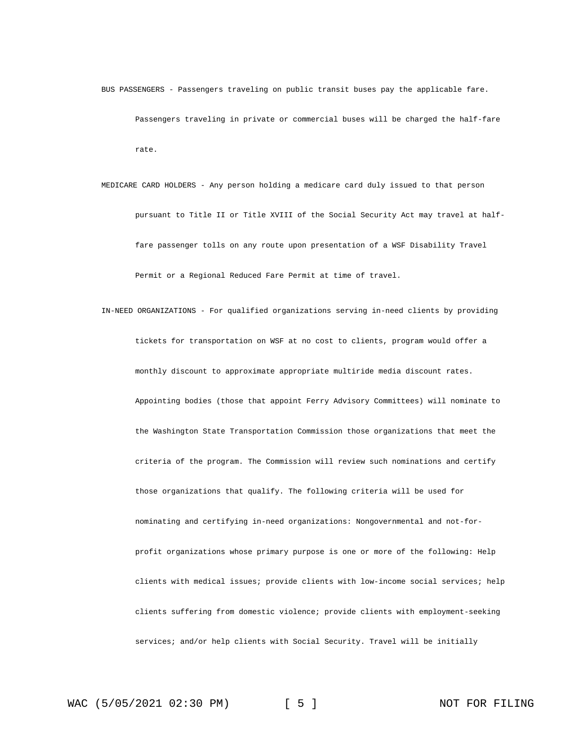BUS PASSENGERS - Passengers traveling on public transit buses pay the applicable fare. Passengers traveling in private or commercial buses will be charged the half-fare rate.

MEDICARE CARD HOLDERS - Any person holding a medicare card duly issued to that person pursuant to Title II or Title XVIII of the Social Security Act may travel at half-fare passenger tolls on any route upon presentation of a WSF Disability Travel Permit or a Regional Reduced Fare Permit at time of travel.

IN-NEED ORGANIZATIONS - For qualified organizations serving in-need clients by providing tickets for transportation on WSF at no cost to clients, program would offer a monthly discount to approximate appropriate multiride media discount rates. Appointing bodies (those that appoint Ferry Advisory Committees) will nominate to the Washington State Transportation Commission those organizations that meet the criteria of the program. The Commission will review such nominations and certify those organizations that qualify. The following criteria will be used for nominating and certifying in-need organizations: Nongovernmental and not-for-profit organizations whose primary purpose is one or more of the following: Help clients with medical issues; provide clients with low-income social services; help clients suffering from domestic violence; provide clients with employment-seeking services; and/or help clients with Social Security. Travel will be initially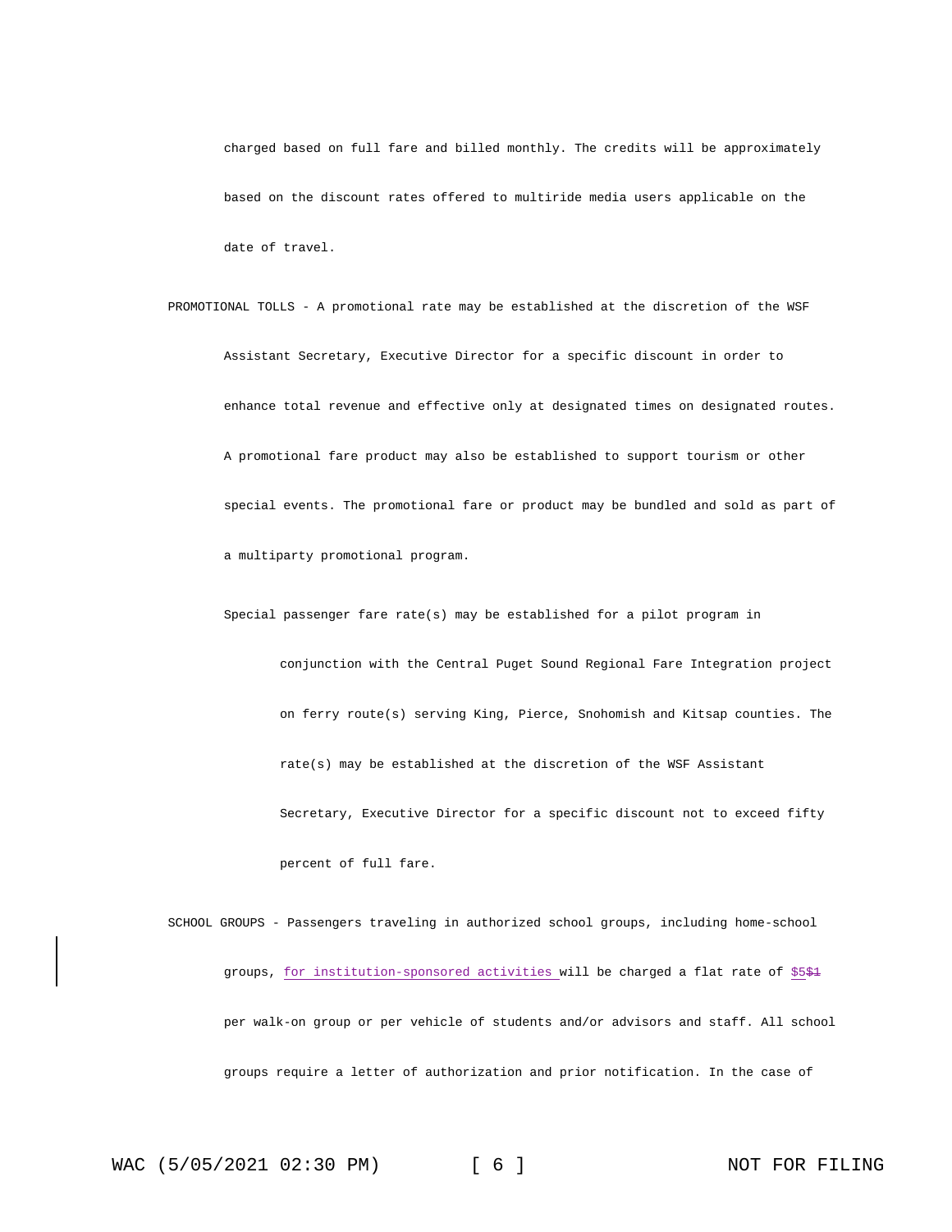charged based on full fare and billed monthly. The credits will be approximately based on the discount rates offered to multiride media users applicable on the date of travel.

PROMOTIONAL TOLLS - A promotional rate may be established at the discretion of the WSF Assistant Secretary, Executive Director for a specific discount in order to enhance total revenue and effective only at designated times on designated routes. A promotional fare product may also be established to support tourism or other special events. The promotional fare or product may be bundled and sold as part of a multiparty promotional program.

Special passenger fare rate(s) may be established for a pilot program in conjunction with the Central Puget Sound Regional Fare Integration project on ferry route(s) serving King, Pierce, Snohomish and Kitsap counties. The rate(s) may be established at the discretion of the WSF Assistant Secretary, Executive Director for a specific discount not to exceed fifty percent of full fare.

SCHOOL GROUPS - Passengers traveling in authorized school groups, including home-school groups, <u>for institution-sponsored activities</u> will be charged a flat rate of <u>$5</u>~~$1~~ per walk-on group or per vehicle of students and/or advisors and staff. All school groups require a letter of authorization and prior notification. In the case of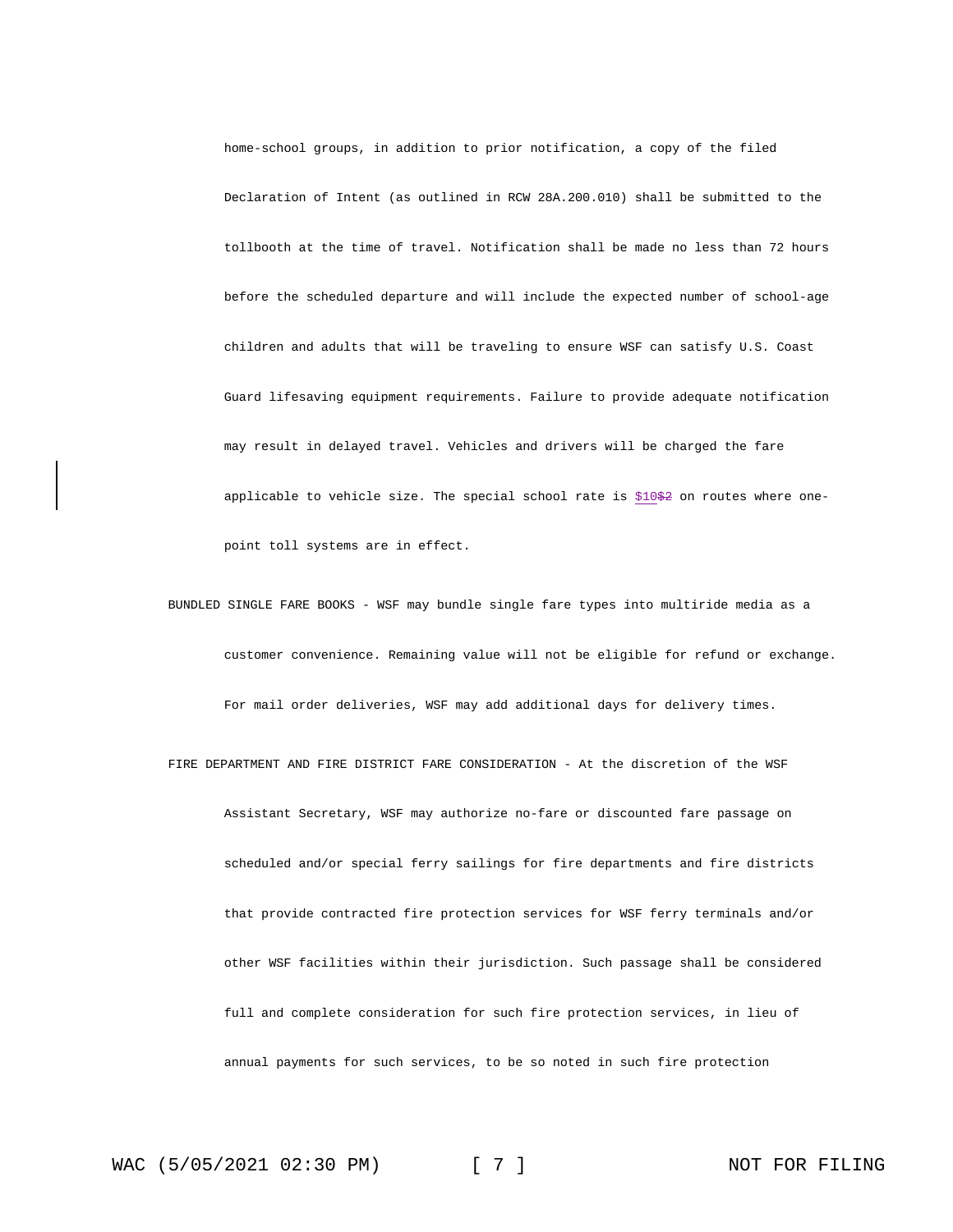home-school groups, in addition to prior notification, a copy of the filed Declaration of Intent (as outlined in RCW 28A.200.010) shall be submitted to the tollbooth at the time of travel. Notification shall be made no less than 72 hours before the scheduled departure and will include the expected number of school-age children and adults that will be traveling to ensure WSF can satisfy U.S. Coast Guard lifesaving equipment requirements. Failure to provide adequate notification may result in delayed travel. Vehicles and drivers will be charged the fare applicable to vehicle size. The special school rate is $10~~$2~~ on routes where one-point toll systems are in effect.

BUNDLED SINGLE FARE BOOKS - WSF may bundle single fare types into multiride media as a customer convenience. Remaining value will not be eligible for refund or exchange. For mail order deliveries, WSF may add additional days for delivery times.

FIRE DEPARTMENT AND FIRE DISTRICT FARE CONSIDERATION - At the discretion of the WSF Assistant Secretary, WSF may authorize no-fare or discounted fare passage on scheduled and/or special ferry sailings for fire departments and fire districts that provide contracted fire protection services for WSF ferry terminals and/or other WSF facilities within their jurisdiction. Such passage shall be considered full and complete consideration for such fire protection services, in lieu of annual payments for such services, to be so noted in such fire protection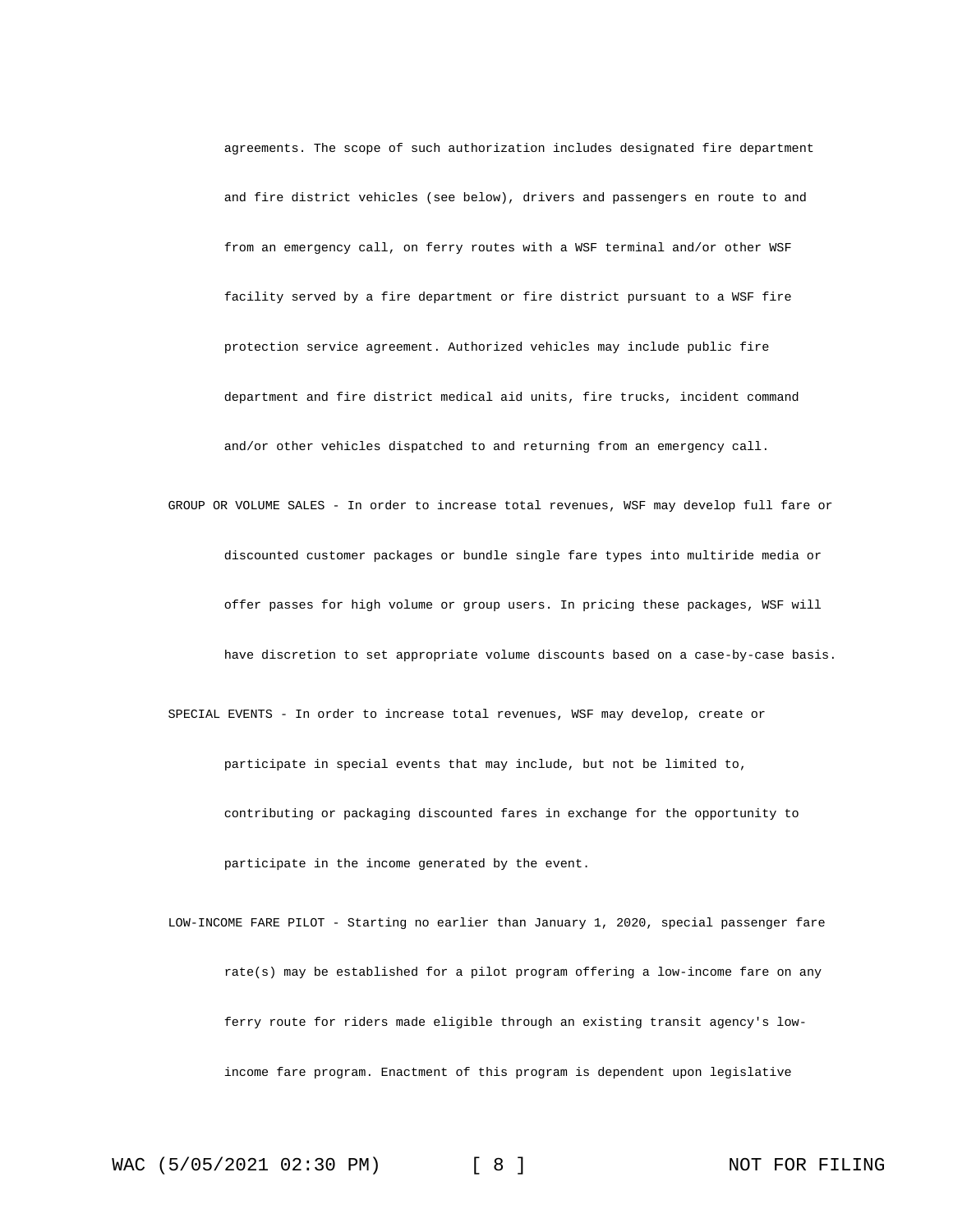agreements. The scope of such authorization includes designated fire department and fire district vehicles (see below), drivers and passengers en route to and from an emergency call, on ferry routes with a WSF terminal and/or other WSF facility served by a fire department or fire district pursuant to a WSF fire protection service agreement. Authorized vehicles may include public fire department and fire district medical aid units, fire trucks, incident command and/or other vehicles dispatched to and returning from an emergency call.

GROUP OR VOLUME SALES - In order to increase total revenues, WSF may develop full fare or discounted customer packages or bundle single fare types into multiride media or offer passes for high volume or group users. In pricing these packages, WSF will have discretion to set appropriate volume discounts based on a case-by-case basis.

SPECIAL EVENTS - In order to increase total revenues, WSF may develop, create or participate in special events that may include, but not be limited to, contributing or packaging discounted fares in exchange for the opportunity to participate in the income generated by the event.

LOW-INCOME FARE PILOT - Starting no earlier than January 1, 2020, special passenger fare rate(s) may be established for a pilot program offering a low-income fare on any ferry route for riders made eligible through an existing transit agency's low-income fare program. Enactment of this program is dependent upon legislative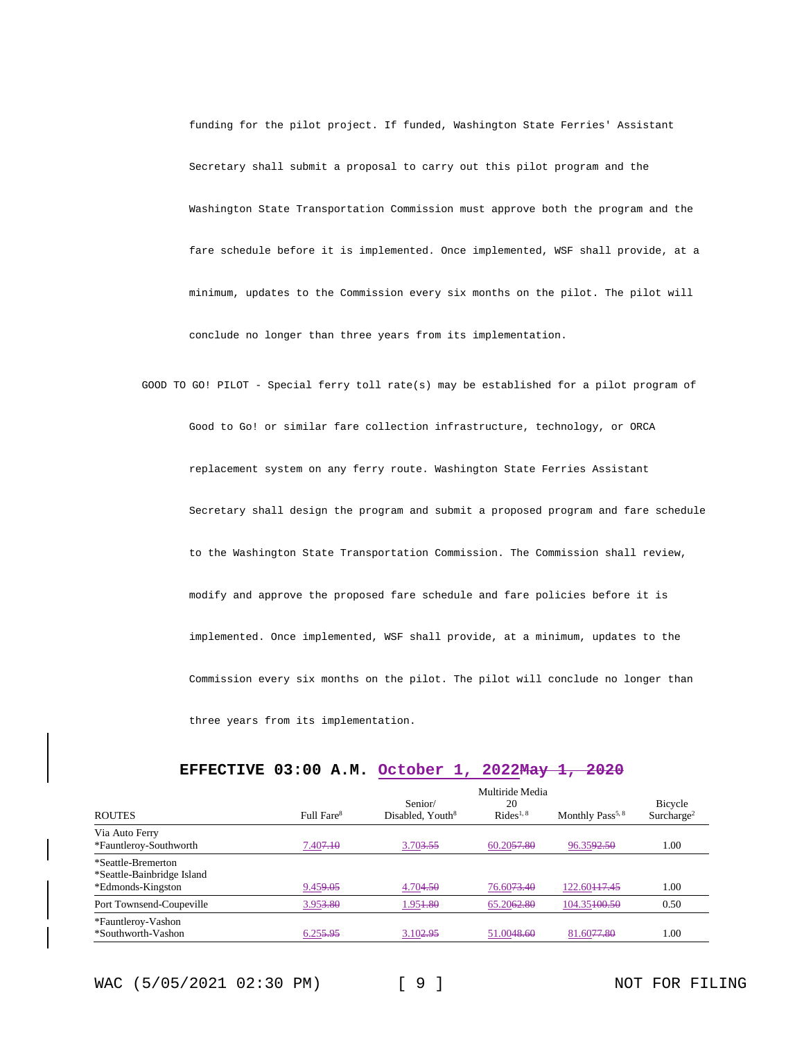funding for the pilot project. If funded, Washington State Ferries' Assistant Secretary shall submit a proposal to carry out this pilot program and the Washington State Transportation Commission must approve both the program and the fare schedule before it is implemented. Once implemented, WSF shall provide, at a minimum, updates to the Commission every six months on the pilot. The pilot will conclude no longer than three years from its implementation.

GOOD TO GO! PILOT - Special ferry toll rate(s) may be established for a pilot program of Good to Go! or similar fare collection infrastructure, technology, or ORCA replacement system on any ferry route. Washington State Ferries Assistant Secretary shall design the program and submit a proposed program and fare schedule to the Washington State Transportation Commission. The Commission shall review, modify and approve the proposed fare schedule and fare policies before it is implemented. Once implemented, WSF shall provide, at a minimum, updates to the Commission every six months on the pilot. The pilot will conclude no longer than three years from its implementation.

## EFFECTIVE 03:00 A.M. October 1, 2022~~May 1, 2020~~

| ROUTES | Full Fare[8] | Senior/ Disabled, Youth[8] | Multiride Media 20 Rides[1, 8] | Monthly Pass[5, 8] | Bicycle Surcharge[2] |
|---|---|---|---|---|---|
| Via Auto Ferry<br>*Fauntleroy-Southworth | 7.40~~7.10~~ | 3.70~~3.55~~ | 60.20~~57.80~~ | 96.35~~92.50~~ | 1.00 |
| *Seattle-Bremerton<br>*Seattle-Bainbridge Island<br>*Edmonds-Kingston | 9.45~~9.05~~ | 4.70~~4.50~~ | 76.60~~73.40~~ | 122.60~~117.45~~ | 1.00 |
| Port Townsend-Coupeville | 3.95~~3.80~~ | 1.95~~1.80~~ | 65.20~~62.80~~ | 104.35~~100.50~~ | 0.50 |
| *Fauntleroy-Vashon<br>*Southworth-Vashon | 6.25~~5.95~~ | 3.10~~2.95~~ | 51.00~~48.60~~ | 81.60~~77.80~~ | 1.00 |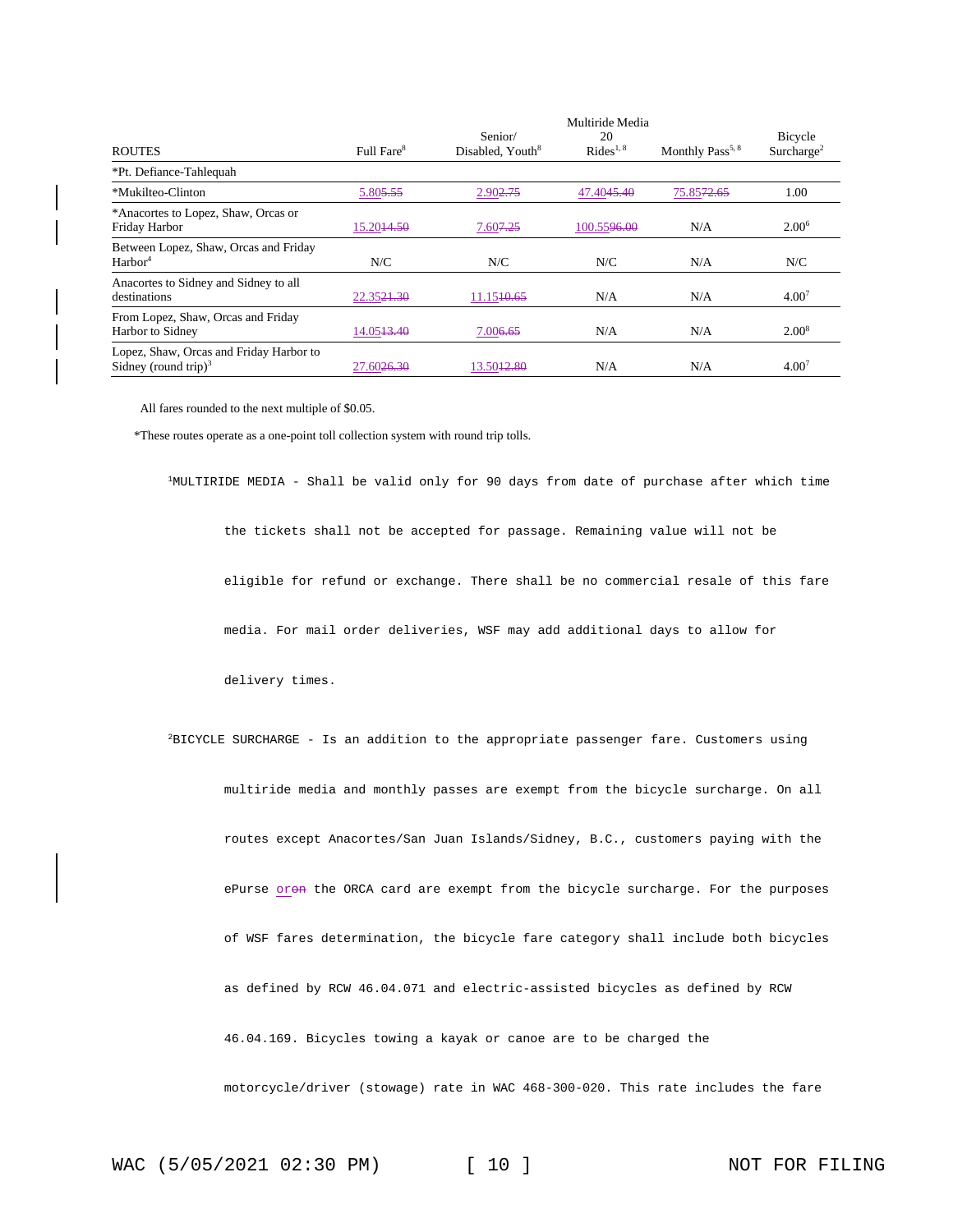| ROUTES | Full Fare[8] | Senior/ Disabled, Youth[8] | Multiride Media 20 Rides[1, 8] | Monthly Pass[5, 8] | Bicycle Surcharge[2] |
|---|---|---|---|---|---|
| *Pt. Defiance-Tahlequah | | | | | |
| *Mukilteo-Clinton | 5.80~~5.55~~ | 2.90~~2.75~~ | 47.40~~45.40~~ | 75.85~~72.65~~ | 1.00 |
| *Anacortes to Lopez, Shaw, Orcas or Friday Harbor | 15.20~~14.50~~ | 7.60~~7.25~~ | 100.55~~96.00~~ | N/A | 2.00[6] |
| Between Lopez, Shaw, Orcas and Friday Harbor[4] | N/C | N/C | N/C | N/A | N/C |
| Anacortes to Sidney and Sidney to all destinations | 22.35~~21.30~~ | 11.15~~10.65~~ | N/A | N/A | 4.00[7] |
| From Lopez, Shaw, Orcas and Friday Harbor to Sidney | 14.05~~13.40~~ | 7.00~~6.65~~ | N/A | N/A | 2.00[8] |
| Lopez, Shaw, Orcas and Friday Harbor to Sidney (round trip)[3] | 27.60~~26.30~~ | 13.50~~12.80~~ | N/A | N/A | 4.00[7] |

All fares rounded to the next multiple of $0.05.

*These routes operate as a one-point toll collection system with round trip tolls.

[1]MULTIRIDE MEDIA - Shall be valid only for 90 days from date of purchase after which time the tickets shall not be accepted for passage. Remaining value will not be eligible for refund or exchange. There shall be no commercial resale of this fare media. For mail order deliveries, WSF may add additional days to allow for delivery times.

[2]BICYCLE SURCHARGE - Is an addition to the appropriate passenger fare. Customers using multiride media and monthly passes are exempt from the bicycle surcharge. On all routes except Anacortes/San Juan Islands/Sidney, B.C., customers paying with the ePurse or~~on~~ the ORCA card are exempt from the bicycle surcharge. For the purposes of WSF fares determination, the bicycle fare category shall include both bicycles as defined by RCW 46.04.071 and electric-assisted bicycles as defined by RCW 46.04.169. Bicycles towing a kayak or canoe are to be charged the motorcycle/driver (stowage) rate in WAC 468-300-020. This rate includes the fare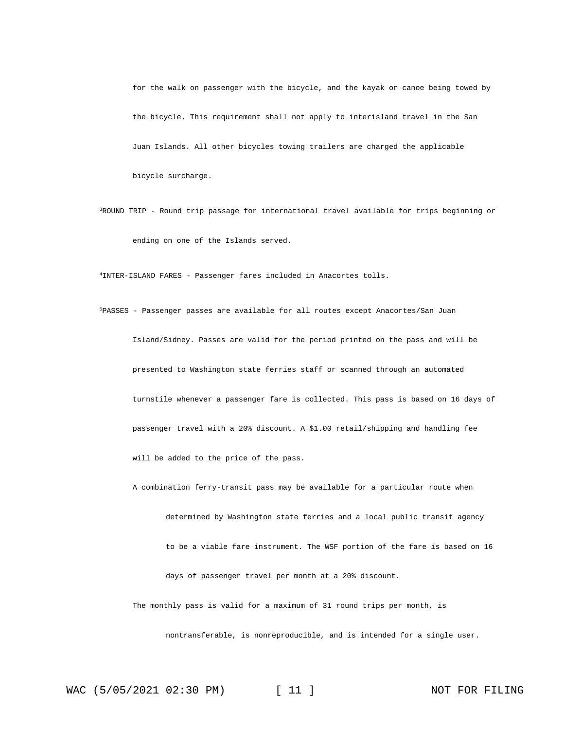for the walk on passenger with the bicycle, and the kayak or canoe being towed by the bicycle. This requirement shall not apply to interisland travel in the San Juan Islands. All other bicycles towing trailers are charged the applicable bicycle surcharge.

[3]ROUND TRIP - Round trip passage for international travel available for trips beginning or ending on one of the Islands served.

[4]INTER-ISLAND FARES - Passenger fares included in Anacortes tolls.

[5]PASSES - Passenger passes are available for all routes except Anacortes/San Juan Island/Sidney. Passes are valid for the period printed on the pass and will be presented to Washington state ferries staff or scanned through an automated turnstile whenever a passenger fare is collected. This pass is based on 16 days of passenger travel with a 20% discount. A $1.00 retail/shipping and handling fee will be added to the price of the pass.

A combination ferry-transit pass may be available for a particular route when determined by Washington state ferries and a local public transit agency to be a viable fare instrument. The WSF portion of the fare is based on 16 days of passenger travel per month at a 20% discount.

The monthly pass is valid for a maximum of 31 round trips per month, is nontransferable, is nonreproducible, and is intended for a single user.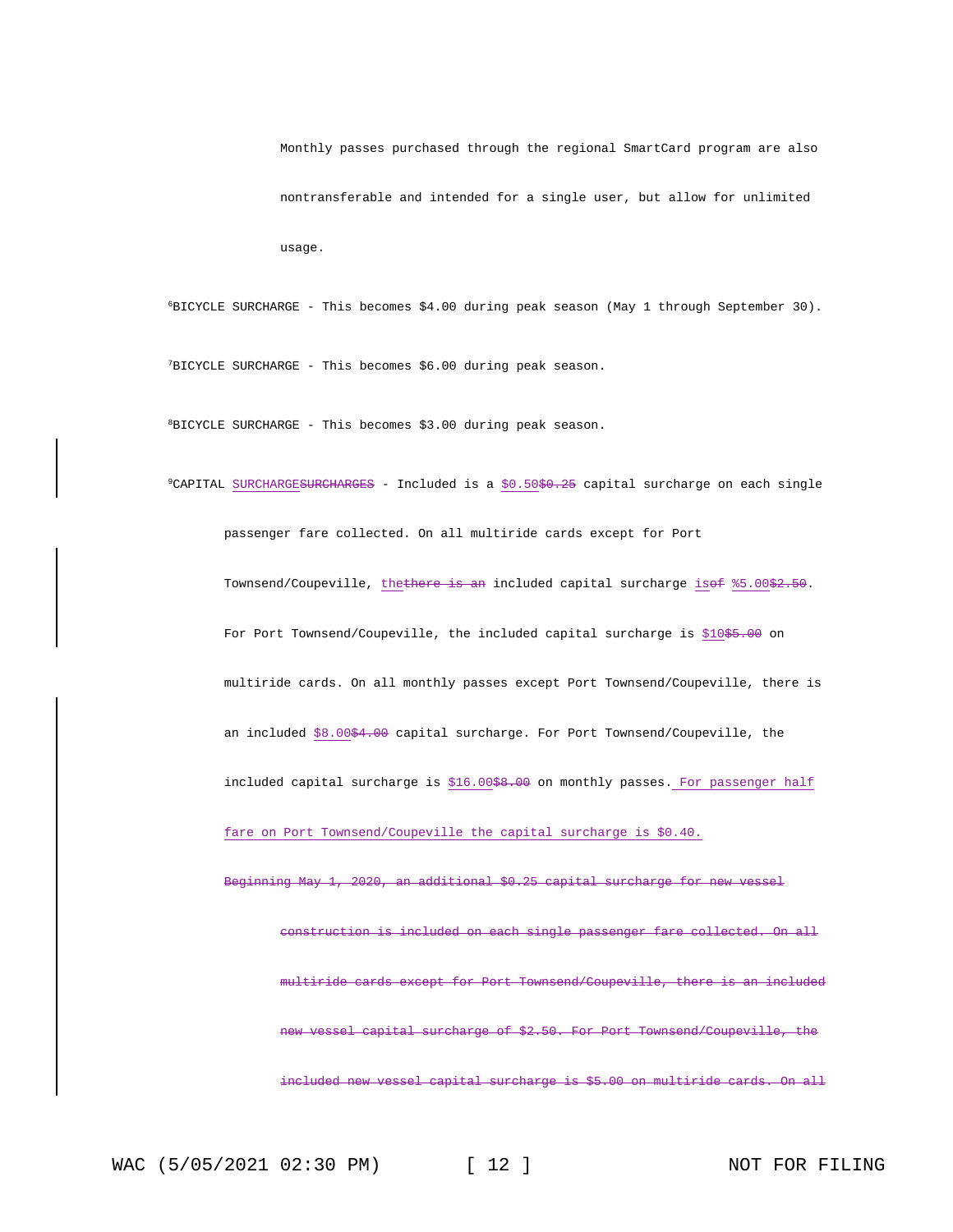Monthly passes purchased through the regional SmartCard program are also nontransferable and intended for a single user, but allow for unlimited usage.

[6]BICYCLE SURCHARGE - This becomes $4.00 during peak season (May 1 through September 30).

[7]BICYCLE SURCHARGE - This becomes $6.00 during peak season.

[8]BICYCLE SURCHARGE - This becomes $3.00 during peak season.

[9]CAPITAL <u>SURCHARGE</u>~~SURCHARGES~~ - Included is a <u>$0.50</u>~~$0.25~~ capital surcharge on each single passenger fare collected. On all multiride cards except for Port Townsend/Coupeville, <u>the</u>~~there is an~~ included capital surcharge <u>is</u>~~of~~ <u>%5.00</u>~~$2.50~~. For Port Townsend/Coupeville, the included capital surcharge is <u>$10</u>~~$5.00~~ on multiride cards. On all monthly passes except Port Townsend/Coupeville, there is an included <u>$8.00</u>~~$4.00~~ capital surcharge. For Port Townsend/Coupeville, the included capital surcharge is <u>$16.00</u>~~$8.00~~ on monthly passes.<u> For passenger half fare on Port Townsend/Coupeville the capital surcharge is $0.40.</u>

~~Beginning May 1, 2020, an additional $0.25 capital surcharge for new vessel construction is included on each single passenger fare collected. On all multiride cards except for Port Townsend/Coupeville, there is an included new vessel capital surcharge of $2.50. For Port Townsend/Coupeville, the included new vessel capital surcharge is $5.00 on multiride cards. On all~~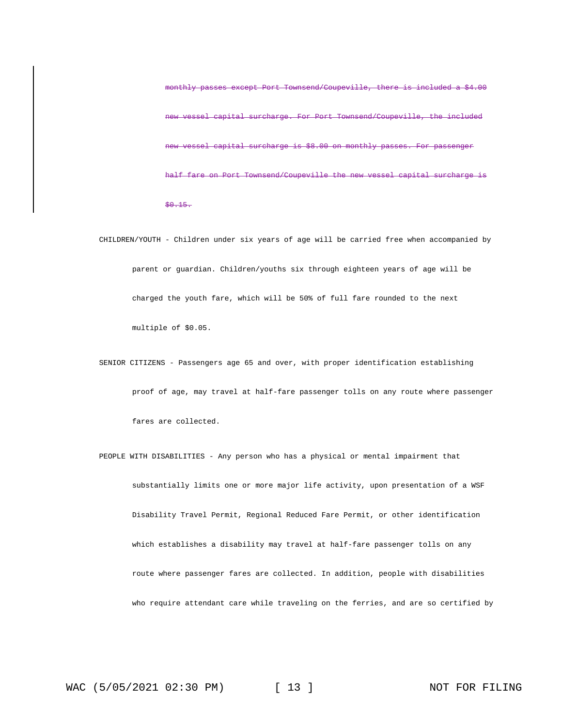~~monthly passes except Port Townsend/Coupeville, there is included a $4.00 new vessel capital surcharge. For Port Townsend/Coupeville, the included new vessel capital surcharge is $8.00 on monthly passes. For passenger half fare on Port Townsend/Coupeville the new vessel capital surcharge is $0.15.~~

CHILDREN/YOUTH - Children under six years of age will be carried free when accompanied by parent or guardian. Children/youths six through eighteen years of age will be charged the youth fare, which will be 50% of full fare rounded to the next multiple of $0.05.

SENIOR CITIZENS - Passengers age 65 and over, with proper identification establishing proof of age, may travel at half-fare passenger tolls on any route where passenger fares are collected.

PEOPLE WITH DISABILITIES - Any person who has a physical or mental impairment that substantially limits one or more major life activity, upon presentation of a WSF Disability Travel Permit, Regional Reduced Fare Permit, or other identification which establishes a disability may travel at half-fare passenger tolls on any route where passenger fares are collected. In addition, people with disabilities who require attendant care while traveling on the ferries, and are so certified by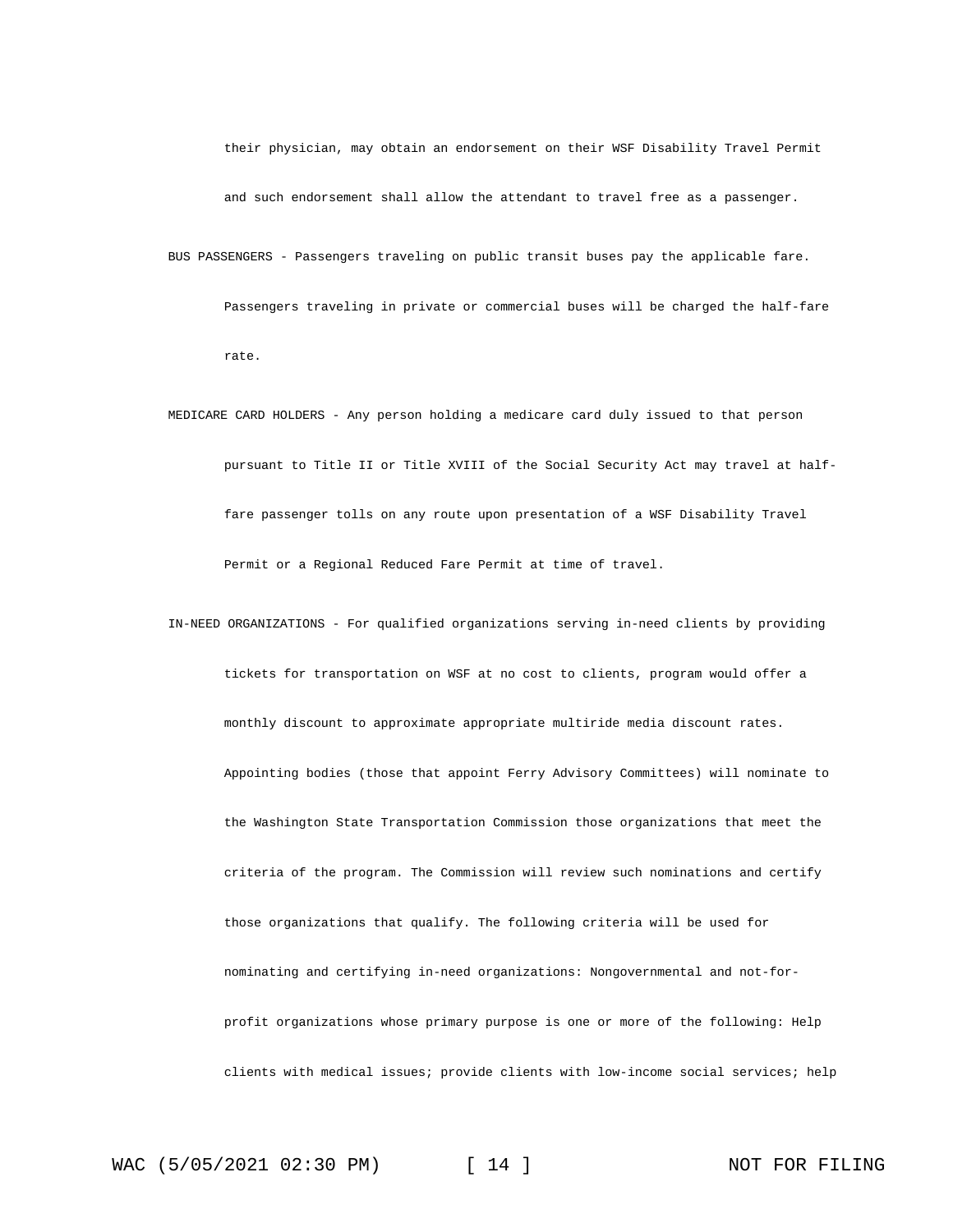their physician, may obtain an endorsement on their WSF Disability Travel Permit and such endorsement shall allow the attendant to travel free as a passenger.

BUS PASSENGERS - Passengers traveling on public transit buses pay the applicable fare. Passengers traveling in private or commercial buses will be charged the half-fare rate.

MEDICARE CARD HOLDERS - Any person holding a medicare card duly issued to that person pursuant to Title II or Title XVIII of the Social Security Act may travel at half-fare passenger tolls on any route upon presentation of a WSF Disability Travel Permit or a Regional Reduced Fare Permit at time of travel.

IN-NEED ORGANIZATIONS - For qualified organizations serving in-need clients by providing tickets for transportation on WSF at no cost to clients, program would offer a monthly discount to approximate appropriate multiride media discount rates. Appointing bodies (those that appoint Ferry Advisory Committees) will nominate to the Washington State Transportation Commission those organizations that meet the criteria of the program. The Commission will review such nominations and certify those organizations that qualify. The following criteria will be used for nominating and certifying in-need organizations: Nongovernmental and not-for-profit organizations whose primary purpose is one or more of the following: Help clients with medical issues; provide clients with low-income social services; help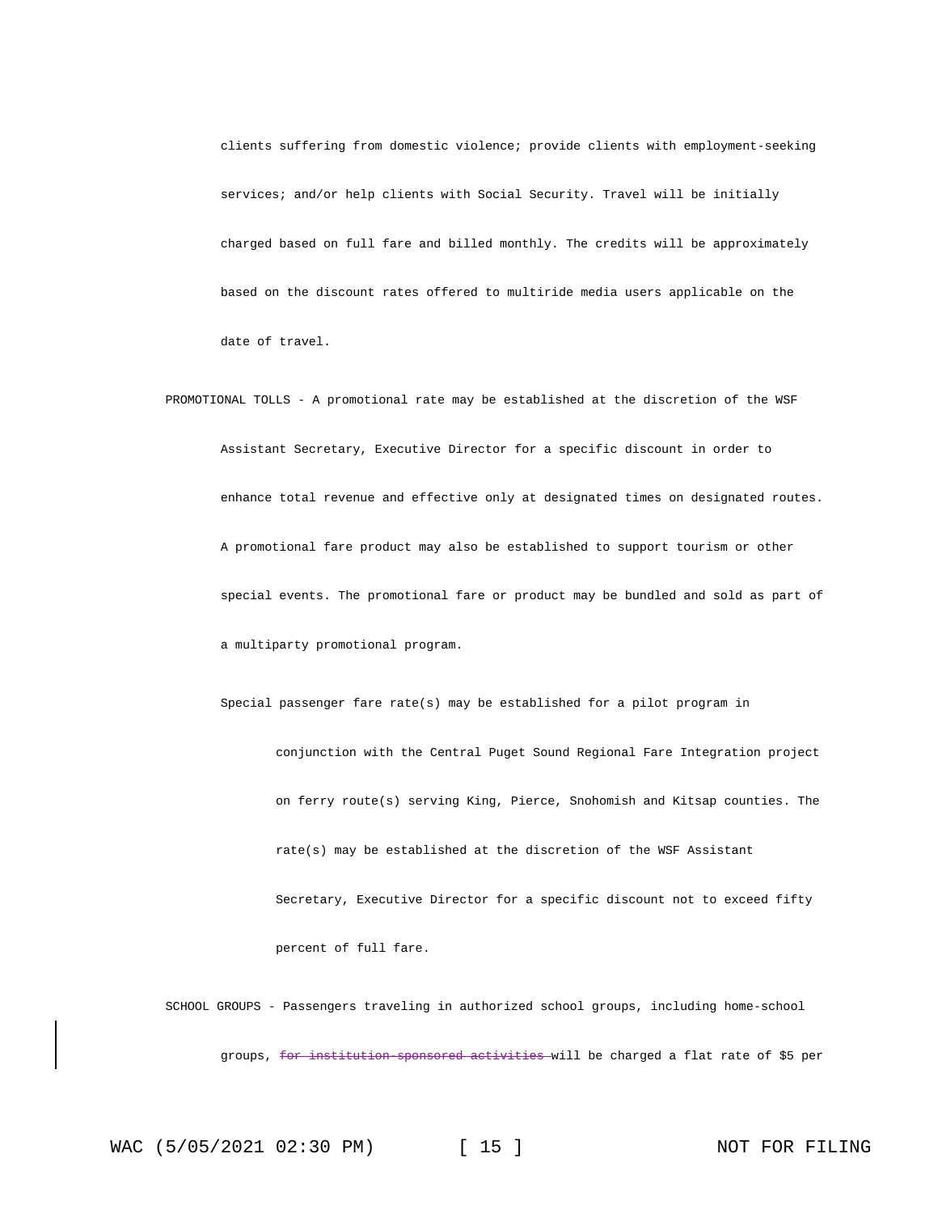clients suffering from domestic violence; provide clients with employment-seeking services; and/or help clients with Social Security. Travel will be initially charged based on full fare and billed monthly. The credits will be approximately based on the discount rates offered to multiride media users applicable on the date of travel.

PROMOTIONAL TOLLS - A promotional rate may be established at the discretion of the WSF Assistant Secretary, Executive Director for a specific discount in order to enhance total revenue and effective only at designated times on designated routes. A promotional fare product may also be established to support tourism or other special events. The promotional fare or product may be bundled and sold as part of a multiparty promotional program.

Special passenger fare rate(s) may be established for a pilot program in conjunction with the Central Puget Sound Regional Fare Integration project on ferry route(s) serving King, Pierce, Snohomish and Kitsap counties. The rate(s) may be established at the discretion of the WSF Assistant Secretary, Executive Director for a specific discount not to exceed fifty percent of full fare.

SCHOOL GROUPS - Passengers traveling in authorized school groups, including home-school groups, ~~for institution-sponsored activities~~ will be charged a flat rate of $5 per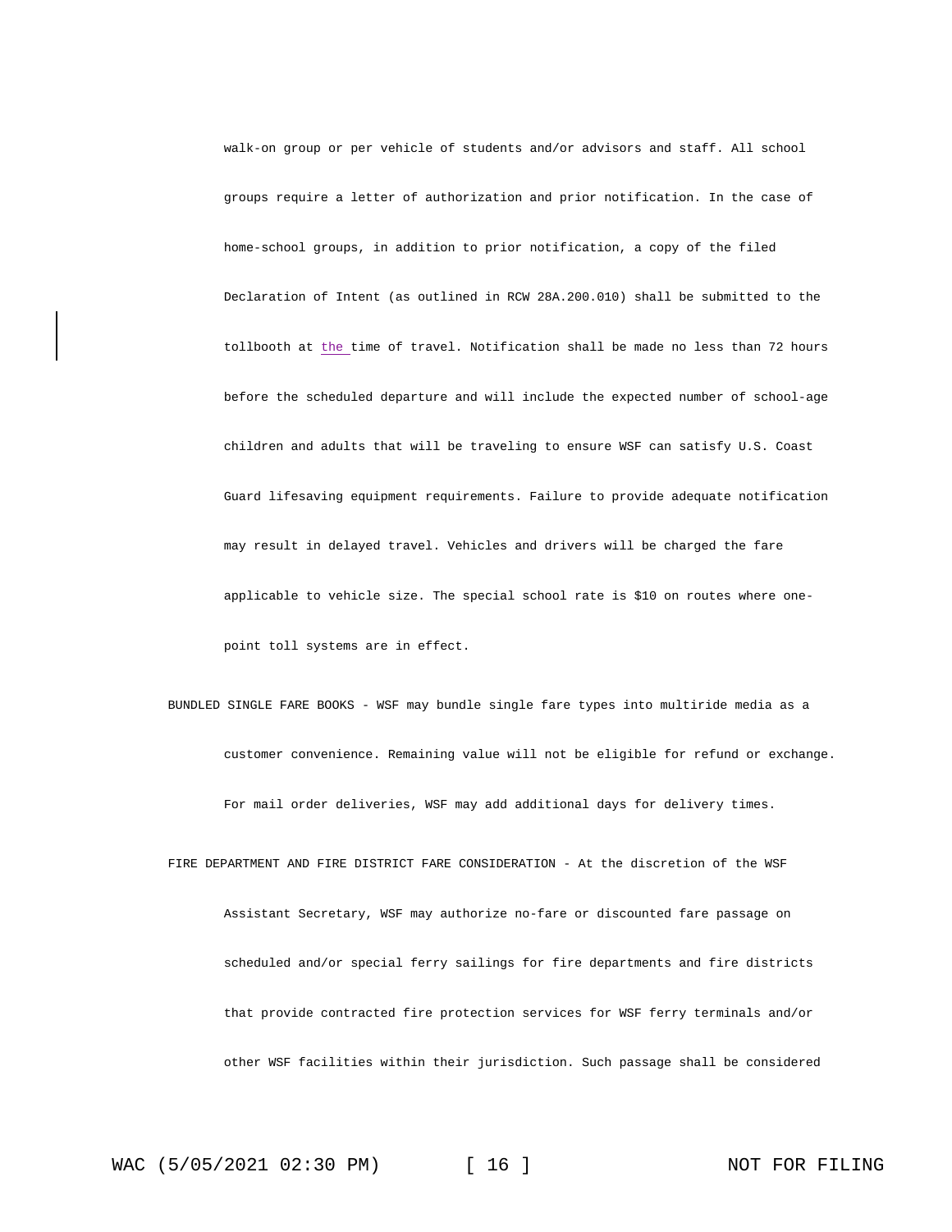walk-on group or per vehicle of students and/or advisors and staff. All school groups require a letter of authorization and prior notification. In the case of home-school groups, in addition to prior notification, a copy of the filed Declaration of Intent (as outlined in RCW 28A.200.010) shall be submitted to the tollbooth at the time of travel. Notification shall be made no less than 72 hours before the scheduled departure and will include the expected number of school-age children and adults that will be traveling to ensure WSF can satisfy U.S. Coast Guard lifesaving equipment requirements. Failure to provide adequate notification may result in delayed travel. Vehicles and drivers will be charged the fare applicable to vehicle size. The special school rate is $10 on routes where one-point toll systems are in effect.

BUNDLED SINGLE FARE BOOKS - WSF may bundle single fare types into multiride media as a customer convenience. Remaining value will not be eligible for refund or exchange. For mail order deliveries, WSF may add additional days for delivery times.

FIRE DEPARTMENT AND FIRE DISTRICT FARE CONSIDERATION - At the discretion of the WSF Assistant Secretary, WSF may authorize no-fare or discounted fare passage on scheduled and/or special ferry sailings for fire departments and fire districts that provide contracted fire protection services for WSF ferry terminals and/or other WSF facilities within their jurisdiction. Such passage shall be considered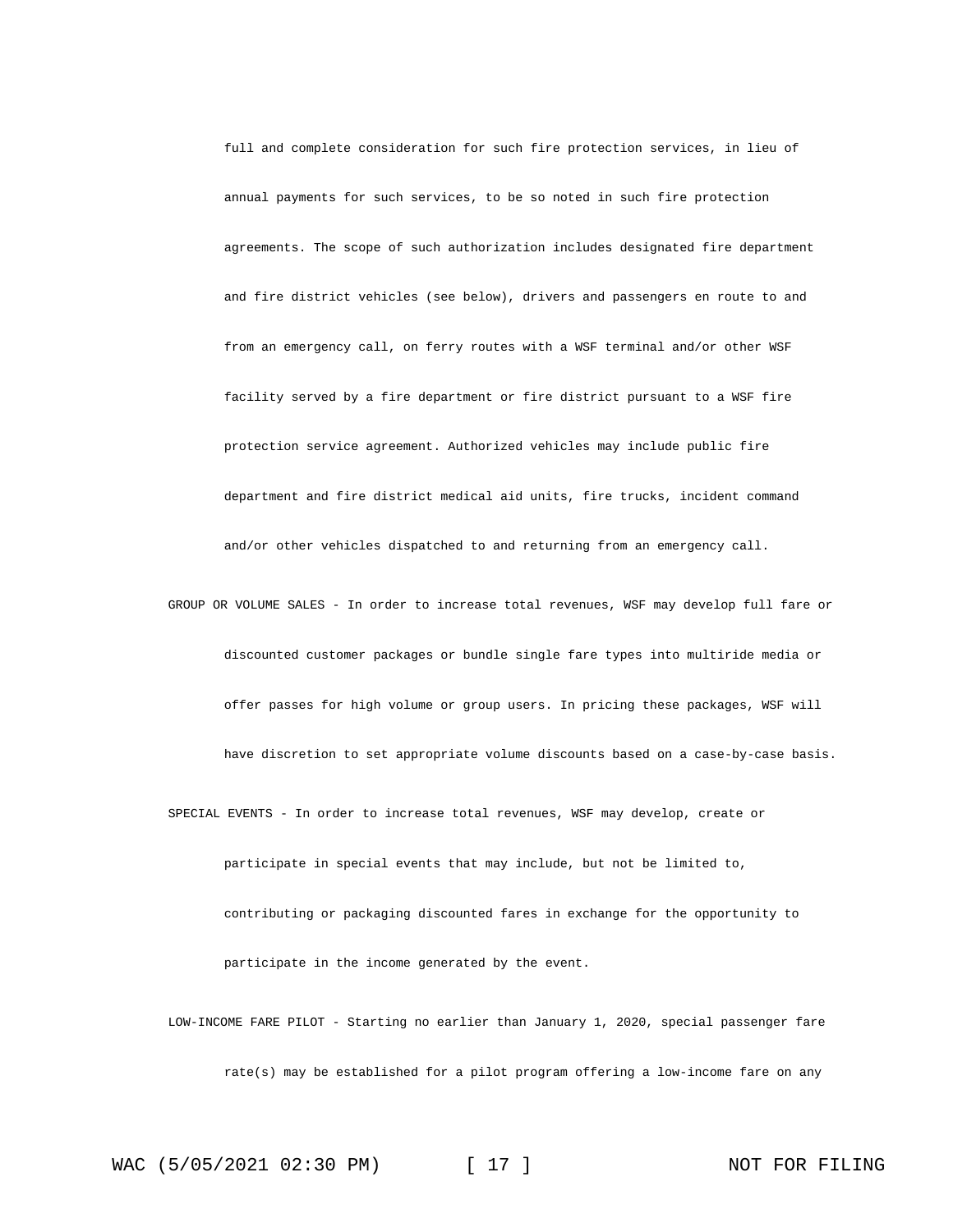full and complete consideration for such fire protection services, in lieu of annual payments for such services, to be so noted in such fire protection agreements. The scope of such authorization includes designated fire department and fire district vehicles (see below), drivers and passengers en route to and from an emergency call, on ferry routes with a WSF terminal and/or other WSF facility served by a fire department or fire district pursuant to a WSF fire protection service agreement. Authorized vehicles may include public fire department and fire district medical aid units, fire trucks, incident command and/or other vehicles dispatched to and returning from an emergency call.

GROUP OR VOLUME SALES - In order to increase total revenues, WSF may develop full fare or discounted customer packages or bundle single fare types into multiride media or offer passes for high volume or group users. In pricing these packages, WSF will have discretion to set appropriate volume discounts based on a case-by-case basis.

SPECIAL EVENTS - In order to increase total revenues, WSF may develop, create or participate in special events that may include, but not be limited to, contributing or packaging discounted fares in exchange for the opportunity to participate in the income generated by the event.

LOW-INCOME FARE PILOT - Starting no earlier than January 1, 2020, special passenger fare rate(s) may be established for a pilot program offering a low-income fare on any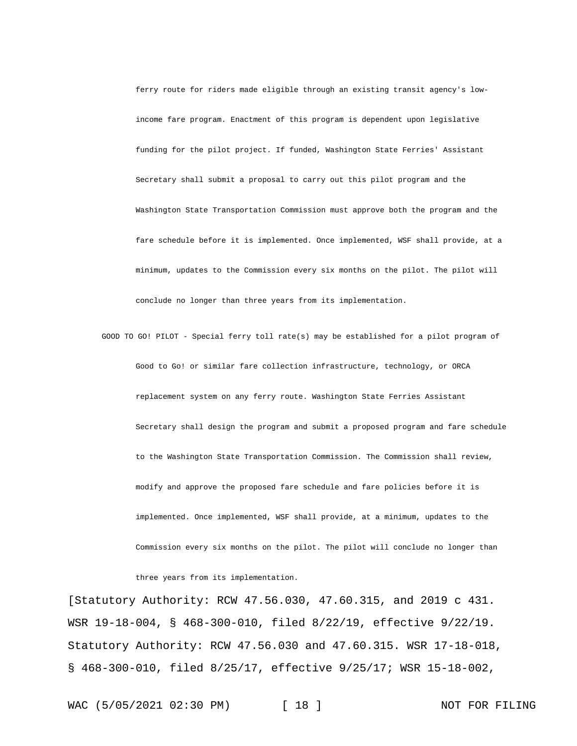ferry route for riders made eligible through an existing transit agency's low-income fare program. Enactment of this program is dependent upon legislative funding for the pilot project. If funded, Washington State Ferries' Assistant Secretary shall submit a proposal to carry out this pilot program and the Washington State Transportation Commission must approve both the program and the fare schedule before it is implemented. Once implemented, WSF shall provide, at a minimum, updates to the Commission every six months on the pilot. The pilot will conclude no longer than three years from its implementation.

GOOD TO GO! PILOT - Special ferry toll rate(s) may be established for a pilot program of Good to Go! or similar fare collection infrastructure, technology, or ORCA replacement system on any ferry route. Washington State Ferries Assistant Secretary shall design the program and submit a proposed program and fare schedule to the Washington State Transportation Commission. The Commission shall review, modify and approve the proposed fare schedule and fare policies before it is implemented. Once implemented, WSF shall provide, at a minimum, updates to the Commission every six months on the pilot. The pilot will conclude no longer than three years from its implementation.

[Statutory Authority: RCW 47.56.030, 47.60.315, and 2019 c 431. WSR 19-18-004, § 468-300-010, filed 8/22/19, effective 9/22/19. Statutory Authority: RCW 47.56.030 and 47.60.315. WSR 17-18-018, § 468-300-010, filed 8/25/17, effective 9/25/17; WSR 15-18-002,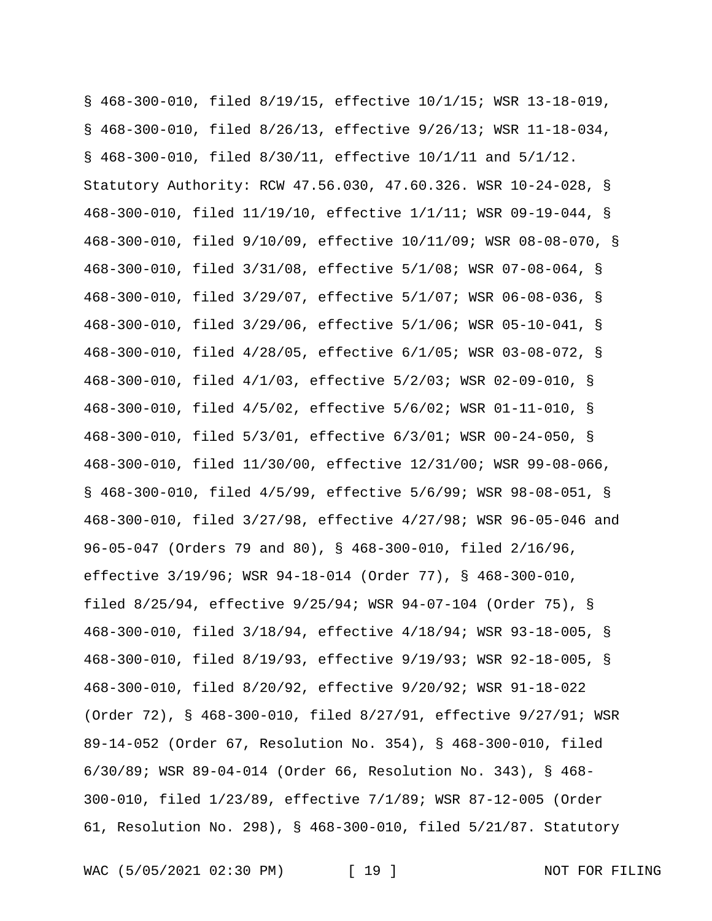§ 468-300-010, filed 8/19/15, effective 10/1/15; WSR 13-18-019, § 468-300-010, filed 8/26/13, effective 9/26/13; WSR 11-18-034, § 468-300-010, filed 8/30/11, effective 10/1/11 and 5/1/12. Statutory Authority: RCW 47.56.030, 47.60.326. WSR 10-24-028, § 468-300-010, filed 11/19/10, effective 1/1/11; WSR 09-19-044, § 468-300-010, filed 9/10/09, effective 10/11/09; WSR 08-08-070, § 468-300-010, filed 3/31/08, effective 5/1/08; WSR 07-08-064, § 468-300-010, filed 3/29/07, effective 5/1/07; WSR 06-08-036, § 468-300-010, filed 3/29/06, effective 5/1/06; WSR 05-10-041, § 468-300-010, filed 4/28/05, effective 6/1/05; WSR 03-08-072, § 468-300-010, filed 4/1/03, effective 5/2/03; WSR 02-09-010, § 468-300-010, filed 4/5/02, effective 5/6/02; WSR 01-11-010, § 468-300-010, filed 5/3/01, effective 6/3/01; WSR 00-24-050, § 468-300-010, filed 11/30/00, effective 12/31/00; WSR 99-08-066, § 468-300-010, filed 4/5/99, effective 5/6/99; WSR 98-08-051, § 468-300-010, filed 3/27/98, effective 4/27/98; WSR 96-05-046 and 96-05-047 (Orders 79 and 80), § 468-300-010, filed 2/16/96, effective 3/19/96; WSR 94-18-014 (Order 77), § 468-300-010, filed 8/25/94, effective 9/25/94; WSR 94-07-104 (Order 75), § 468-300-010, filed 3/18/94, effective 4/18/94; WSR 93-18-005, § 468-300-010, filed 8/19/93, effective 9/19/93; WSR 92-18-005, § 468-300-010, filed 8/20/92, effective 9/20/92; WSR 91-18-022 (Order 72), § 468-300-010, filed 8/27/91, effective 9/27/91; WSR 89-14-052 (Order 67, Resolution No. 354), § 468-300-010, filed 6/30/89; WSR 89-04-014 (Order 66, Resolution No. 343), § 468-300-010, filed 1/23/89, effective 7/1/89; WSR 87-12-005 (Order 61, Resolution No. 298), § 468-300-010, filed 5/21/87. Statutory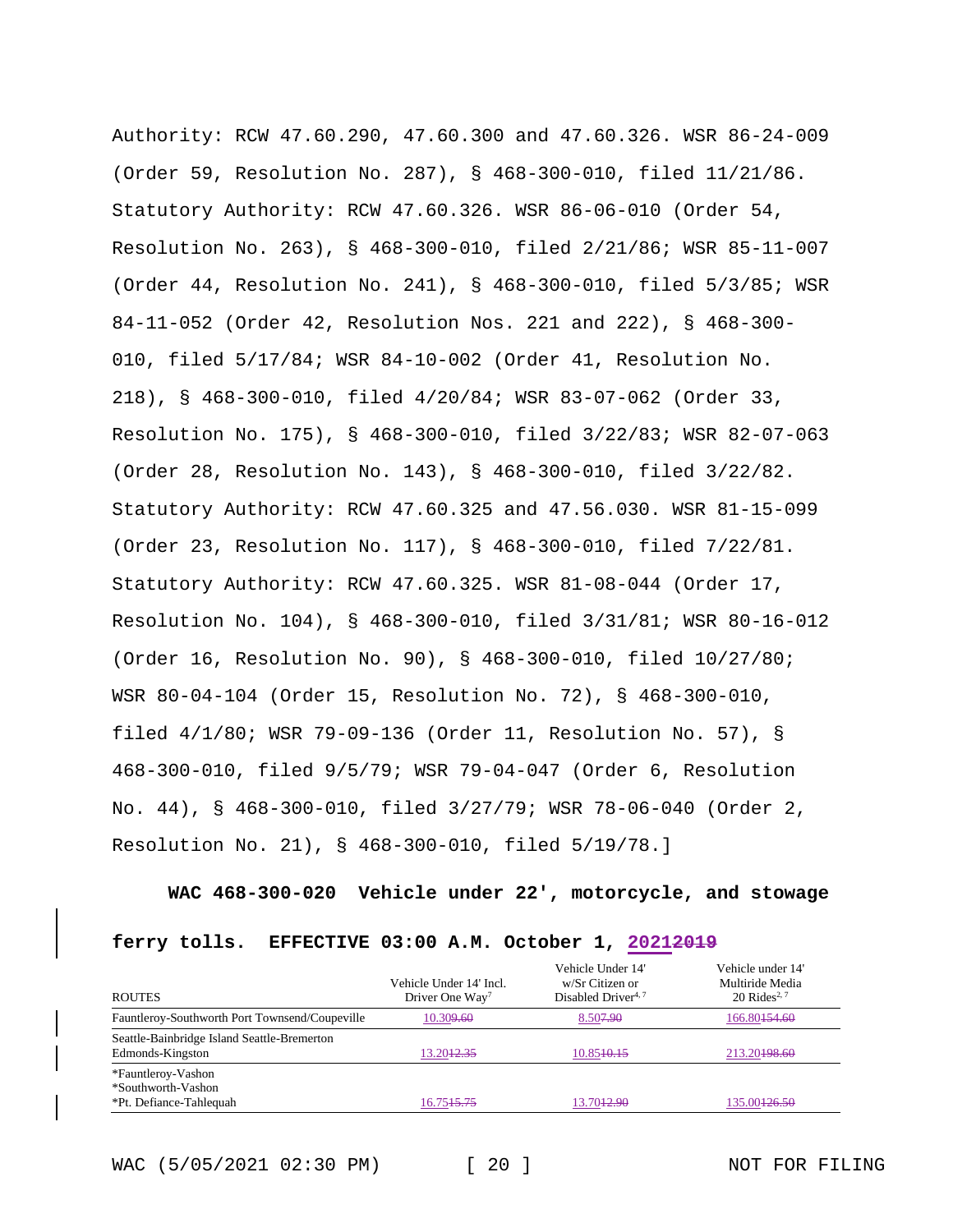Authority: RCW 47.60.290, 47.60.300 and 47.60.326. WSR 86-24-009 (Order 59, Resolution No. 287), § 468-300-010, filed 11/21/86. Statutory Authority: RCW 47.60.326. WSR 86-06-010 (Order 54, Resolution No. 263), § 468-300-010, filed 2/21/86; WSR 85-11-007 (Order 44, Resolution No. 241), § 468-300-010, filed 5/3/85; WSR 84-11-052 (Order 42, Resolution Nos. 221 and 222), § 468-300-010, filed 5/17/84; WSR 84-10-002 (Order 41, Resolution No. 218), § 468-300-010, filed 4/20/84; WSR 83-07-062 (Order 33, Resolution No. 175), § 468-300-010, filed 3/22/83; WSR 82-07-063 (Order 28, Resolution No. 143), § 468-300-010, filed 3/22/82. Statutory Authority: RCW 47.60.325 and 47.56.030. WSR 81-15-099 (Order 23, Resolution No. 117), § 468-300-010, filed 7/22/81. Statutory Authority: RCW 47.60.325. WSR 81-08-044 (Order 17, Resolution No. 104), § 468-300-010, filed 3/31/81; WSR 80-16-012 (Order 16, Resolution No. 90), § 468-300-010, filed 10/27/80; WSR 80-04-104 (Order 15, Resolution No. 72), § 468-300-010, filed 4/1/80; WSR 79-09-136 (Order 11, Resolution No. 57), § 468-300-010, filed 9/5/79; WSR 79-04-047 (Order 6, Resolution No. 44), § 468-300-010, filed 3/27/79; WSR 78-06-040 (Order 2, Resolution No. 21), § 468-300-010, filed 5/19/78.]

**WAC 468-300-020 Vehicle under 22', motorcycle, and stowage ferry tolls. EFFECTIVE 03:00 A.M. October 1, <u>2021</u>~~2019~~**

| ROUTES | Vehicle Under 14' Incl. Driver One Way[7] | Vehicle Under 14' w/Sr Citizen or Disabled Driver[4, 7] | Vehicle under 14' Multiride Media 20 Rides[2, 7] |
|---|---|---|---|
| Fauntleroy-Southworth Port Townsend/Coupeville | <u>10.30</u>~~9.60~~ | <u>8.50</u>~~7.90~~ | <u>166.80</u>~~154.60~~ |
| Seattle-Bainbridge Island Seattle-Bremerton Edmonds-Kingston | <u>13.20</u>~~12.35~~ | <u>10.85</u>~~10.15~~ | <u>213.20</u>~~198.60~~ |
| *Fauntleroy-Vashon *Southworth-Vashon *Pt. Defiance-Tahlequah | <u>16.75</u>~~15.75~~ | <u>13.70</u>~~12.90~~ | <u>135.00</u>~~126.50~~ |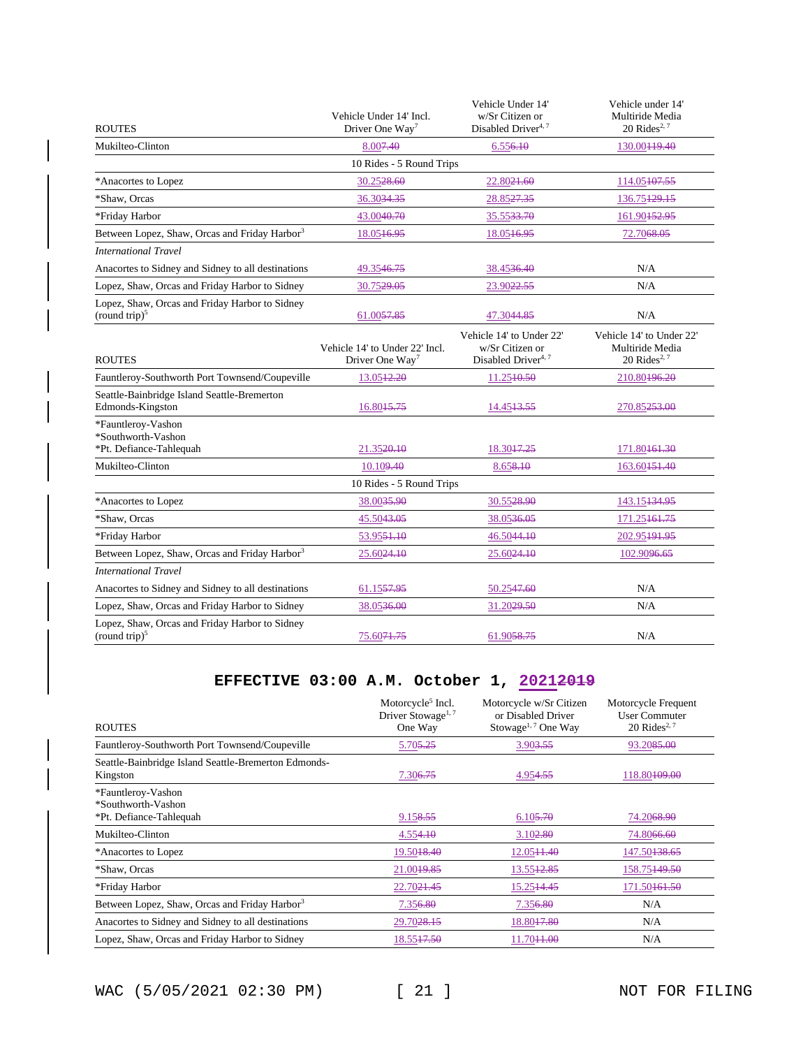| ROUTES | Vehicle Under 14' Incl. Driver One Way[7] | Vehicle Under 14' w/Sr Citizen or Disabled Driver[4, 7] | Vehicle under 14' Multiride Media 20 Rides[2, 7] |
|---|---|---|---|
| Mukilteo-Clinton | 8.00~~7.40~~ | 6.55~~6.10~~ | 130.00~~119.40~~ |
| | 10 Rides - 5 Round Trips | | |
| *Anacortes to Lopez | 30.25~~28.60~~ | 22.80~~21.60~~ | 114.05~~107.55~~ |
| *Shaw, Orcas | 36.30~~34.35~~ | 28.85~~27.35~~ | 136.75~~129.15~~ |
| *Friday Harbor | 43.00~~40.70~~ | 35.55~~33.70~~ | 161.90~~152.95~~ |
| Between Lopez, Shaw, Orcas and Friday Harbor[3] | 18.05~~16.95~~ | 18.05~~16.95~~ | 72.70~~68.05~~ |
| *International Travel* | | | |
| Anacortes to Sidney and Sidney to all destinations | 49.35~~46.75~~ | 38.45~~36.40~~ | N/A |
| Lopez, Shaw, Orcas and Friday Harbor to Sidney | 30.75~~29.05~~ | 23.90~~22.55~~ | N/A |
| Lopez, Shaw, Orcas and Friday Harbor to Sidney (round trip)[5] | 61.00~~57.85~~ | 47.30~~44.85~~ | N/A |

| ROUTES | Vehicle 14' to Under 22' Incl. Driver One Way[7] | Vehicle 14' to Under 22' w/Sr Citizen or Disabled Driver[4, 7] | Vehicle 14' to Under 22' Multiride Media 20 Rides[2, 7] |
|---|---|---|---|
| Fauntleroy-Southworth Port Townsend/Coupeville | 13.05~~12.20~~ | 11.25~~10.50~~ | 210.80~~196.20~~ |
| Seattle-Bainbridge Island Seattle-Bremerton Edmonds-Kingston | 16.80~~15.75~~ | 14.45~~13.55~~ | 270.85~~253.00~~ |
| *Fauntleroy-Vashon *Southworth-Vashon *Pt. Defiance-Tahlequah | 21.35~~20.10~~ | 18.30~~17.25~~ | 171.80~~161.30~~ |
| Mukilteo-Clinton | 10.10~~9.40~~ | 8.65~~8.10~~ | 163.60~~151.40~~ |
| | 10 Rides - 5 Round Trips | | |
| *Anacortes to Lopez | 38.00~~35.90~~ | 30.55~~28.90~~ | 143.15~~134.95~~ |
| *Shaw, Orcas | 45.50~~43.05~~ | 38.05~~36.05~~ | 171.25~~161.75~~ |
| *Friday Harbor | 53.95~~51.10~~ | 46.50~~44.10~~ | 202.95~~191.95~~ |
| Between Lopez, Shaw, Orcas and Friday Harbor[3] | 25.60~~24.10~~ | 25.60~~24.10~~ | 102.90~~96.65~~ |
| *International Travel* | | | |
| Anacortes to Sidney and Sidney to all destinations | 61.15~~57.95~~ | 50.25~~47.60~~ | N/A |
| Lopez, Shaw, Orcas and Friday Harbor to Sidney | 38.05~~36.00~~ | 31.20~~29.50~~ | N/A |
| Lopez, Shaw, Orcas and Friday Harbor to Sidney (round trip)[5] | 75.60~~71.75~~ | 61.90~~58.75~~ | N/A |

## EFFECTIVE 03:00 A.M. October 1, 2021~~2019~~

| ROUTES | Motorcycle[5] Incl. Driver Stowage[1, 7] One Way | Motorcycle w/Sr Citizen or Disabled Driver Stowage[1, 7] One Way | Motorcycle Frequent User Commuter 20 Rides[2, 7] |
|---|---|---|---|
| Fauntleroy-Southworth Port Townsend/Coupeville | 5.70~~5.25~~ | 3.90~~3.55~~ | 93.20~~85.00~~ |
| Seattle-Bainbridge Island Seattle-Bremerton Edmonds-Kingston | 7.30~~6.75~~ | 4.95~~4.55~~ | 118.80~~109.00~~ |
| *Fauntleroy-Vashon *Southworth-Vashon *Pt. Defiance-Tahlequah | 9.15~~8.55~~ | 6.10~~5.70~~ | 74.20~~68.90~~ |
| Mukilteo-Clinton | 4.55~~4.10~~ | 3.10~~2.80~~ | 74.80~~66.60~~ |
| *Anacortes to Lopez | 19.50~~18.40~~ | 12.05~~11.40~~ | 147.50~~138.65~~ |
| *Shaw, Orcas | 21.00~~19.85~~ | 13.55~~12.85~~ | 158.75~~149.50~~ |
| *Friday Harbor | 22.70~~21.45~~ | 15.25~~14.45~~ | 171.50~~161.50~~ |
| Between Lopez, Shaw, Orcas and Friday Harbor[3] | 7.35~~6.80~~ | 7.35~~6.80~~ | N/A |
| Anacortes to Sidney and Sidney to all destinations | 29.70~~28.15~~ | 18.80~~17.80~~ | N/A |
| Lopez, Shaw, Orcas and Friday Harbor to Sidney | 18.55~~17.50~~ | 11.70~~11.00~~ | N/A |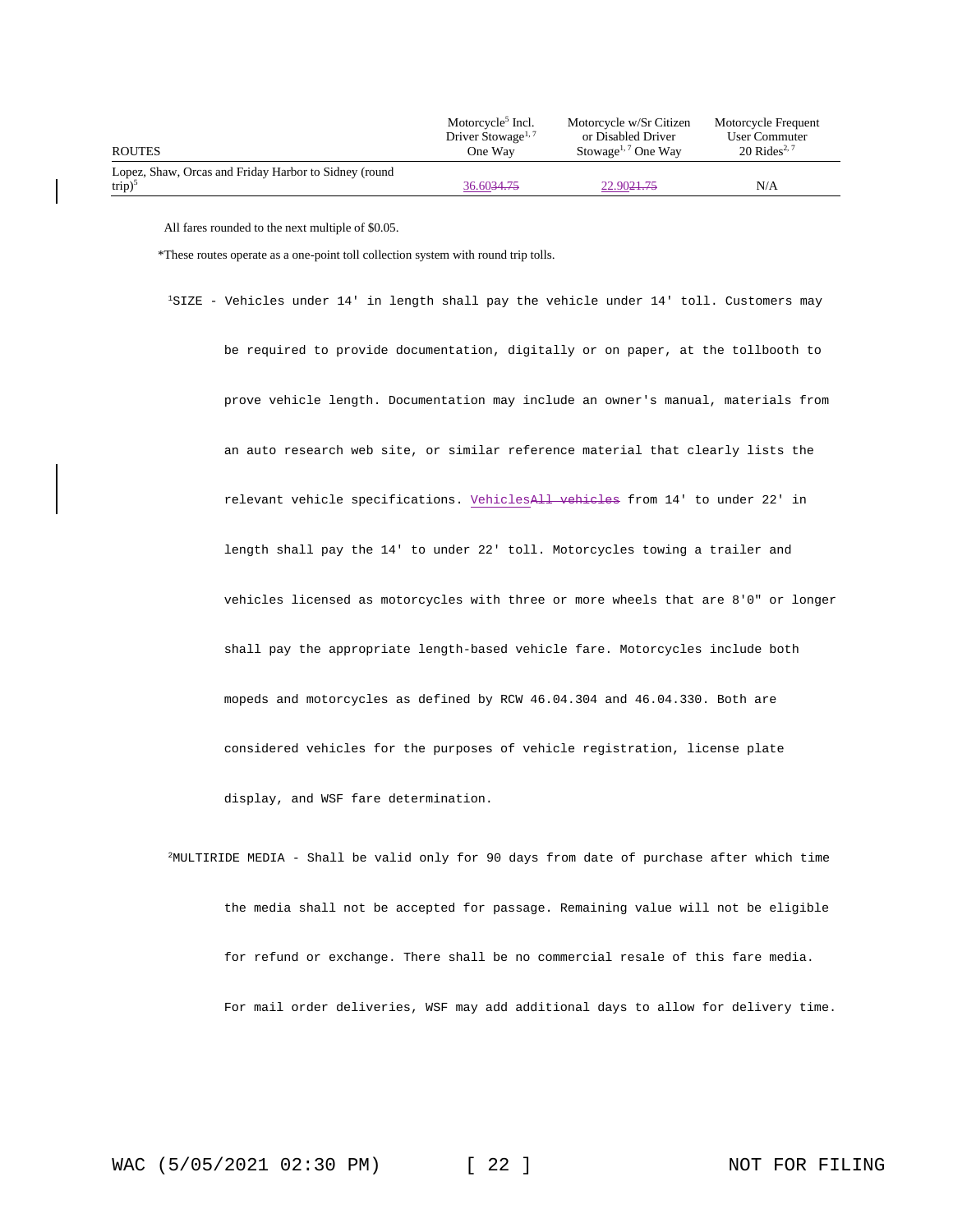| ROUTES | Motorcycle[5] Incl. Driver Stowage[1, 7] One Way | Motorcycle w/Sr Citizen or Disabled Driver Stowage[1, 7] One Way | Motorcycle Frequent User Commuter 20 Rides[2, 7] |
|---|---|---|---|
| Lopez, Shaw, Orcas and Friday Harbor to Sidney (round trip)[5] | 36.60~~34.75~~ | 22.90~~21.75~~ | N/A |

All fares rounded to the next multiple of $0.05.

*These routes operate as a one-point toll collection system with round trip tolls.

[1]SIZE - Vehicles under 14' in length shall pay the vehicle under 14' toll. Customers may be required to provide documentation, digitally or on paper, at the tollbooth to prove vehicle length. Documentation may include an owner's manual, materials from an auto research web site, or similar reference material that clearly lists the relevant vehicle specifications. Vehicles~~All vehicles~~ from 14' to under 22' in length shall pay the 14' to under 22' toll. Motorcycles towing a trailer and vehicles licensed as motorcycles with three or more wheels that are 8'0" or longer shall pay the appropriate length-based vehicle fare. Motorcycles include both mopeds and motorcycles as defined by RCW 46.04.304 and 46.04.330. Both are considered vehicles for the purposes of vehicle registration, license plate display, and WSF fare determination.

[2]MULTIRIDE MEDIA - Shall be valid only for 90 days from date of purchase after which time the media shall not be accepted for passage. Remaining value will not be eligible for refund or exchange. There shall be no commercial resale of this fare media. For mail order deliveries, WSF may add additional days to allow for delivery time.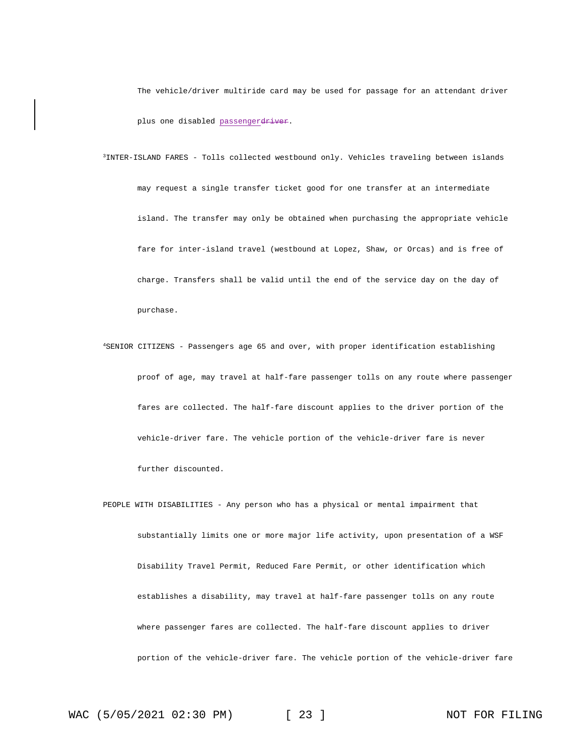The vehicle/driver multiride card may be used for passage for an attendant driver plus one disabled passenger~~driver~~.

[3]INTER-ISLAND FARES - Tolls collected westbound only. Vehicles traveling between islands may request a single transfer ticket good for one transfer at an intermediate island. The transfer may only be obtained when purchasing the appropriate vehicle fare for inter-island travel (westbound at Lopez, Shaw, or Orcas) and is free of charge. Transfers shall be valid until the end of the service day on the day of purchase.

[4]SENIOR CITIZENS - Passengers age 65 and over, with proper identification establishing proof of age, may travel at half-fare passenger tolls on any route where passenger fares are collected. The half-fare discount applies to the driver portion of the vehicle-driver fare. The vehicle portion of the vehicle-driver fare is never further discounted.

PEOPLE WITH DISABILITIES - Any person who has a physical or mental impairment that substantially limits one or more major life activity, upon presentation of a WSF Disability Travel Permit, Reduced Fare Permit, or other identification which establishes a disability, may travel at half-fare passenger tolls on any route where passenger fares are collected. The half-fare discount applies to driver portion of the vehicle-driver fare. The vehicle portion of the vehicle-driver fare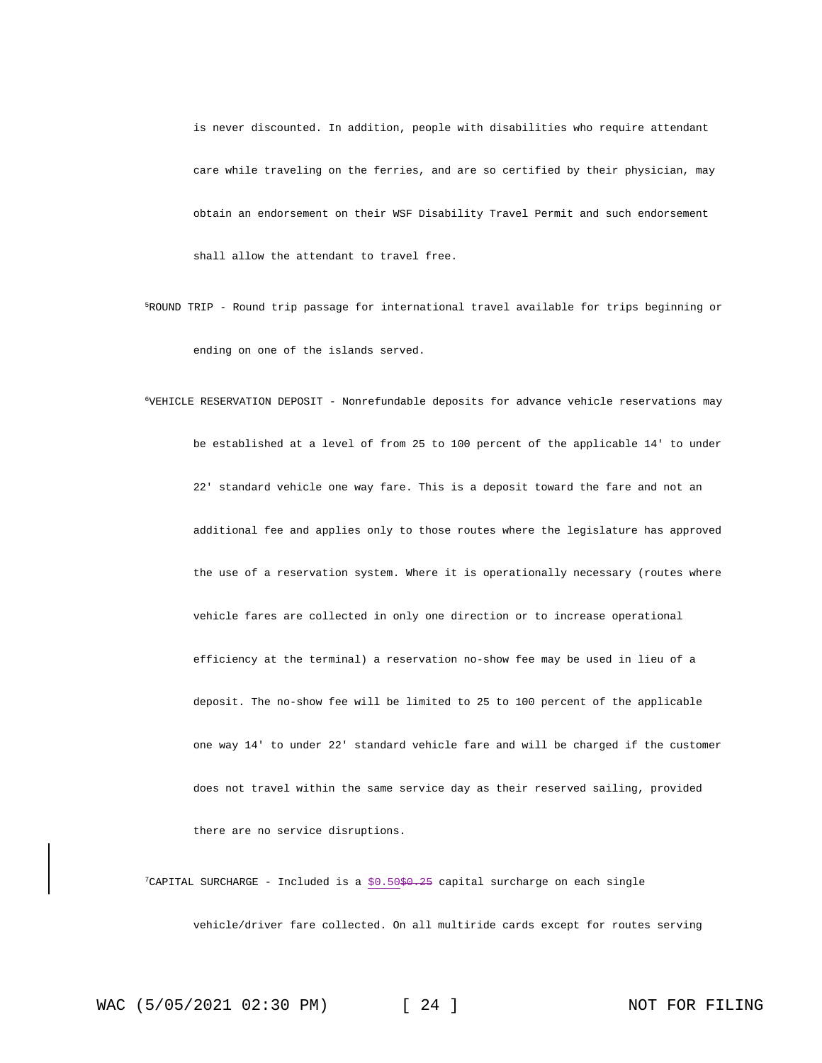is never discounted. In addition, people with disabilities who require attendant care while traveling on the ferries, and are so certified by their physician, may obtain an endorsement on their WSF Disability Travel Permit and such endorsement shall allow the attendant to travel free.

[5]ROUND TRIP - Round trip passage for international travel available for trips beginning or ending on one of the islands served.

[6]VEHICLE RESERVATION DEPOSIT - Nonrefundable deposits for advance vehicle reservations may be established at a level of from 25 to 100 percent of the applicable 14' to under 22' standard vehicle one way fare. This is a deposit toward the fare and not an additional fee and applies only to those routes where the legislature has approved the use of a reservation system. Where it is operationally necessary (routes where vehicle fares are collected in only one direction or to increase operational efficiency at the terminal) a reservation no-show fee may be used in lieu of a deposit. The no-show fee will be limited to 25 to 100 percent of the applicable one way 14' to under 22' standard vehicle fare and will be charged if the customer does not travel within the same service day as their reserved sailing, provided there are no service disruptions.

[7]CAPITAL SURCHARGE - Included is a <u>$0.50</u>~~$0.25~~ capital surcharge on each single vehicle/driver fare collected. On all multiride cards except for routes serving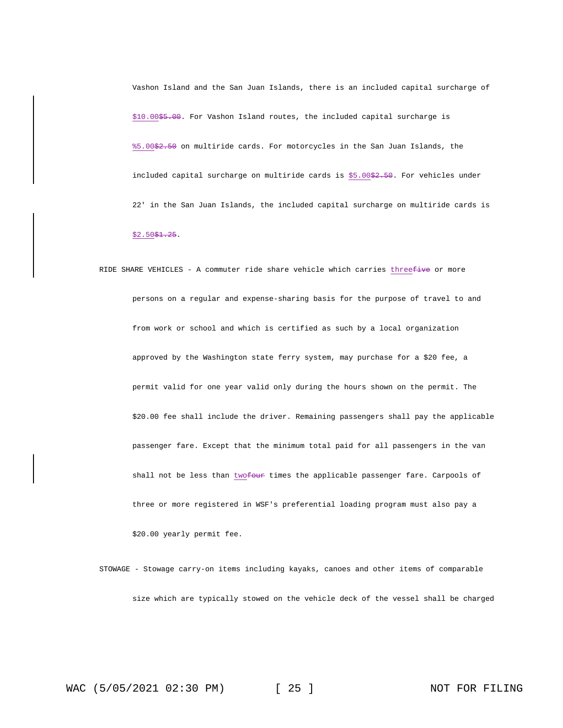Vashon Island and the San Juan Islands, there is an included capital surcharge of $10.00~~$5.00~~. For Vashon Island routes, the included capital surcharge is %5.00~~$2.50~~ on multiride cards. For motorcycles in the San Juan Islands, the included capital surcharge on multiride cards is $5.00~~$2.50~~. For vehicles under 22' in the San Juan Islands, the included capital surcharge on multiride cards is $2.50~~$1.25~~.

RIDE SHARE VEHICLES - A commuter ride share vehicle which carries three~~five~~ or more persons on a regular and expense-sharing basis for the purpose of travel to and from work or school and which is certified as such by a local organization approved by the Washington state ferry system, may purchase for a $20 fee, a permit valid for one year valid only during the hours shown on the permit. The $20.00 fee shall include the driver. Remaining passengers shall pay the applicable passenger fare. Except that the minimum total paid for all passengers in the van shall not be less than two~~four~~ times the applicable passenger fare. Carpools of three or more registered in WSF's preferential loading program must also pay a $20.00 yearly permit fee.

STOWAGE - Stowage carry-on items including kayaks, canoes and other items of comparable size which are typically stowed on the vehicle deck of the vessel shall be charged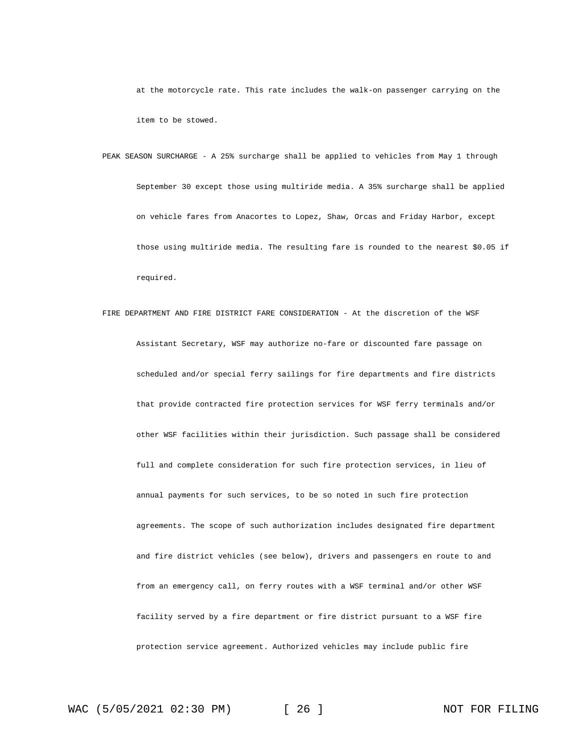at the motorcycle rate. This rate includes the walk-on passenger carrying on the item to be stowed.

PEAK SEASON SURCHARGE - A 25% surcharge shall be applied to vehicles from May 1 through September 30 except those using multiride media. A 35% surcharge shall be applied on vehicle fares from Anacortes to Lopez, Shaw, Orcas and Friday Harbor, except those using multiride media. The resulting fare is rounded to the nearest $0.05 if required.

FIRE DEPARTMENT AND FIRE DISTRICT FARE CONSIDERATION - At the discretion of the WSF Assistant Secretary, WSF may authorize no-fare or discounted fare passage on scheduled and/or special ferry sailings for fire departments and fire districts that provide contracted fire protection services for WSF ferry terminals and/or other WSF facilities within their jurisdiction. Such passage shall be considered full and complete consideration for such fire protection services, in lieu of annual payments for such services, to be so noted in such fire protection agreements. The scope of such authorization includes designated fire department and fire district vehicles (see below), drivers and passengers en route to and from an emergency call, on ferry routes with a WSF terminal and/or other WSF facility served by a fire department or fire district pursuant to a WSF fire protection service agreement. Authorized vehicles may include public fire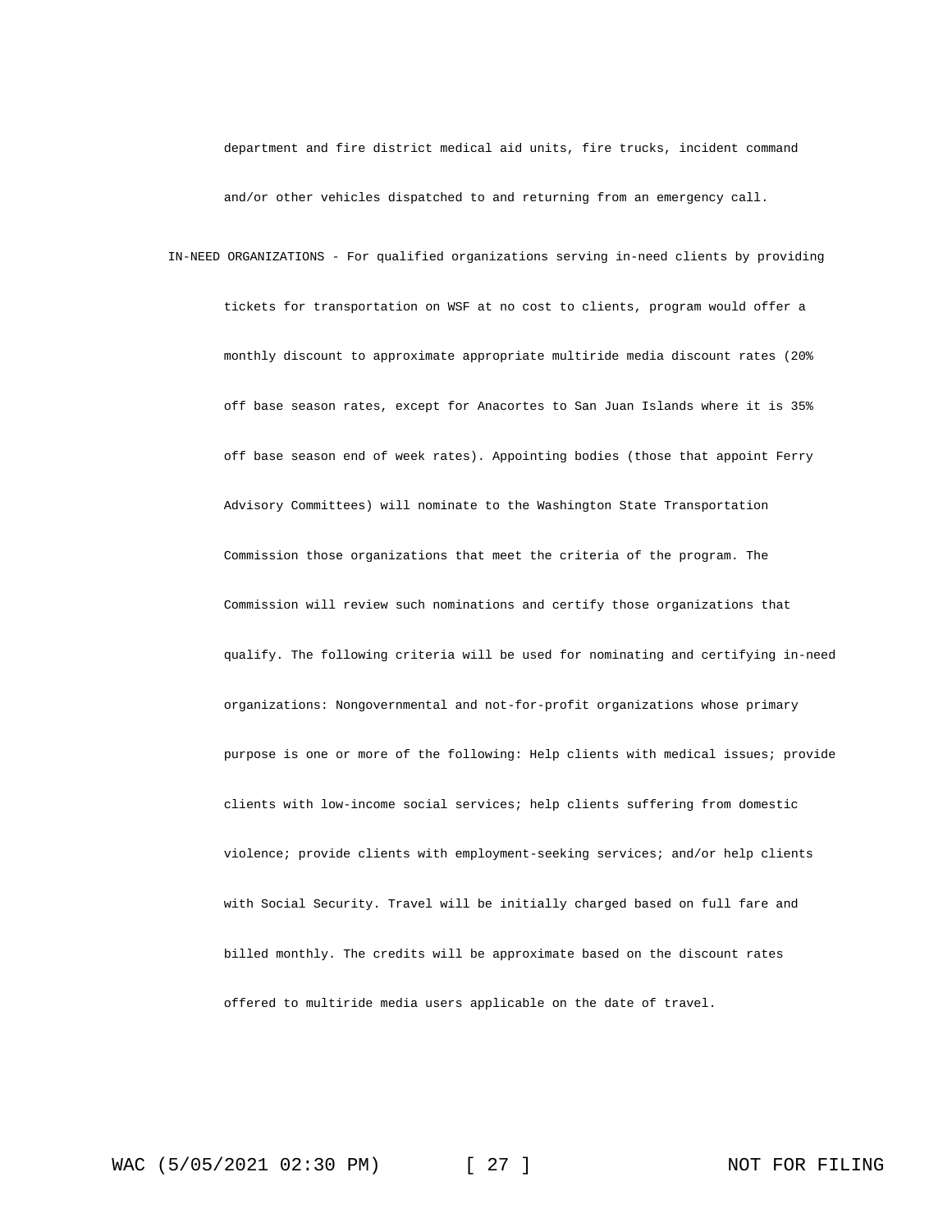department and fire district medical aid units, fire trucks, incident command and/or other vehicles dispatched to and returning from an emergency call.

IN-NEED ORGANIZATIONS - For qualified organizations serving in-need clients by providing tickets for transportation on WSF at no cost to clients, program would offer a monthly discount to approximate appropriate multiride media discount rates (20% off base season rates, except for Anacortes to San Juan Islands where it is 35% off base season end of week rates). Appointing bodies (those that appoint Ferry Advisory Committees) will nominate to the Washington State Transportation Commission those organizations that meet the criteria of the program. The Commission will review such nominations and certify those organizations that qualify. The following criteria will be used for nominating and certifying in-need organizations: Nongovernmental and not-for-profit organizations whose primary purpose is one or more of the following: Help clients with medical issues; provide clients with low-income social services; help clients suffering from domestic violence; provide clients with employment-seeking services; and/or help clients with Social Security. Travel will be initially charged based on full fare and billed monthly. The credits will be approximate based on the discount rates offered to multiride media users applicable on the date of travel.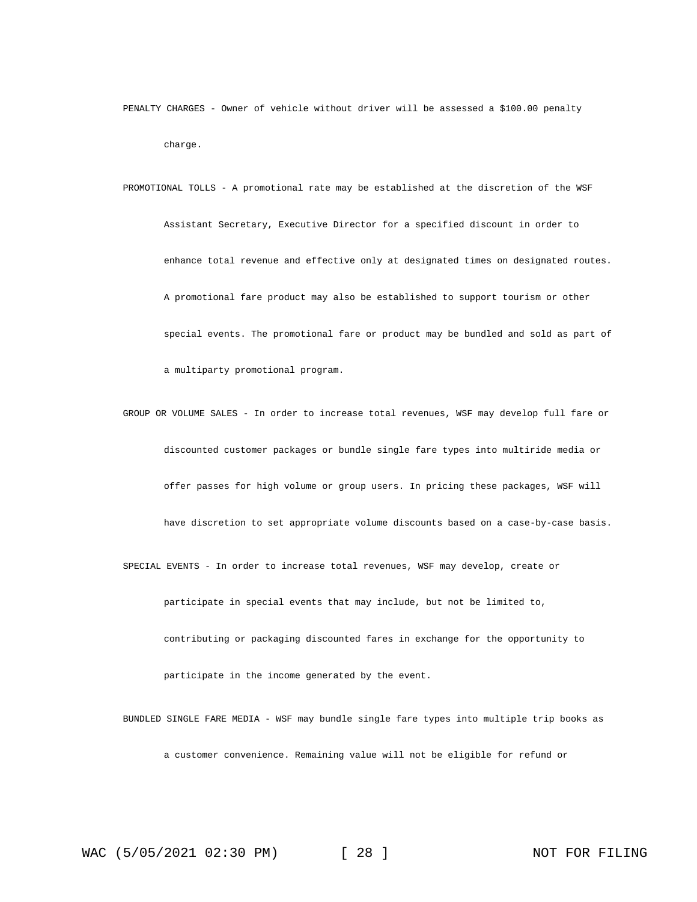PENALTY CHARGES - Owner of vehicle without driver will be assessed a $100.00 penalty charge.

PROMOTIONAL TOLLS - A promotional rate may be established at the discretion of the WSF Assistant Secretary, Executive Director for a specified discount in order to enhance total revenue and effective only at designated times on designated routes. A promotional fare product may also be established to support tourism or other special events. The promotional fare or product may be bundled and sold as part of a multiparty promotional program.

GROUP OR VOLUME SALES - In order to increase total revenues, WSF may develop full fare or discounted customer packages or bundle single fare types into multiride media or offer passes for high volume or group users. In pricing these packages, WSF will have discretion to set appropriate volume discounts based on a case-by-case basis.

SPECIAL EVENTS - In order to increase total revenues, WSF may develop, create or participate in special events that may include, but not be limited to, contributing or packaging discounted fares in exchange for the opportunity to participate in the income generated by the event.

BUNDLED SINGLE FARE MEDIA - WSF may bundle single fare types into multiple trip books as a customer convenience. Remaining value will not be eligible for refund or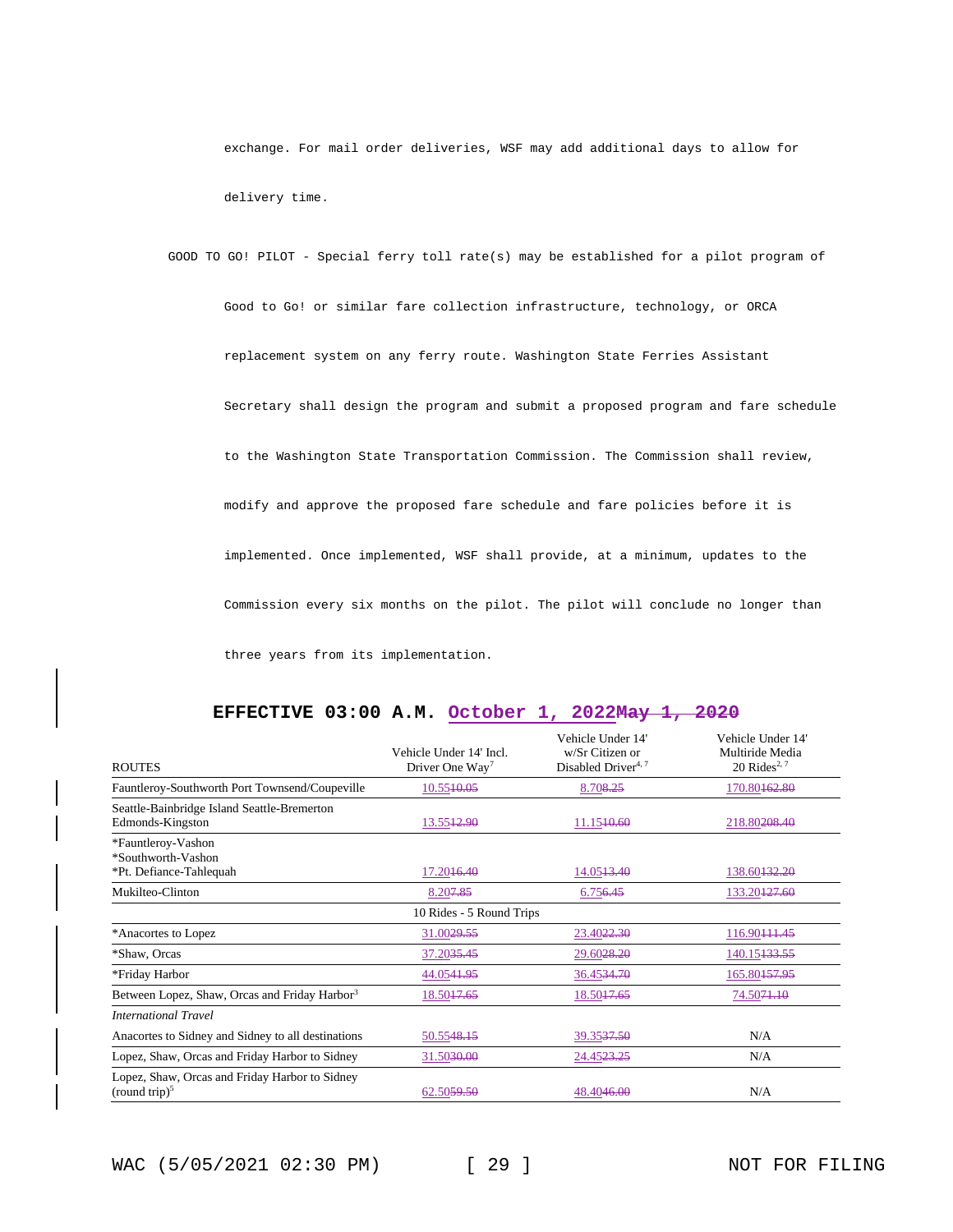exchange. For mail order deliveries, WSF may add additional days to allow for delivery time.

GOOD TO GO! PILOT - Special ferry toll rate(s) may be established for a pilot program of Good to Go! or similar fare collection infrastructure, technology, or ORCA replacement system on any ferry route. Washington State Ferries Assistant Secretary shall design the program and submit a proposed program and fare schedule to the Washington State Transportation Commission. The Commission shall review, modify and approve the proposed fare schedule and fare policies before it is implemented. Once implemented, WSF shall provide, at a minimum, updates to the Commission every six months on the pilot. The pilot will conclude no longer than three years from its implementation.

## EFFECTIVE 03:00 A.M. October 1, 2022~~May 1, 2020~~

| ROUTES | Vehicle Under 14' Incl. Driver One Way[7] | Vehicle Under 14' w/Sr Citizen or Disabled Driver[4, 7] | Vehicle Under 14' Multiride Media 20 Rides[2, 7] |
|---|---|---|---|
| Fauntleroy-Southworth Port Townsend/Coupeville | 10.55~~10.05~~ | 8.70~~8.25~~ | 170.80~~162.80~~ |
| Seattle-Bainbridge Island Seattle-Bremerton Edmonds-Kingston | 13.55~~12.90~~ | 11.15~~10.60~~ | 218.80~~208.40~~ |
| *Fauntleroy-Vashon *Southworth-Vashon *Pt. Defiance-Tahlequah | 17.20~~16.40~~ | 14.05~~13.40~~ | 138.60~~132.20~~ |
| Mukilteo-Clinton | 8.20~~7.85~~ | 6.75~~6.45~~ | 133.20~~127.60~~ |
| | 10 Rides - 5 Round Trips | | |
| *Anacortes to Lopez | 31.00~~29.55~~ | 23.40~~22.30~~ | 116.90~~111.45~~ |
| *Shaw, Orcas | 37.20~~35.45~~ | 29.60~~28.20~~ | 140.15~~133.55~~ |
| *Friday Harbor | 44.05~~41.95~~ | 36.45~~34.70~~ | 165.80~~157.95~~ |
| Between Lopez, Shaw, Orcas and Friday Harbor[3] | 18.50~~17.65~~ | 18.50~~17.65~~ | 74.50~~71.10~~ |
| *International Travel* | | | |
| Anacortes to Sidney and Sidney to all destinations | 50.55~~48.15~~ | 39.35~~37.50~~ | N/A |
| Lopez, Shaw, Orcas and Friday Harbor to Sidney | 31.50~~30.00~~ | 24.45~~23.25~~ | N/A |
| Lopez, Shaw, Orcas and Friday Harbor to Sidney (round trip)[5] | 62.50~~59.50~~ | 48.40~~46.00~~ | N/A |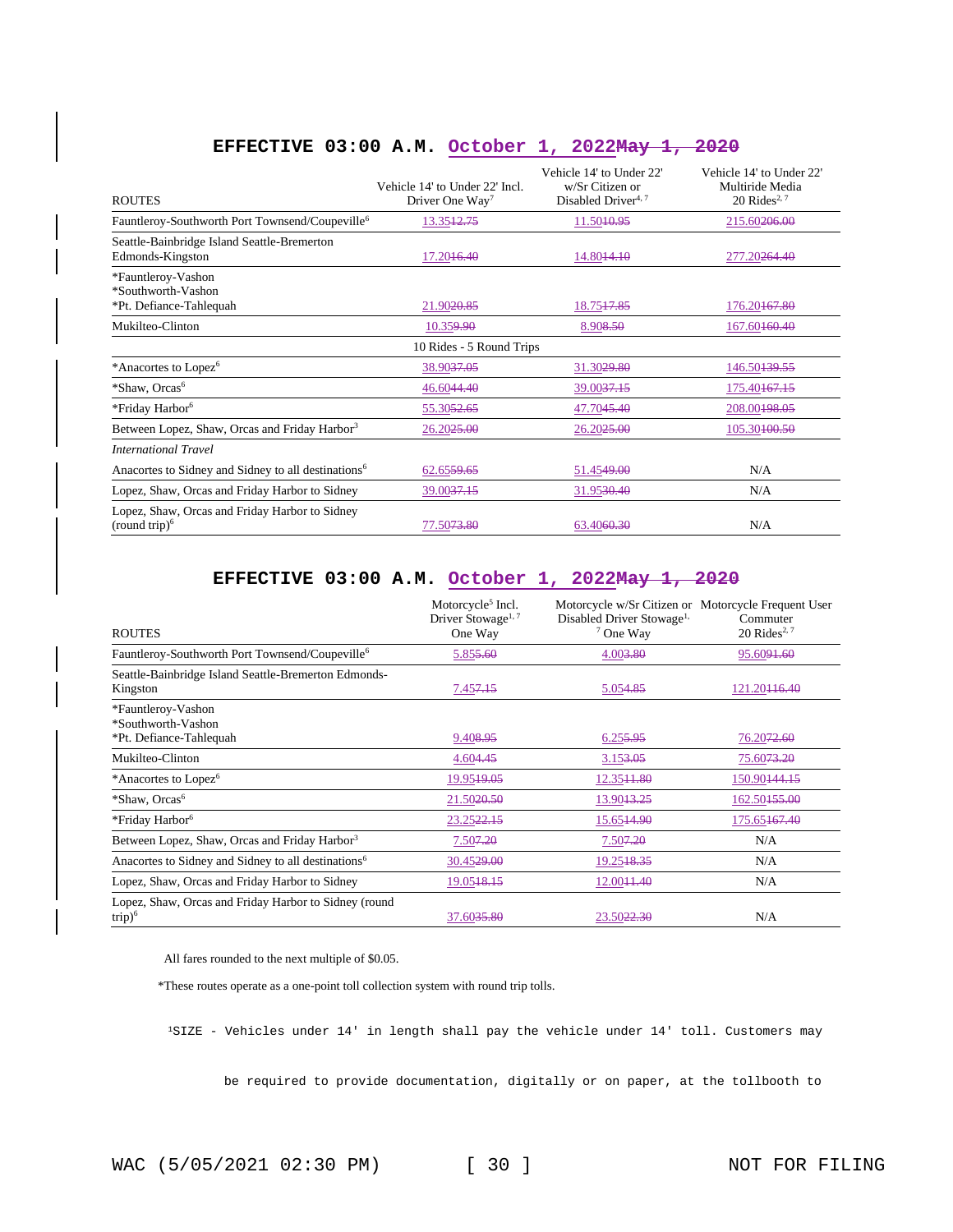## EFFECTIVE 03:00 A.M. October 1, 2022~~May 1, 2020~~

| ROUTES | Vehicle 14' to Under 22' Incl. Driver One Way[7] | Vehicle 14' to Under 22' w/Sr Citizen or Disabled Driver[4, 7] | Vehicle 14' to Under 22' Multiride Media 20 Rides[2, 7] |
|---|---|---|---|
| Fauntleroy-Southworth Port Townsend/Coupeville[6] | 13.35~~12.75~~ | 11.50~~10.95~~ | 215.60~~206.00~~ |
| Seattle-Bainbridge Island Seattle-Bremerton Edmonds-Kingston | 17.20~~16.40~~ | 14.80~~14.10~~ | 277.20~~264.40~~ |
| *Fauntleroy-Vashon *Southworth-Vashon *Pt. Defiance-Tahlequah | 21.90~~20.85~~ | 18.75~~17.85~~ | 176.20~~167.80~~ |
| Mukilteo-Clinton | 10.35~~9.90~~ | 8.90~~8.50~~ | 167.60~~160.40~~ |
| | 10 Rides - 5 Round Trips | | |
| *Anacortes to Lopez[6] | 38.90~~37.05~~ | 31.30~~29.80~~ | 146.50~~139.55~~ |
| *Shaw, Orcas[6] | 46.60~~44.40~~ | 39.00~~37.15~~ | 175.40~~167.15~~ |
| *Friday Harbor[6] | 55.30~~52.65~~ | 47.70~~45.40~~ | 208.00~~198.05~~ |
| Between Lopez, Shaw, Orcas and Friday Harbor[3] | 26.20~~25.00~~ | 26.20~~25.00~~ | 105.30~~100.50~~ |
| *International Travel* | | | |
| Anacortes to Sidney and Sidney to all destinations[6] | 62.65~~59.65~~ | 51.45~~49.00~~ | N/A |
| Lopez, Shaw, Orcas and Friday Harbor to Sidney | 39.00~~37.15~~ | 31.95~~30.40~~ | N/A |
| Lopez, Shaw, Orcas and Friday Harbor to Sidney (round trip)[6] | 77.50~~73.80~~ | 63.40~~60.30~~ | N/A |

## EFFECTIVE 03:00 A.M. October 1, 2022~~May 1, 2020~~

| ROUTES | Motorcycle[5] Incl. Driver Stowage[1, 7] One Way | Motorcycle w/Sr Citizen or Disabled Driver Stowage[1, 7] One Way | Motorcycle Frequent User Commuter 20 Rides[2, 7] |
|---|---|---|---|
| Fauntleroy-Southworth Port Townsend/Coupeville[6] | 5.85~~5.60~~ | 4.00~~3.80~~ | 95.60~~91.60~~ |
| Seattle-Bainbridge Island Seattle-Bremerton Edmonds-Kingston | 7.45~~7.15~~ | 5.05~~4.85~~ | 121.20~~116.40~~ |
| *Fauntleroy-Vashon *Southworth-Vashon *Pt. Defiance-Tahlequah | 9.40~~8.95~~ | 6.25~~5.95~~ | 76.20~~72.60~~ |
| Mukilteo-Clinton | 4.60~~4.45~~ | 3.15~~3.05~~ | 75.60~~73.20~~ |
| *Anacortes to Lopez[6] | 19.95~~19.05~~ | 12.35~~11.80~~ | 150.90~~144.15~~ |
| *Shaw, Orcas[6] | 21.50~~20.50~~ | 13.90~~13.25~~ | 162.50~~155.00~~ |
| *Friday Harbor[6] | 23.25~~22.15~~ | 15.65~~14.90~~ | 175.65~~167.40~~ |
| Between Lopez, Shaw, Orcas and Friday Harbor[3] | 7.50~~7.20~~ | 7.50~~7.20~~ | N/A |
| Anacortes to Sidney and Sidney to all destinations[6] | 30.45~~29.00~~ | 19.25~~18.35~~ | N/A |
| Lopez, Shaw, Orcas and Friday Harbor to Sidney | 19.05~~18.15~~ | 12.00~~11.40~~ | N/A |
| Lopez, Shaw, Orcas and Friday Harbor to Sidney (round trip)[6] | 37.60~~35.80~~ | 23.50~~22.30~~ | N/A |

All fares rounded to the next multiple of $0.05.

*These routes operate as a one-point toll collection system with round trip tolls.

[1]SIZE - Vehicles under 14' in length shall pay the vehicle under 14' toll. Customers may

be required to provide documentation, digitally or on paper, at the tollbooth to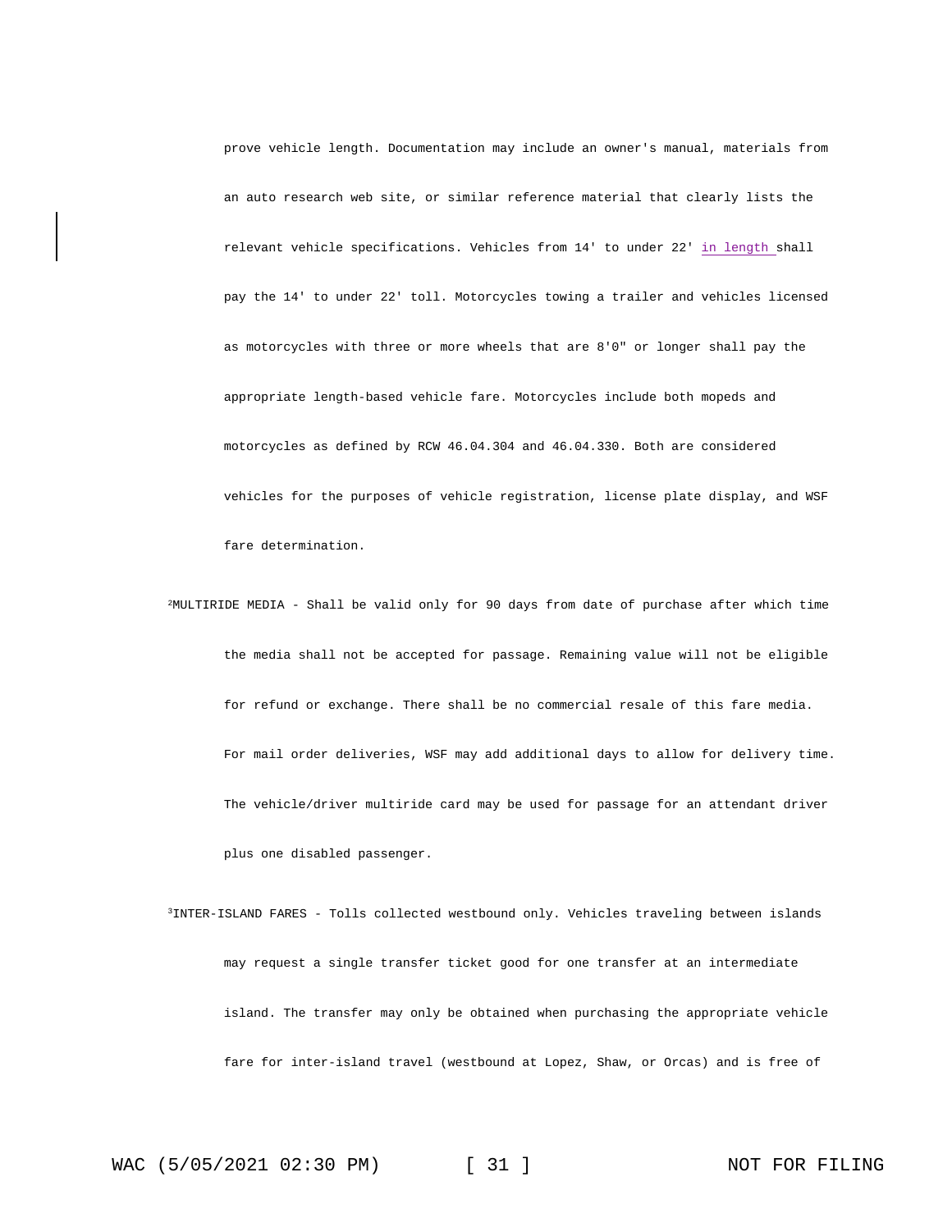prove vehicle length. Documentation may include an owner's manual, materials from an auto research web site, or similar reference material that clearly lists the relevant vehicle specifications. Vehicles from 14' to under 22' in length shall pay the 14' to under 22' toll. Motorcycles towing a trailer and vehicles licensed as motorcycles with three or more wheels that are 8'0" or longer shall pay the appropriate length-based vehicle fare. Motorcycles include both mopeds and motorcycles as defined by RCW 46.04.304 and 46.04.330. Both are considered vehicles for the purposes of vehicle registration, license plate display, and WSF fare determination.

[2]MULTIRIDE MEDIA - Shall be valid only for 90 days from date of purchase after which time the media shall not be accepted for passage. Remaining value will not be eligible for refund or exchange. There shall be no commercial resale of this fare media. For mail order deliveries, WSF may add additional days to allow for delivery time. The vehicle/driver multiride card may be used for passage for an attendant driver plus one disabled passenger.

[3]INTER-ISLAND FARES - Tolls collected westbound only. Vehicles traveling between islands may request a single transfer ticket good for one transfer at an intermediate island. The transfer may only be obtained when purchasing the appropriate vehicle fare for inter-island travel (westbound at Lopez, Shaw, or Orcas) and is free of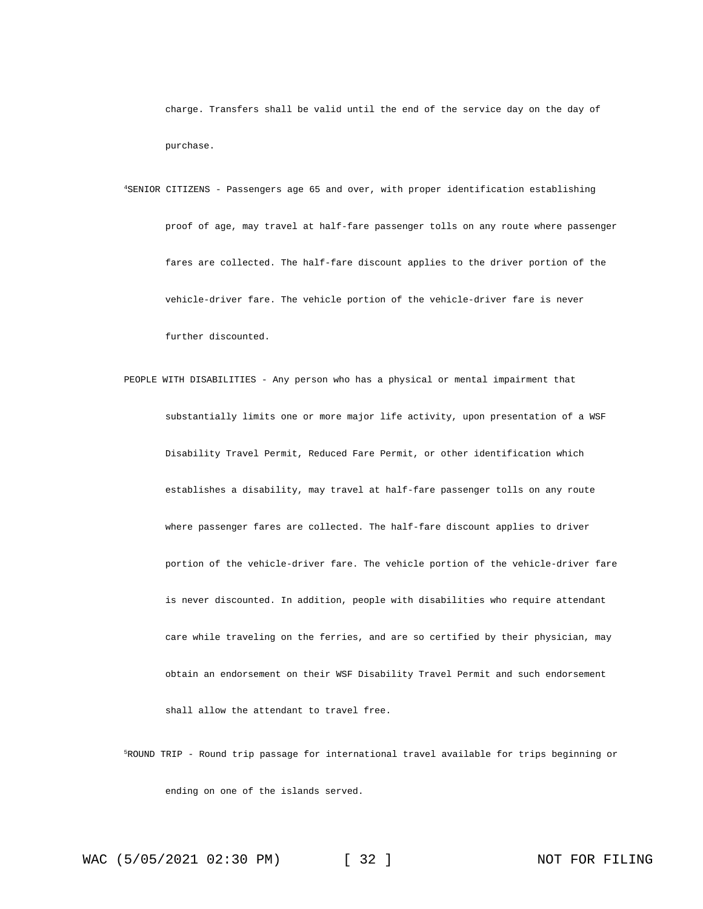charge. Transfers shall be valid until the end of the service day on the day of purchase.

[4]SENIOR CITIZENS - Passengers age 65 and over, with proper identification establishing proof of age, may travel at half-fare passenger tolls on any route where passenger fares are collected. The half-fare discount applies to the driver portion of the vehicle-driver fare. The vehicle portion of the vehicle-driver fare is never further discounted.

PEOPLE WITH DISABILITIES - Any person who has a physical or mental impairment that substantially limits one or more major life activity, upon presentation of a WSF Disability Travel Permit, Reduced Fare Permit, or other identification which establishes a disability, may travel at half-fare passenger tolls on any route where passenger fares are collected. The half-fare discount applies to driver portion of the vehicle-driver fare. The vehicle portion of the vehicle-driver fare is never discounted. In addition, people with disabilities who require attendant care while traveling on the ferries, and are so certified by their physician, may obtain an endorsement on their WSF Disability Travel Permit and such endorsement shall allow the attendant to travel free.

[5]ROUND TRIP - Round trip passage for international travel available for trips beginning or ending on one of the islands served.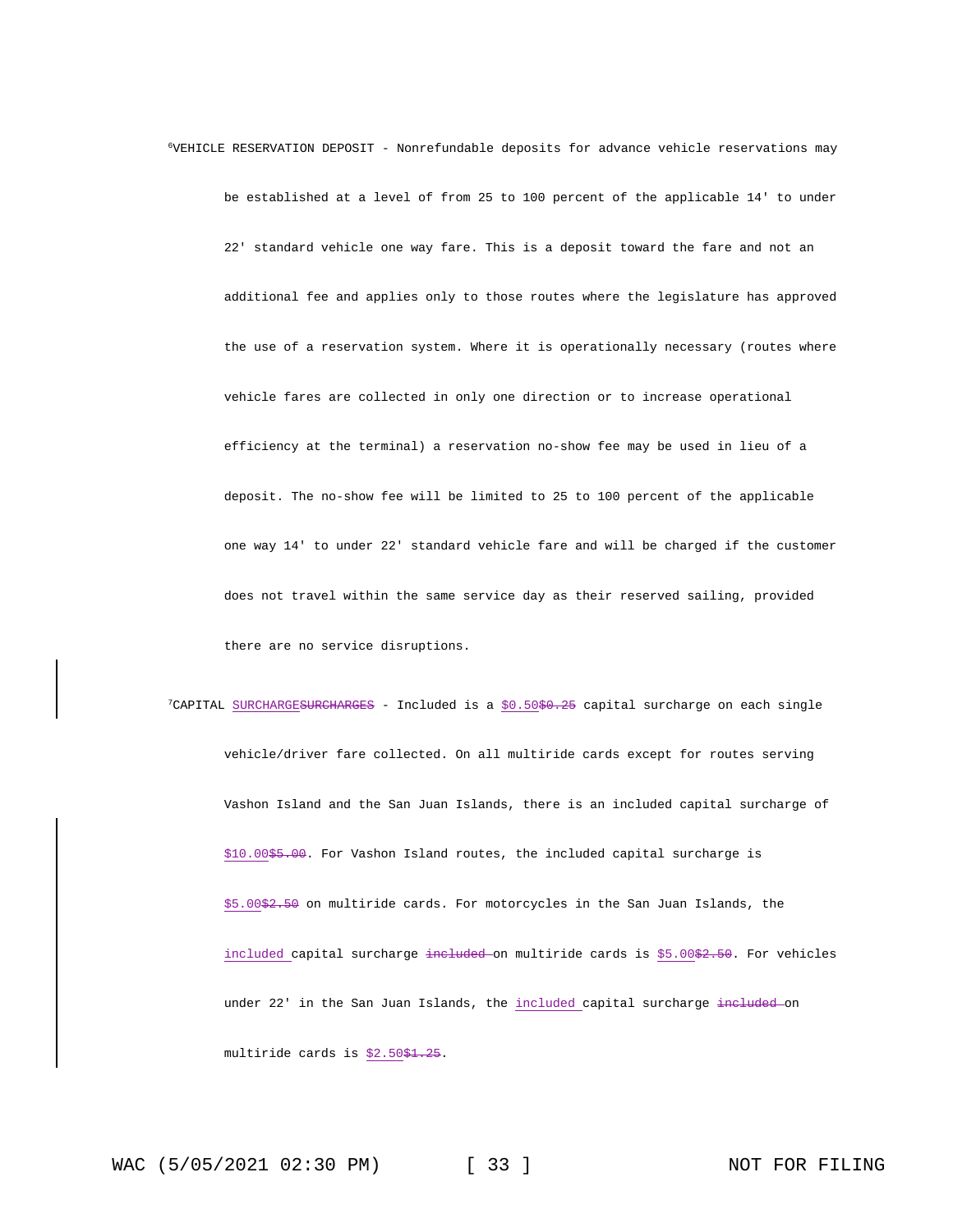[6]VEHICLE RESERVATION DEPOSIT - Nonrefundable deposits for advance vehicle reservations may be established at a level of from 25 to 100 percent of the applicable 14' to under 22' standard vehicle one way fare. This is a deposit toward the fare and not an additional fee and applies only to those routes where the legislature has approved the use of a reservation system. Where it is operationally necessary (routes where vehicle fares are collected in only one direction or to increase operational efficiency at the terminal) a reservation no-show fee may be used in lieu of a deposit. The no-show fee will be limited to 25 to 100 percent of the applicable one way 14' to under 22' standard vehicle fare and will be charged if the customer does not travel within the same service day as their reserved sailing, provided there are no service disruptions.

[7]CAPITAL <u>SURCHARGE</u>~~SURCHARGES~~ - Included is a <u>$0.50</u>~~$0.25~~ capital surcharge on each single vehicle/driver fare collected. On all multiride cards except for routes serving Vashon Island and the San Juan Islands, there is an included capital surcharge of <u>$10.00</u>~~$5.00~~. For Vashon Island routes, the included capital surcharge is <u>$5.00</u>~~$2.50~~ on multiride cards. For motorcycles in the San Juan Islands, the <u>included</u> capital surcharge ~~included~~ on multiride cards is <u>$5.00</u>~~$2.50~~. For vehicles under 22' in the San Juan Islands, the <u>included</u> capital surcharge ~~included~~ on multiride cards is <u>$2.50</u>~~$1.25~~.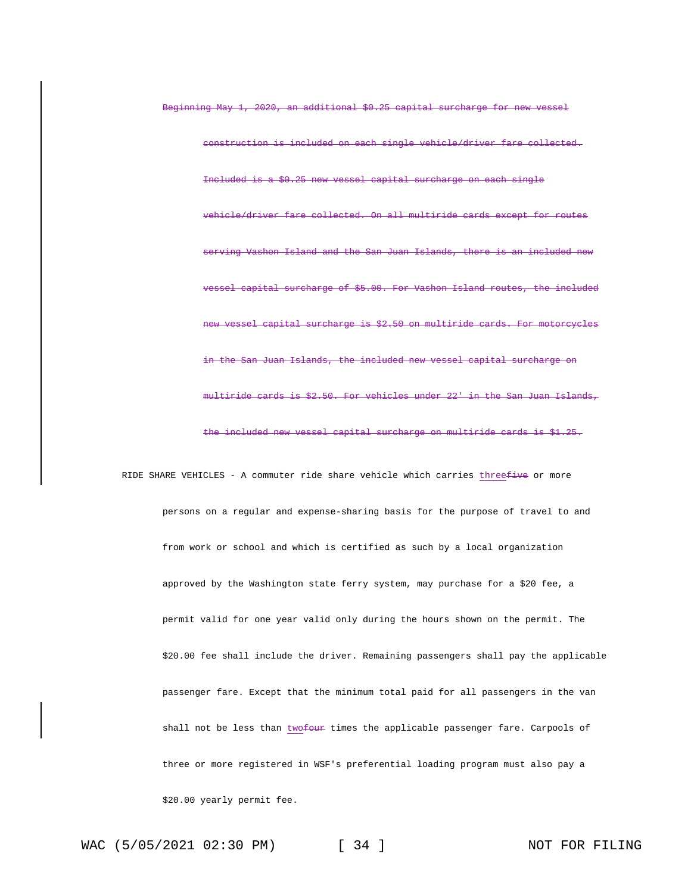~~Beginning May 1, 2020, an additional $0.25 capital surcharge for new vessel construction is included on each single vehicle/driver fare collected. Included is a $0.25 new vessel capital surcharge on each single vehicle/driver fare collected. On all multiride cards except for routes serving Vashon Island and the San Juan Islands, there is an included new vessel capital surcharge of $5.00. For Vashon Island routes, the included new vessel capital surcharge is $2.50 on multiride cards. For motorcycles in the San Juan Islands, the included new vessel capital surcharge on multiride cards is $2.50. For vehicles under 22' in the San Juan Islands, the included new vessel capital surcharge on multiride cards is $1.25.~~

RIDE SHARE VEHICLES - A commuter ride share vehicle which carries <u>three</u>~~five~~ or more persons on a regular and expense-sharing basis for the purpose of travel to and from work or school and which is certified as such by a local organization approved by the Washington state ferry system, may purchase for a $20 fee, a permit valid for one year valid only during the hours shown on the permit. The $20.00 fee shall include the driver. Remaining passengers shall pay the applicable passenger fare. Except that the minimum total paid for all passengers in the van shall not be less than <u>two</u>~~four~~ times the applicable passenger fare. Carpools of three or more registered in WSF's preferential loading program must also pay a $20.00 yearly permit fee.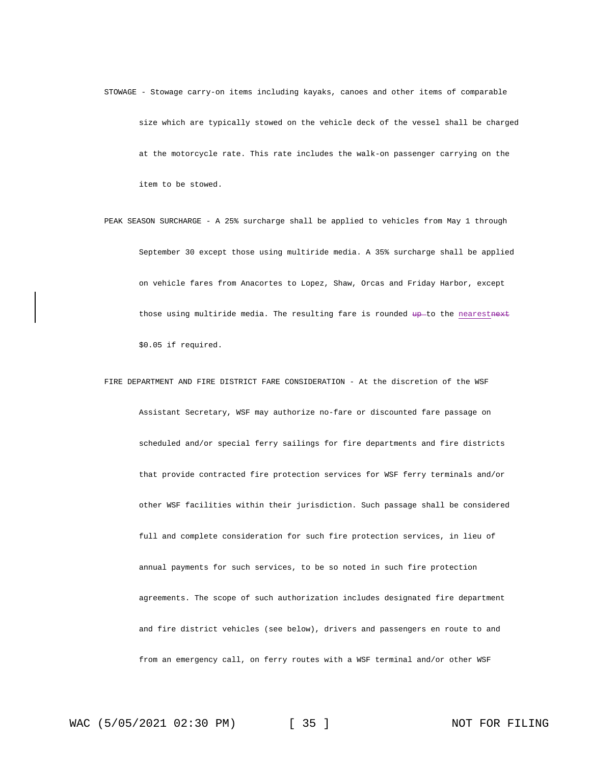STOWAGE - Stowage carry-on items including kayaks, canoes and other items of comparable size which are typically stowed on the vehicle deck of the vessel shall be charged at the motorcycle rate. This rate includes the walk-on passenger carrying on the item to be stowed.

PEAK SEASON SURCHARGE - A 25% surcharge shall be applied to vehicles from May 1 through September 30 except those using multiride media. A 35% surcharge shall be applied on vehicle fares from Anacortes to Lopez, Shaw, Orcas and Friday Harbor, except those using multiride media. The resulting fare is rounded ~~up~~ to the <u>nearest</u>~~next~~ $0.05 if required.

FIRE DEPARTMENT AND FIRE DISTRICT FARE CONSIDERATION - At the discretion of the WSF Assistant Secretary, WSF may authorize no-fare or discounted fare passage on scheduled and/or special ferry sailings for fire departments and fire districts that provide contracted fire protection services for WSF ferry terminals and/or other WSF facilities within their jurisdiction. Such passage shall be considered full and complete consideration for such fire protection services, in lieu of annual payments for such services, to be so noted in such fire protection agreements. The scope of such authorization includes designated fire department and fire district vehicles (see below), drivers and passengers en route to and from an emergency call, on ferry routes with a WSF terminal and/or other WSF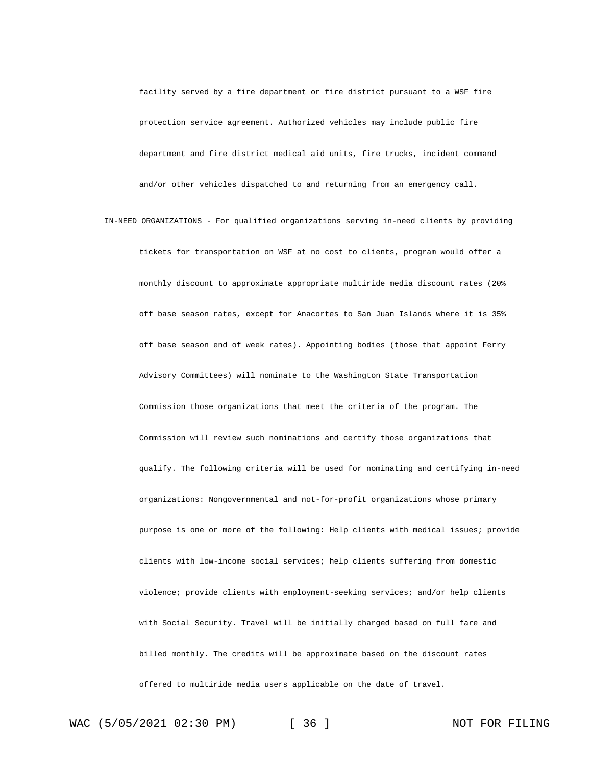facility served by a fire department or fire district pursuant to a WSF fire protection service agreement. Authorized vehicles may include public fire department and fire district medical aid units, fire trucks, incident command and/or other vehicles dispatched to and returning from an emergency call.

IN-NEED ORGANIZATIONS - For qualified organizations serving in-need clients by providing tickets for transportation on WSF at no cost to clients, program would offer a monthly discount to approximate appropriate multiride media discount rates (20% off base season rates, except for Anacortes to San Juan Islands where it is 35% off base season end of week rates). Appointing bodies (those that appoint Ferry Advisory Committees) will nominate to the Washington State Transportation Commission those organizations that meet the criteria of the program. The Commission will review such nominations and certify those organizations that qualify. The following criteria will be used for nominating and certifying in-need organizations: Nongovernmental and not-for-profit organizations whose primary purpose is one or more of the following: Help clients with medical issues; provide clients with low-income social services; help clients suffering from domestic violence; provide clients with employment-seeking services; and/or help clients with Social Security. Travel will be initially charged based on full fare and billed monthly. The credits will be approximate based on the discount rates offered to multiride media users applicable on the date of travel.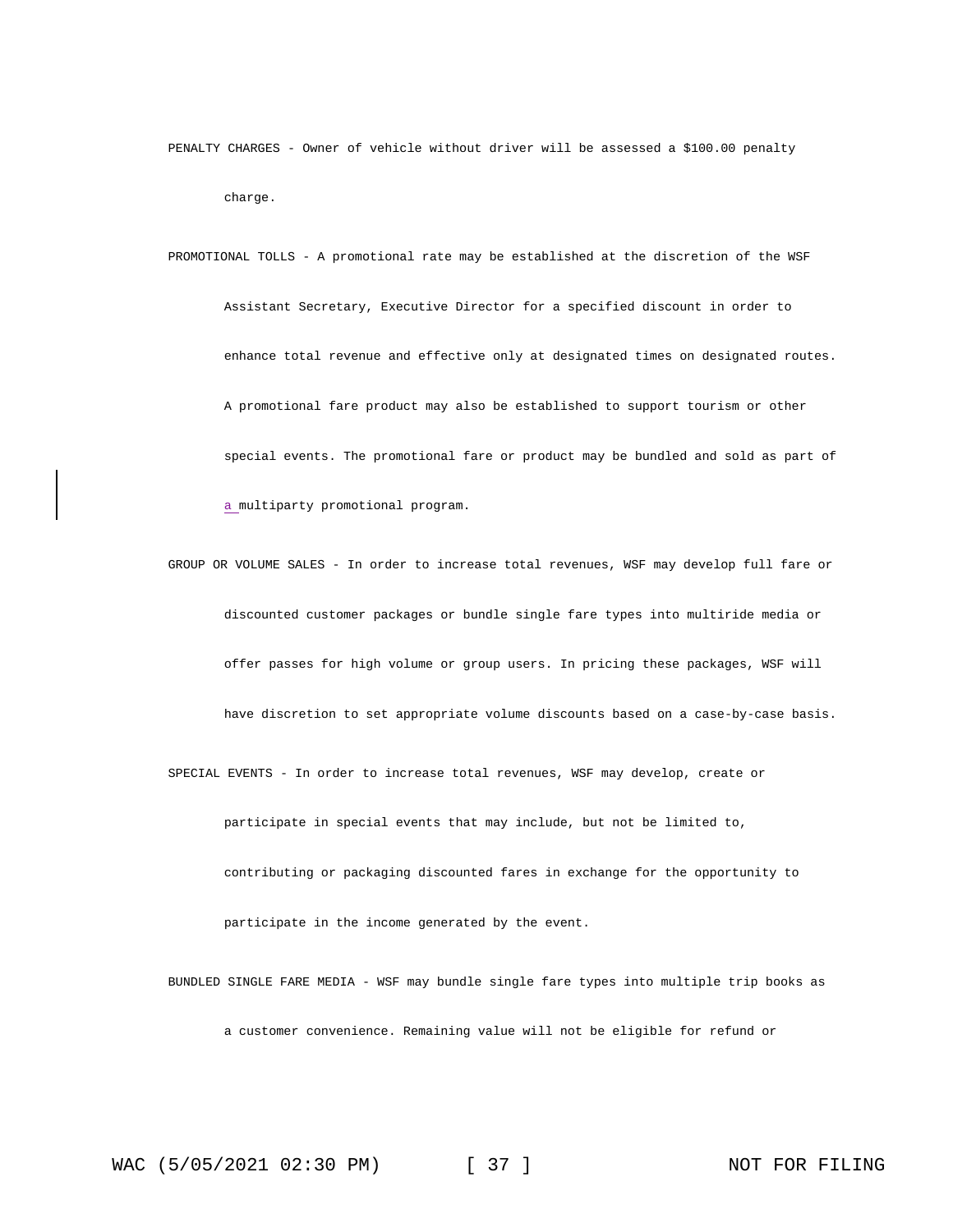PENALTY CHARGES - Owner of vehicle without driver will be assessed a $100.00 penalty charge.

PROMOTIONAL TOLLS - A promotional rate may be established at the discretion of the WSF Assistant Secretary, Executive Director for a specified discount in order to enhance total revenue and effective only at designated times on designated routes. A promotional fare product may also be established to support tourism or other special events. The promotional fare or product may be bundled and sold as part of a multiparty promotional program.

GROUP OR VOLUME SALES - In order to increase total revenues, WSF may develop full fare or discounted customer packages or bundle single fare types into multiride media or offer passes for high volume or group users. In pricing these packages, WSF will have discretion to set appropriate volume discounts based on a case-by-case basis.

SPECIAL EVENTS - In order to increase total revenues, WSF may develop, create or participate in special events that may include, but not be limited to, contributing or packaging discounted fares in exchange for the opportunity to participate in the income generated by the event.

BUNDLED SINGLE FARE MEDIA - WSF may bundle single fare types into multiple trip books as a customer convenience. Remaining value will not be eligible for refund or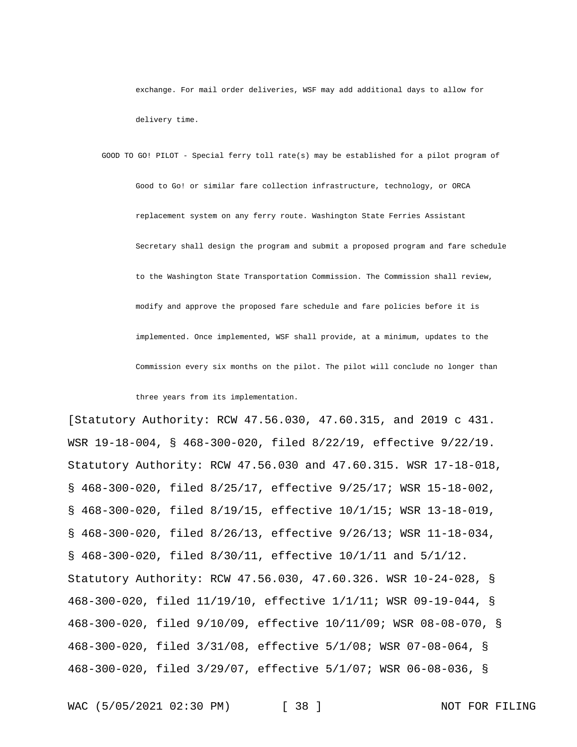exchange. For mail order deliveries, WSF may add additional days to allow for delivery time.

GOOD TO GO! PILOT - Special ferry toll rate(s) may be established for a pilot program of Good to Go! or similar fare collection infrastructure, technology, or ORCA replacement system on any ferry route. Washington State Ferries Assistant Secretary shall design the program and submit a proposed program and fare schedule to the Washington State Transportation Commission. The Commission shall review, modify and approve the proposed fare schedule and fare policies before it is implemented. Once implemented, WSF shall provide, at a minimum, updates to the Commission every six months on the pilot. The pilot will conclude no longer than three years from its implementation.

[Statutory Authority: RCW 47.56.030, 47.60.315, and 2019 c 431. WSR 19-18-004, § 468-300-020, filed 8/22/19, effective 9/22/19. Statutory Authority: RCW 47.56.030 and 47.60.315. WSR 17-18-018, § 468-300-020, filed 8/25/17, effective 9/25/17; WSR 15-18-002, § 468-300-020, filed 8/19/15, effective 10/1/15; WSR 13-18-019, § 468-300-020, filed 8/26/13, effective 9/26/13; WSR 11-18-034, § 468-300-020, filed 8/30/11, effective 10/1/11 and 5/1/12. Statutory Authority: RCW 47.56.030, 47.60.326. WSR 10-24-028, § 468-300-020, filed 11/19/10, effective 1/1/11; WSR 09-19-044, § 468-300-020, filed 9/10/09, effective 10/11/09; WSR 08-08-070, § 468-300-020, filed 3/31/08, effective 5/1/08; WSR 07-08-064, § 468-300-020, filed 3/29/07, effective 5/1/07; WSR 06-08-036, §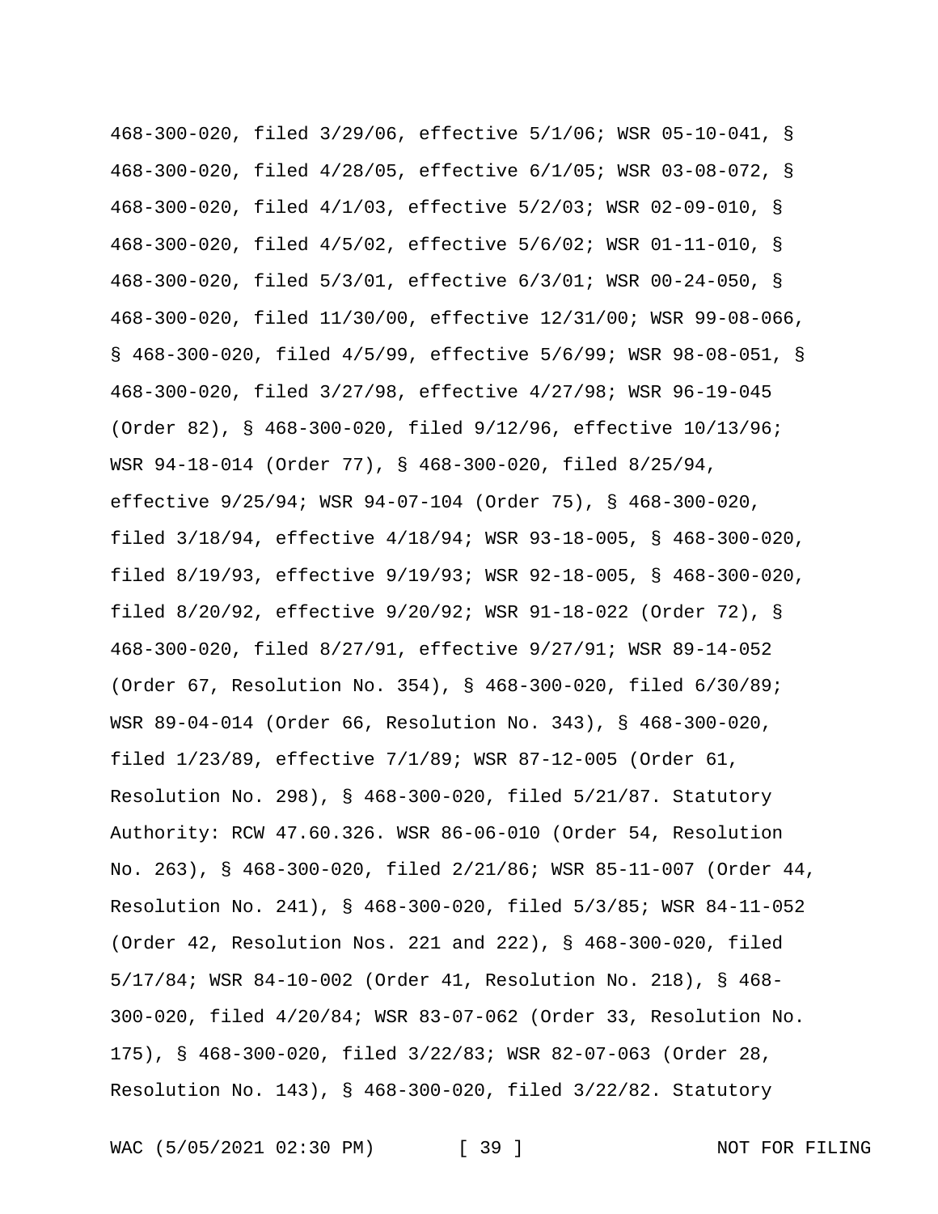468-300-020, filed 3/29/06, effective 5/1/06; WSR 05-10-041, § 468-300-020, filed 4/28/05, effective 6/1/05; WSR 03-08-072, § 468-300-020, filed 4/1/03, effective 5/2/03; WSR 02-09-010, § 468-300-020, filed 4/5/02, effective 5/6/02; WSR 01-11-010, § 468-300-020, filed 5/3/01, effective 6/3/01; WSR 00-24-050, § 468-300-020, filed 11/30/00, effective 12/31/00; WSR 99-08-066, § 468-300-020, filed 4/5/99, effective 5/6/99; WSR 98-08-051, § 468-300-020, filed 3/27/98, effective 4/27/98; WSR 96-19-045 (Order 82), § 468-300-020, filed 9/12/96, effective 10/13/96; WSR 94-18-014 (Order 77), § 468-300-020, filed 8/25/94, effective 9/25/94; WSR 94-07-104 (Order 75), § 468-300-020, filed 3/18/94, effective 4/18/94; WSR 93-18-005, § 468-300-020, filed 8/19/93, effective 9/19/93; WSR 92-18-005, § 468-300-020, filed 8/20/92, effective 9/20/92; WSR 91-18-022 (Order 72), § 468-300-020, filed 8/27/91, effective 9/27/91; WSR 89-14-052 (Order 67, Resolution No. 354), § 468-300-020, filed 6/30/89; WSR 89-04-014 (Order 66, Resolution No. 343), § 468-300-020, filed 1/23/89, effective 7/1/89; WSR 87-12-005 (Order 61, Resolution No. 298), § 468-300-020, filed 5/21/87. Statutory Authority: RCW 47.60.326. WSR 86-06-010 (Order 54, Resolution No. 263), § 468-300-020, filed 2/21/86; WSR 85-11-007 (Order 44, Resolution No. 241), § 468-300-020, filed 5/3/85; WSR 84-11-052 (Order 42, Resolution Nos. 221 and 222), § 468-300-020, filed 5/17/84; WSR 84-10-002 (Order 41, Resolution No. 218), § 468-300-020, filed 4/20/84; WSR 83-07-062 (Order 33, Resolution No. 175), § 468-300-020, filed 3/22/83; WSR 82-07-063 (Order 28, Resolution No. 143), § 468-300-020, filed 3/22/82. Statutory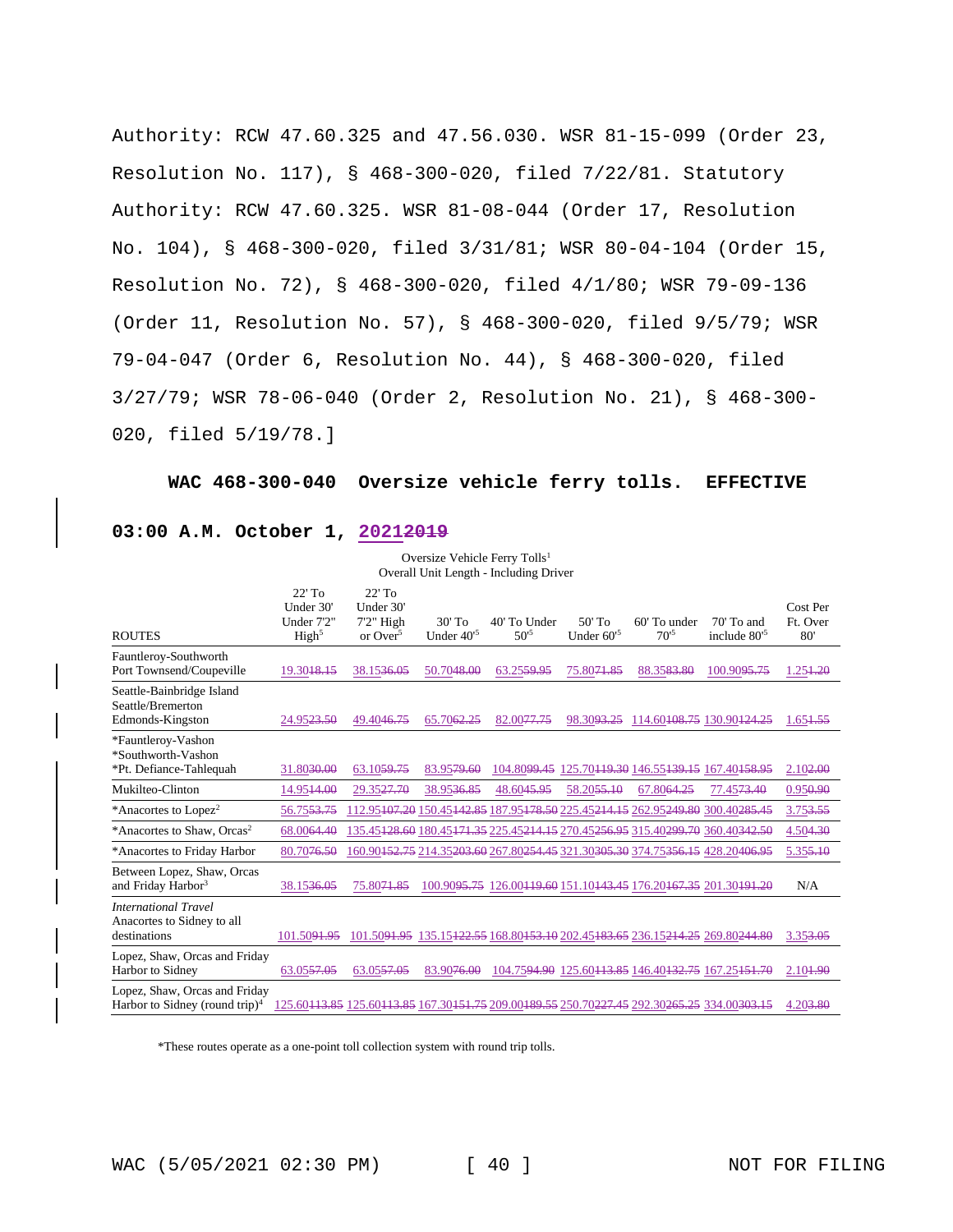Authority: RCW 47.60.325 and 47.56.030. WSR 81-15-099 (Order 23, Resolution No. 117), § 468-300-020, filed 7/22/81. Statutory Authority: RCW 47.60.325. WSR 81-08-044 (Order 17, Resolution No. 104), § 468-300-020, filed 3/31/81; WSR 80-04-104 (Order 15, Resolution No. 72), § 468-300-020, filed 4/1/80; WSR 79-09-136 (Order 11, Resolution No. 57), § 468-300-020, filed 9/5/79; WSR 79-04-047 (Order 6, Resolution No. 44), § 468-300-020, filed 3/27/79; WSR 78-06-040 (Order 2, Resolution No. 21), § 468-300-020, filed 5/19/78.]

**WAC 468-300-040 Oversize vehicle ferry tolls. EFFECTIVE 03:00 A.M. October 1, 2021~~2019~~**

Oversize Vehicle Ferry Tolls[1]
Overall Unit Length - Including Driver

| ROUTES | 22' To Under 30' Under 7'2" High[5] | 22' To Under 30' 7'2" High or Over[5] | 30' To Under 40'[5] | 40' To Under 50'[5] | 50' To Under 60'[5] | 60' To under 70'[5] | 70' To and include 80'[5] | Cost Per Ft. Over 80' |
|---|---|---|---|---|---|---|---|---|
| Fauntleroy-Southworth Port Townsend/Coupeville | 19.30~~18.15~~ | 38.15~~36.05~~ | 50.70~~48.00~~ | 63.25~~59.95~~ | 75.80~~71.85~~ | 88.35~~83.80~~ | 100.90~~95.75~~ | 1.25~~1.20~~ |
| Seattle-Bainbridge Island Seattle/Bremerton Edmonds-Kingston | 24.95~~23.50~~ | 49.40~~46.75~~ | 65.70~~62.25~~ | 82.00~~77.75~~ | 98.30~~93.25~~ | 114.60~~108.75~~ | 130.90~~124.25~~ | 1.65~~1.55~~ |
| *Fauntleroy-Vashon *Southworth-Vashon *Pt. Defiance-Tahlequah | 31.80~~30.00~~ | 63.10~~59.75~~ | 83.95~~79.60~~ | 104.80~~99.45~~ | 125.70~~119.30~~ | 146.55~~139.15~~ | 167.40~~158.95~~ | 2.10~~2.00~~ |
| Mukilteo-Clinton | 14.95~~14.00~~ | 29.35~~27.70~~ | 38.95~~36.85~~ | 48.60~~45.95~~ | 58.20~~55.10~~ | 67.80~~64.25~~ | 77.45~~73.40~~ | 0.95~~0.90~~ |
| *Anacortes to Lopez[2] | 56.75~~53.75~~ | 112.95~~107.20~~ | 150.45~~142.85~~ | 187.95~~178.50~~ | 225.45~~214.15~~ | 262.95~~249.80~~ | 300.40~~285.45~~ | 3.75~~3.55~~ |
| *Anacortes to Shaw, Orcas[2] | 68.00~~64.40~~ | 135.45~~128.60~~ | 180.45~~171.35~~ | 225.45~~214.15~~ | 270.45~~256.95~~ | 315.40~~299.70~~ | 360.40~~342.50~~ | 4.50~~4.30~~ |
| *Anacortes to Friday Harbor | 80.70~~76.50~~ | 160.90~~152.75~~ | 214.35~~203.60~~ | 267.80~~254.45~~ | 321.30~~305.30~~ | 374.75~~356.15~~ | 428.20~~406.95~~ | 5.35~~5.10~~ |
| Between Lopez, Shaw, Orcas and Friday Harbor[3] | 38.15~~36.05~~ | 75.80~~71.85~~ | 100.90~~95.75~~ | 126.00~~119.60~~ | 151.10~~143.45~~ | 176.20~~167.35~~ | 201.30~~191.20~~ | N/A |
| *International Travel* Anacortes to Sidney to all destinations | 101.50~~91.95~~ | 101.50~~91.95~~ | 135.15~~122.55~~ | 168.80~~153.10~~ | 202.45~~183.65~~ | 236.15~~214.25~~ | 269.80~~244.80~~ | 3.35~~3.05~~ |
| Lopez, Shaw, Orcas and Friday Harbor to Sidney | 63.05~~57.05~~ | 63.05~~57.05~~ | 83.90~~76.00~~ | 104.75~~94.90~~ | 125.60~~113.85~~ | 146.40~~132.75~~ | 167.25~~151.70~~ | 2.10~~1.90~~ |
| Lopez, Shaw, Orcas and Friday Harbor to Sidney (round trip)[4] | 125.60~~113.85~~ | 125.60~~113.85~~ | 167.30~~151.75~~ | 209.00~~189.55~~ | 250.70~~227.45~~ | 292.30~~265.25~~ | 334.00~~303.15~~ | 4.20~~3.80~~ |

*These routes operate as a one-point toll collection system with round trip tolls.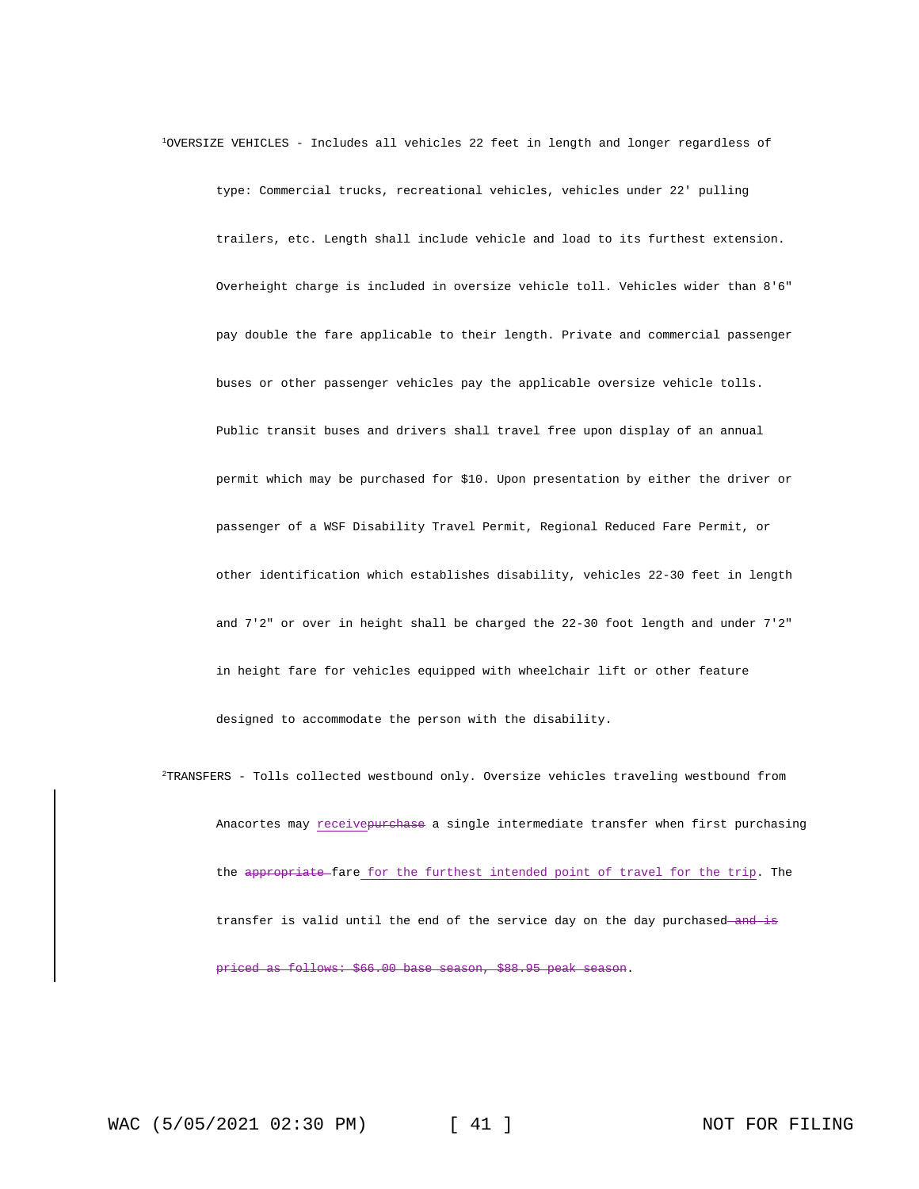[1]OVERSIZE VEHICLES - Includes all vehicles 22 feet in length and longer regardless of type: Commercial trucks, recreational vehicles, vehicles under 22' pulling trailers, etc. Length shall include vehicle and load to its furthest extension. Overheight charge is included in oversize vehicle toll. Vehicles wider than 8'6" pay double the fare applicable to their length. Private and commercial passenger buses or other passenger vehicles pay the applicable oversize vehicle tolls. Public transit buses and drivers shall travel free upon display of an annual permit which may be purchased for $10. Upon presentation by either the driver or passenger of a WSF Disability Travel Permit, Regional Reduced Fare Permit, or other identification which establishes disability, vehicles 22-30 feet in length and 7'2" or over in height shall be charged the 22-30 foot length and under 7'2" in height fare for vehicles equipped with wheelchair lift or other feature designed to accommodate the person with the disability.

[2]TRANSFERS - Tolls collected westbound only. Oversize vehicles traveling westbound from Anacortes may <u>receive</u>~~purchase~~ a single intermediate transfer when first purchasing the ~~appropriate~~ fare<u> for the furthest intended point of travel for the trip</u>. The transfer is valid until the end of the service day on the day purchased~~ and is priced as follows: $66.00 base season, $88.95 peak season~~.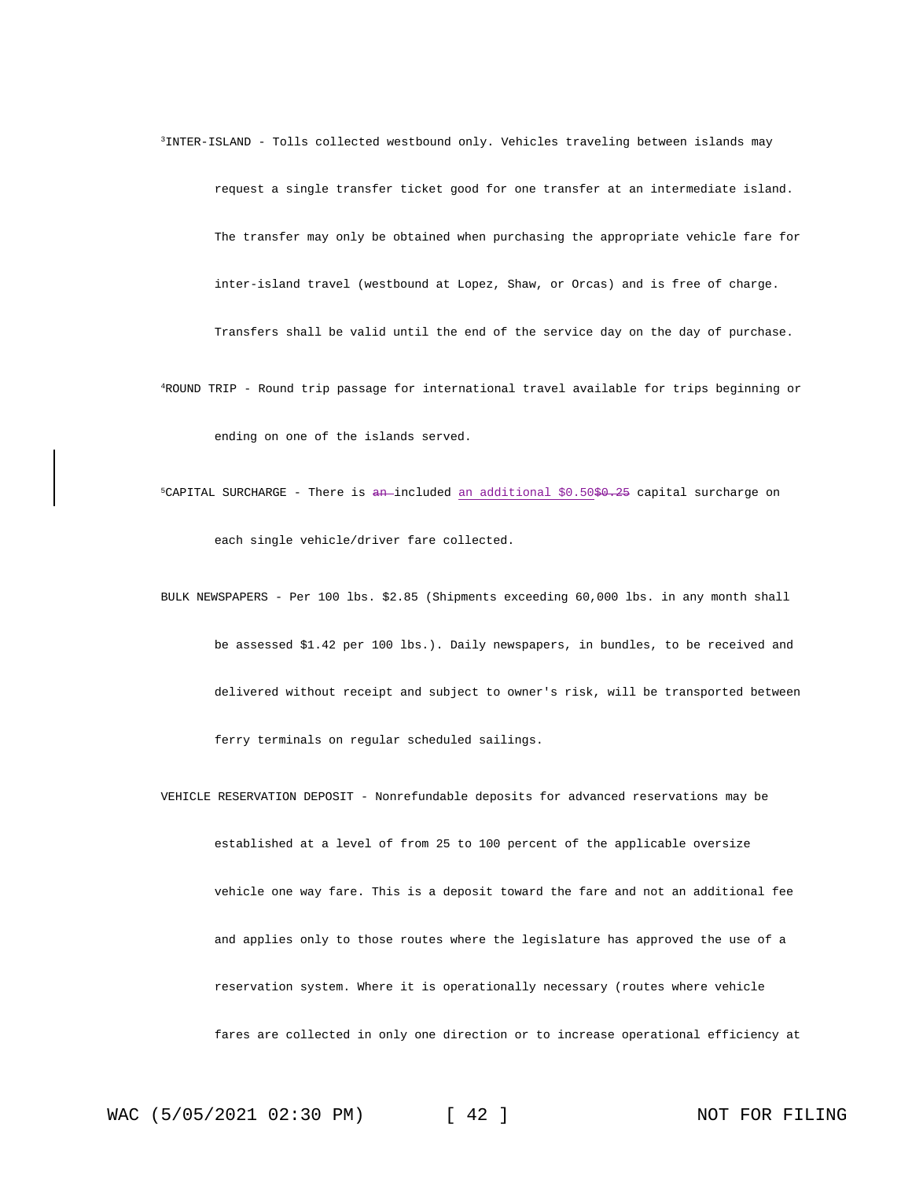[3]INTER-ISLAND - Tolls collected westbound only. Vehicles traveling between islands may request a single transfer ticket good for one transfer at an intermediate island. The transfer may only be obtained when purchasing the appropriate vehicle fare for inter-island travel (westbound at Lopez, Shaw, or Orcas) and is free of charge. Transfers shall be valid until the end of the service day on the day of purchase.

[4]ROUND TRIP - Round trip passage for international travel available for trips beginning or ending on one of the islands served.

[5]CAPITAL SURCHARGE - There is ~~an~~ included <u>an additional $0.50</u>~~$0.25~~ capital surcharge on each single vehicle/driver fare collected.

BULK NEWSPAPERS - Per 100 lbs. $2.85 (Shipments exceeding 60,000 lbs. in any month shall be assessed $1.42 per 100 lbs.). Daily newspapers, in bundles, to be received and delivered without receipt and subject to owner's risk, will be transported between ferry terminals on regular scheduled sailings.

VEHICLE RESERVATION DEPOSIT - Nonrefundable deposits for advanced reservations may be established at a level of from 25 to 100 percent of the applicable oversize vehicle one way fare. This is a deposit toward the fare and not an additional fee and applies only to those routes where the legislature has approved the use of a reservation system. Where it is operationally necessary (routes where vehicle fares are collected in only one direction or to increase operational efficiency at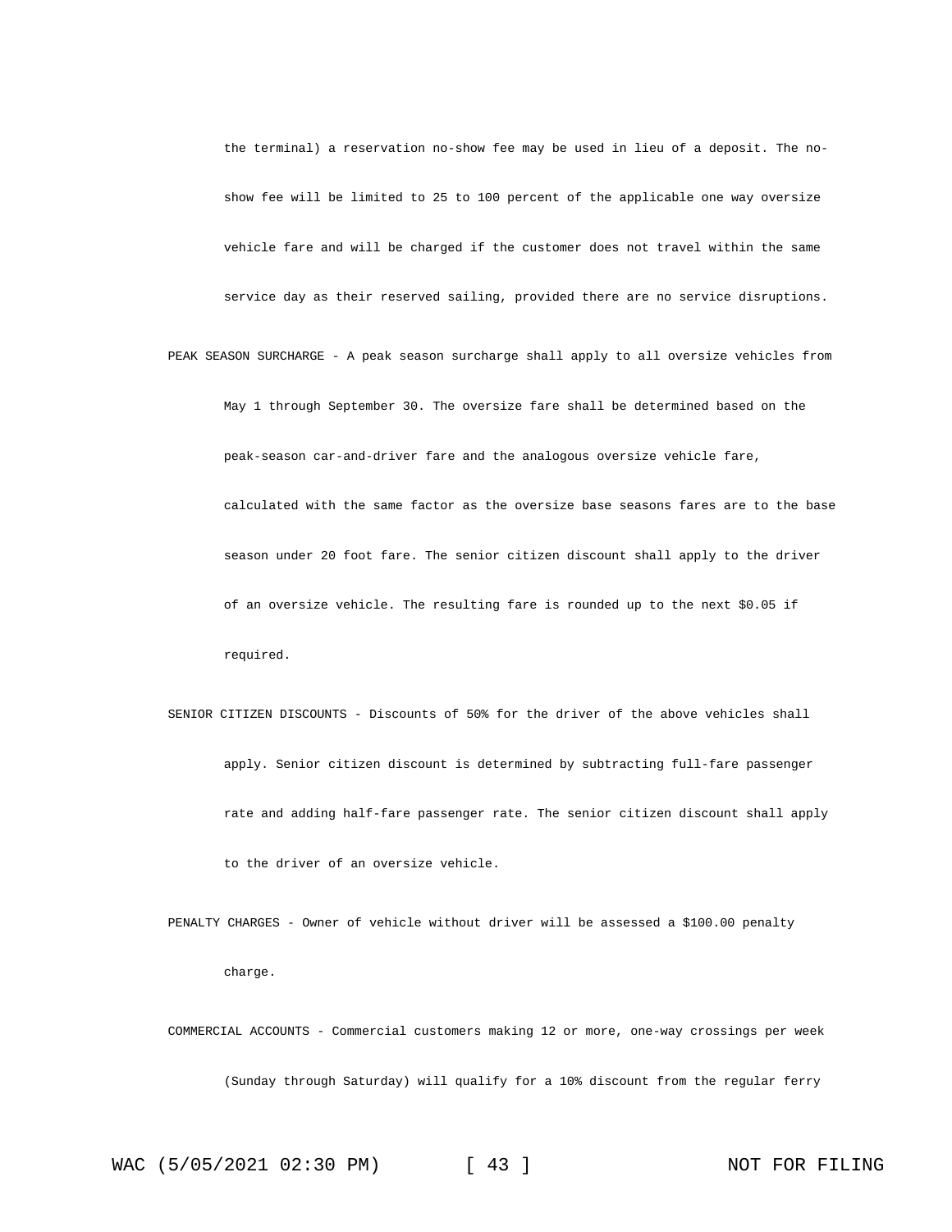the terminal) a reservation no-show fee may be used in lieu of a deposit. The no-show fee will be limited to 25 to 100 percent of the applicable one way oversize vehicle fare and will be charged if the customer does not travel within the same service day as their reserved sailing, provided there are no service disruptions.

PEAK SEASON SURCHARGE - A peak season surcharge shall apply to all oversize vehicles from May 1 through September 30. The oversize fare shall be determined based on the peak-season car-and-driver fare and the analogous oversize vehicle fare, calculated with the same factor as the oversize base seasons fares are to the base season under 20 foot fare. The senior citizen discount shall apply to the driver of an oversize vehicle. The resulting fare is rounded up to the next $0.05 if required.

SENIOR CITIZEN DISCOUNTS - Discounts of 50% for the driver of the above vehicles shall apply. Senior citizen discount is determined by subtracting full-fare passenger rate and adding half-fare passenger rate. The senior citizen discount shall apply to the driver of an oversize vehicle.

PENALTY CHARGES - Owner of vehicle without driver will be assessed a $100.00 penalty charge.

COMMERCIAL ACCOUNTS - Commercial customers making 12 or more, one-way crossings per week (Sunday through Saturday) will qualify for a 10% discount from the regular ferry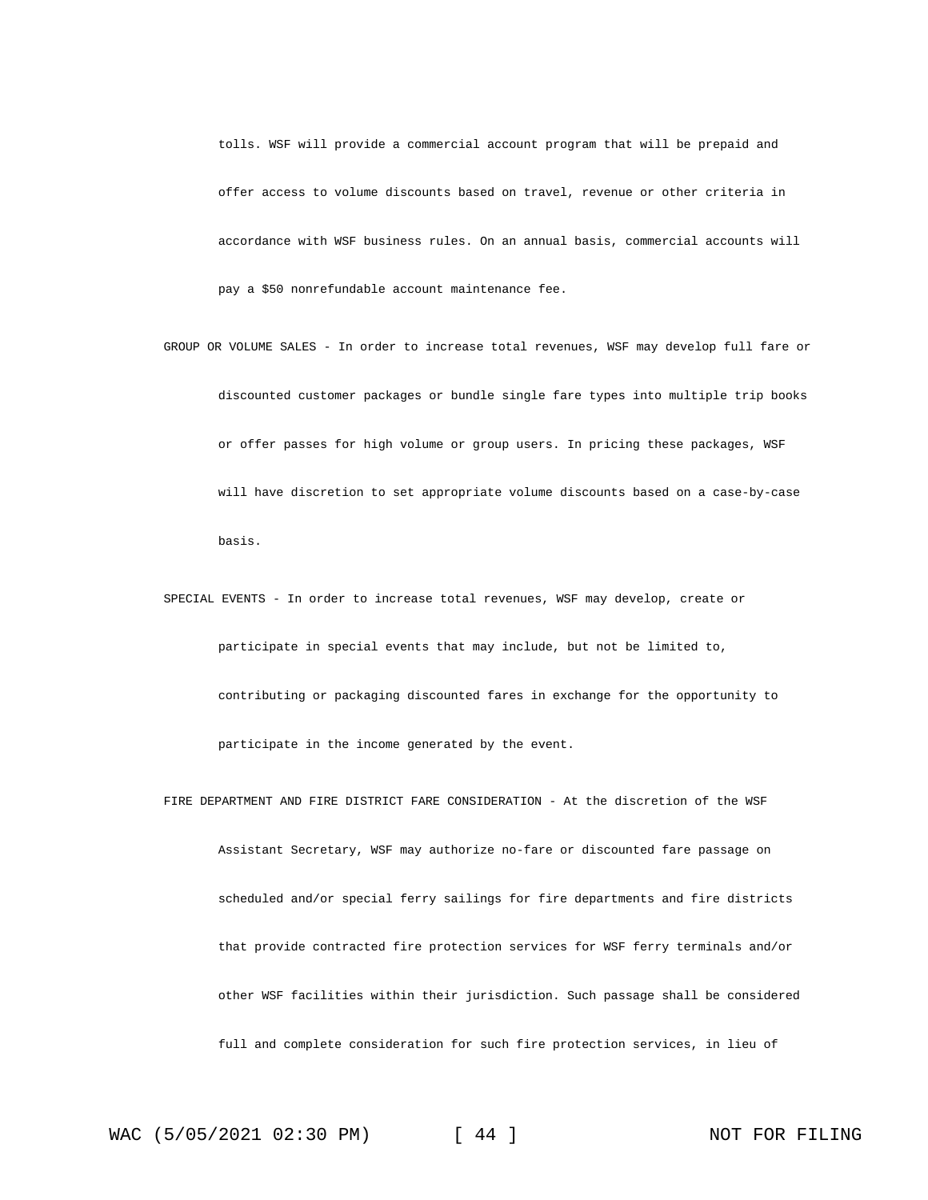tolls. WSF will provide a commercial account program that will be prepaid and offer access to volume discounts based on travel, revenue or other criteria in accordance with WSF business rules. On an annual basis, commercial accounts will pay a $50 nonrefundable account maintenance fee.

GROUP OR VOLUME SALES - In order to increase total revenues, WSF may develop full fare or discounted customer packages or bundle single fare types into multiple trip books or offer passes for high volume or group users. In pricing these packages, WSF will have discretion to set appropriate volume discounts based on a case-by-case basis.

SPECIAL EVENTS - In order to increase total revenues, WSF may develop, create or participate in special events that may include, but not be limited to, contributing or packaging discounted fares in exchange for the opportunity to participate in the income generated by the event.

FIRE DEPARTMENT AND FIRE DISTRICT FARE CONSIDERATION - At the discretion of the WSF Assistant Secretary, WSF may authorize no-fare or discounted fare passage on scheduled and/or special ferry sailings for fire departments and fire districts that provide contracted fire protection services for WSF ferry terminals and/or other WSF facilities within their jurisdiction. Such passage shall be considered full and complete consideration for such fire protection services, in lieu of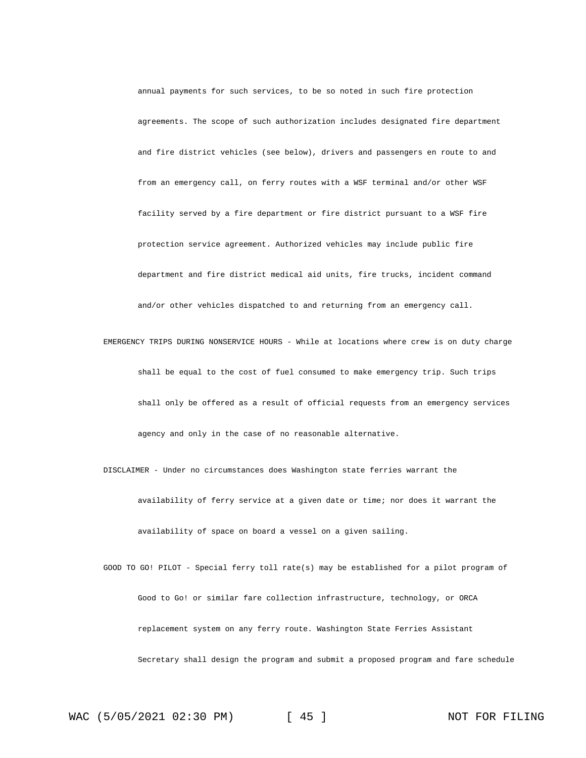annual payments for such services, to be so noted in such fire protection agreements. The scope of such authorization includes designated fire department and fire district vehicles (see below), drivers and passengers en route to and from an emergency call, on ferry routes with a WSF terminal and/or other WSF facility served by a fire department or fire district pursuant to a WSF fire protection service agreement. Authorized vehicles may include public fire department and fire district medical aid units, fire trucks, incident command and/or other vehicles dispatched to and returning from an emergency call.

EMERGENCY TRIPS DURING NONSERVICE HOURS - While at locations where crew is on duty charge shall be equal to the cost of fuel consumed to make emergency trip. Such trips shall only be offered as a result of official requests from an emergency services agency and only in the case of no reasonable alternative.

DISCLAIMER - Under no circumstances does Washington state ferries warrant the availability of ferry service at a given date or time; nor does it warrant the availability of space on board a vessel on a given sailing.

GOOD TO GO! PILOT - Special ferry toll rate(s) may be established for a pilot program of Good to Go! or similar fare collection infrastructure, technology, or ORCA replacement system on any ferry route. Washington State Ferries Assistant Secretary shall design the program and submit a proposed program and fare schedule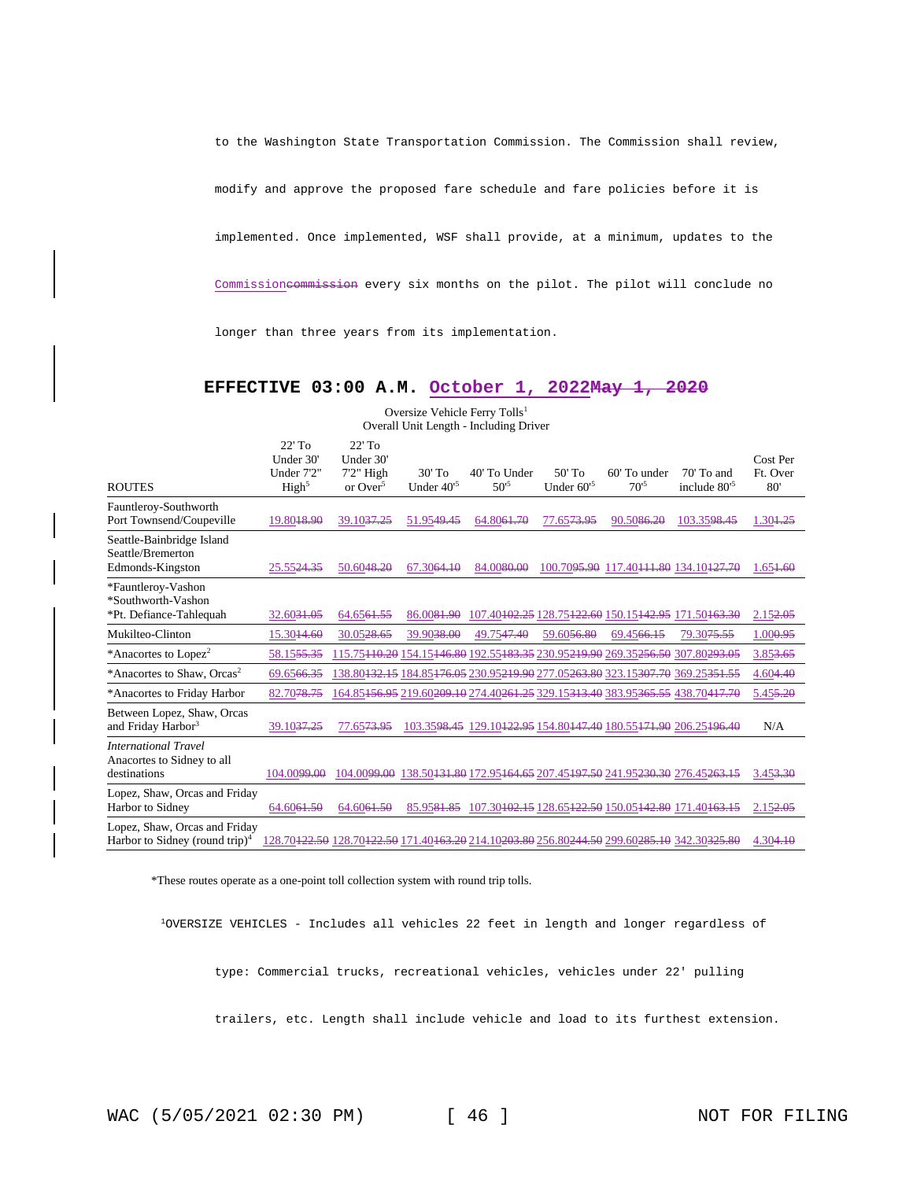to the Washington State Transportation Commission. The Commission shall review, modify and approve the proposed fare schedule and fare policies before it is implemented. Once implemented, WSF shall provide, at a minimum, updates to the Commission~~commission~~ every six months on the pilot. The pilot will conclude no longer than three years from its implementation.

## EFFECTIVE 03:00 A.M. October 1, 2022~~May 1, 2020~~

Oversize Vehicle Ferry Tolls[1]
Overall Unit Length - Including Driver

| ROUTES | 22' To Under 30' Under 7'2" High[5] | 22' To Under 30' 7'2" High or Over[5] | 30' To Under 40'[5] | 40' To Under 50'[5] | 50' To Under 60'[5] | 60' To under 70'[5] | 70' To and include 80'[5] | Cost Per Ft. Over 80' |
|---|---|---|---|---|---|---|---|---|
| Fauntleroy-Southworth Port Townsend/Coupeville | 19.80~~18.90~~ | 39.10~~37.25~~ | 51.95~~49.45~~ | 64.80~~61.70~~ | 77.65~~73.95~~ | 90.50~~86.20~~ | 103.35~~98.45~~ | 1.30~~1.25~~ |
| Seattle-Bainbridge Island Seattle/Bremerton Edmonds-Kingston | 25.55~~24.35~~ | 50.60~~48.20~~ | 67.30~~64.10~~ | 84.00~~80.00~~ | 100.70~~95.90~~ | 117.40~~111.80~~ | 134.10~~127.70~~ | 1.65~~1.60~~ |
| *Fauntleroy-Vashon *Southworth-Vashon *Pt. Defiance-Tahlequah | 32.60~~31.05~~ | 64.65~~61.55~~ | 86.00~~81.90~~ | 107.40~~102.25~~ | 128.75~~122.60~~ | 150.15~~142.95~~ | 171.50~~163.30~~ | 2.15~~2.05~~ |
| Mukilteo-Clinton | 15.30~~14.60~~ | 30.05~~28.65~~ | 39.90~~38.00~~ | 49.75~~47.40~~ | 59.60~~56.80~~ | 69.45~~66.15~~ | 79.30~~75.55~~ | 1.00~~0.95~~ |
| *Anacortes to Lopez[2] | 58.15~~55.35~~ | 115.75~~110.20~~ | 154.15~~146.80~~ | 192.55~~183.35~~ | 230.95~~219.90~~ | 269.35~~256.50~~ | 307.80~~293.05~~ | 3.85~~3.65~~ |
| *Anacortes to Shaw, Orcas[2] | 69.65~~66.35~~ | 138.80~~132.15~~ | 184.85~~176.05~~ | 230.95~~219.90~~ | 277.05~~263.80~~ | 323.15~~307.70~~ | 369.25~~351.55~~ | 4.60~~4.40~~ |
| *Anacortes to Friday Harbor | 82.70~~78.75~~ | 164.85~~156.95~~ | 219.60~~209.10~~ | 274.40~~261.25~~ | 329.15~~313.40~~ | 383.95~~365.55~~ | 438.70~~417.70~~ | 5.45~~5.20~~ |
| Between Lopez, Shaw, Orcas and Friday Harbor[3] | 39.10~~37.25~~ | 77.65~~73.95~~ | 103.35~~98.45~~ | 129.10~~122.95~~ | 154.80~~147.40~~ | 180.55~~171.90~~ | 206.25~~196.40~~ | N/A |
| *International Travel* Anacortes to Sidney to all destinations | 104.00~~99.00~~ | 104.00~~99.00~~ | 138.50~~131.80~~ | 172.95~~164.65~~ | 207.45~~197.50~~ | 241.95~~230.30~~ | 276.45~~263.15~~ | 3.45~~3.30~~ |
| Lopez, Shaw, Orcas and Friday Harbor to Sidney | 64.60~~61.50~~ | 64.60~~61.50~~ | 85.95~~81.85~~ | 107.30~~102.15~~ | 128.65~~122.50~~ | 150.05~~142.80~~ | 171.40~~163.15~~ | 2.15~~2.05~~ |
| Lopez, Shaw, Orcas and Friday Harbor to Sidney (round trip)[4] | 128.70~~122.50~~ | 128.70~~122.50~~ | 171.40~~163.20~~ | 214.10~~203.80~~ | 256.80~~244.50~~ | 299.60~~285.10~~ | 342.30~~325.80~~ | 4.30~~4.10~~ |

*These routes operate as a one-point toll collection system with round trip tolls.

[1]OVERSIZE VEHICLES - Includes all vehicles 22 feet in length and longer regardless of type: Commercial trucks, recreational vehicles, vehicles under 22' pulling trailers, etc. Length shall include vehicle and load to its furthest extension.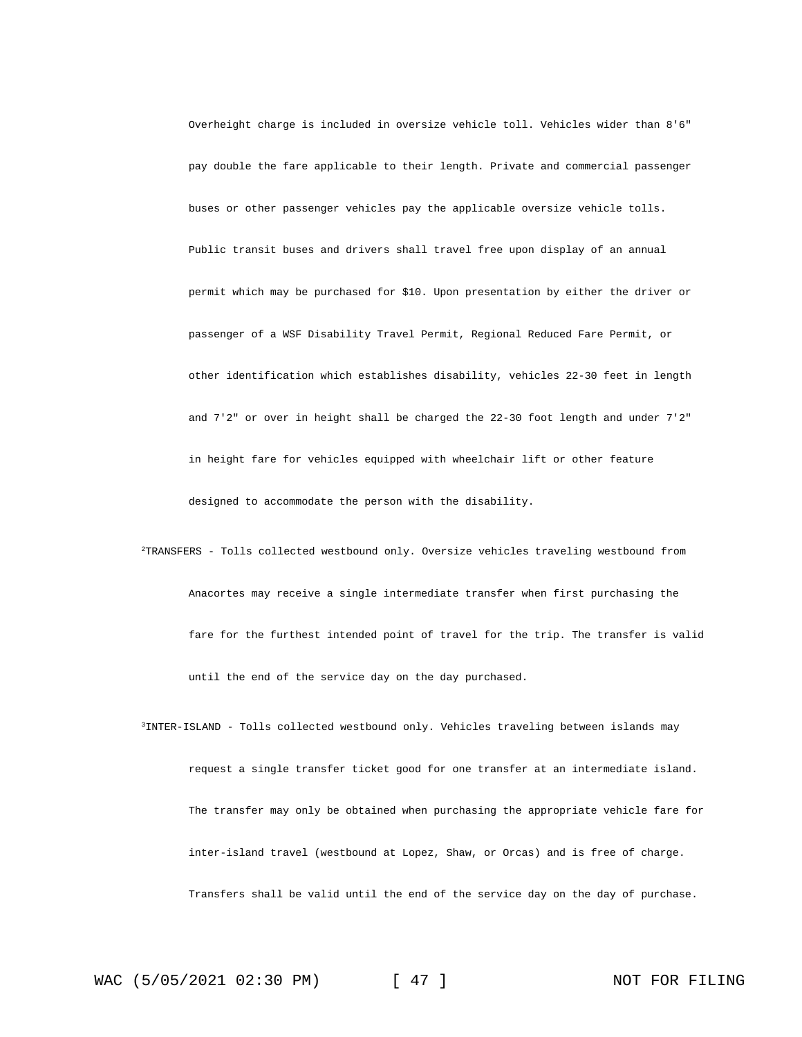Overheight charge is included in oversize vehicle toll. Vehicles wider than 8'6" pay double the fare applicable to their length. Private and commercial passenger buses or other passenger vehicles pay the applicable oversize vehicle tolls. Public transit buses and drivers shall travel free upon display of an annual permit which may be purchased for $10. Upon presentation by either the driver or passenger of a WSF Disability Travel Permit, Regional Reduced Fare Permit, or other identification which establishes disability, vehicles 22-30 feet in length and 7'2" or over in height shall be charged the 22-30 foot length and under 7'2" in height fare for vehicles equipped with wheelchair lift or other feature designed to accommodate the person with the disability.

[2]TRANSFERS - Tolls collected westbound only. Oversize vehicles traveling westbound from Anacortes may receive a single intermediate transfer when first purchasing the fare for the furthest intended point of travel for the trip. The transfer is valid until the end of the service day on the day purchased.

[3]INTER-ISLAND - Tolls collected westbound only. Vehicles traveling between islands may request a single transfer ticket good for one transfer at an intermediate island. The transfer may only be obtained when purchasing the appropriate vehicle fare for inter-island travel (westbound at Lopez, Shaw, or Orcas) and is free of charge. Transfers shall be valid until the end of the service day on the day of purchase.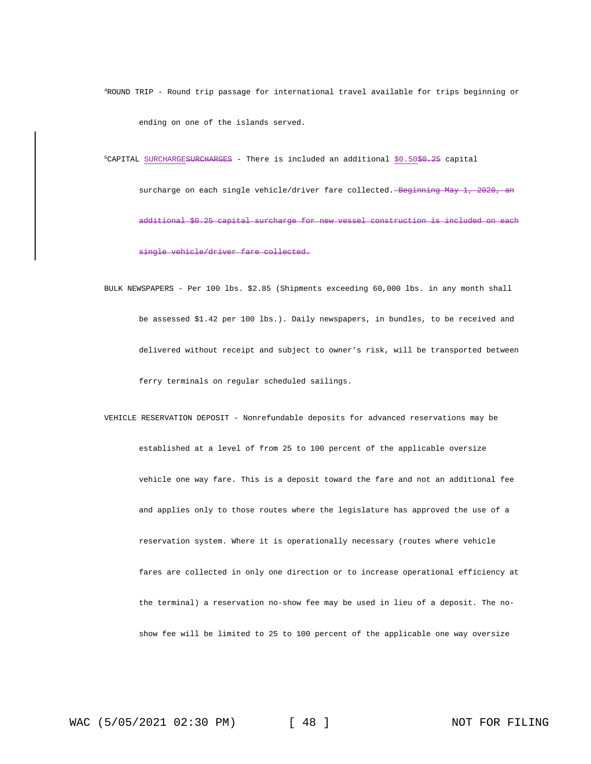[4]ROUND TRIP - Round trip passage for international travel available for trips beginning or ending on one of the islands served.

[5]CAPITAL <u>SURCHARGE</u>~~SURCHARGES~~ - There is included an additional <u>$0.50</u>~~$0.25~~ capital surcharge on each single vehicle/driver fare collected.~~ Beginning May 1, 2020, an additional $0.25 capital surcharge for new vessel construction is included on each single vehicle/driver fare collected.~~

BULK NEWSPAPERS - Per 100 lbs. $2.85 (Shipments exceeding 60,000 lbs. in any month shall be assessed $1.42 per 100 lbs.). Daily newspapers, in bundles, to be received and delivered without receipt and subject to owner's risk, will be transported between ferry terminals on regular scheduled sailings.

VEHICLE RESERVATION DEPOSIT - Nonrefundable deposits for advanced reservations may be established at a level of from 25 to 100 percent of the applicable oversize vehicle one way fare. This is a deposit toward the fare and not an additional fee and applies only to those routes where the legislature has approved the use of a reservation system. Where it is operationally necessary (routes where vehicle fares are collected in only one direction or to increase operational efficiency at the terminal) a reservation no-show fee may be used in lieu of a deposit. The no-show fee will be limited to 25 to 100 percent of the applicable one way oversize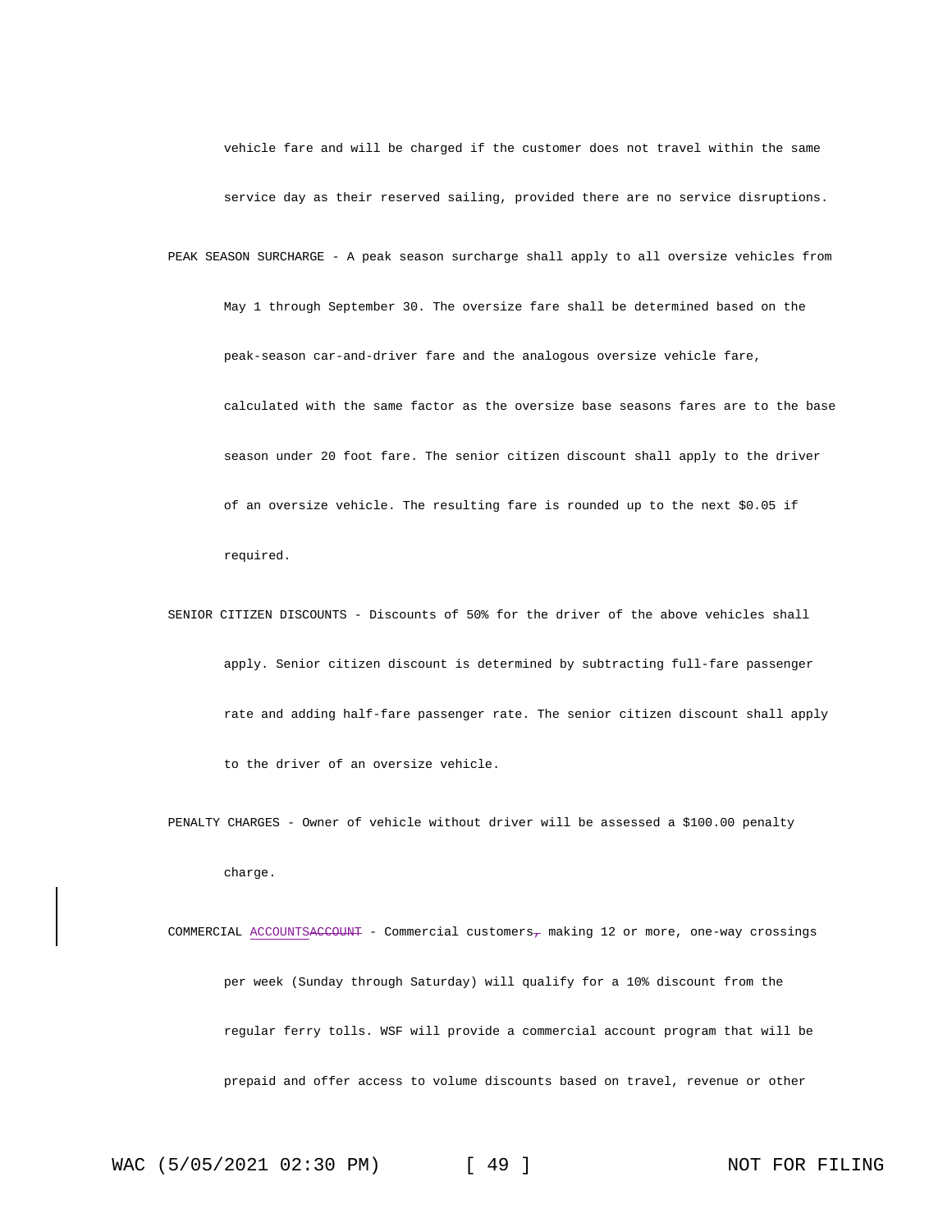vehicle fare and will be charged if the customer does not travel within the same service day as their reserved sailing, provided there are no service disruptions.

PEAK SEASON SURCHARGE - A peak season surcharge shall apply to all oversize vehicles from May 1 through September 30. The oversize fare shall be determined based on the peak-season car-and-driver fare and the analogous oversize vehicle fare, calculated with the same factor as the oversize base seasons fares are to the base season under 20 foot fare. The senior citizen discount shall apply to the driver of an oversize vehicle. The resulting fare is rounded up to the next $0.05 if required.

SENIOR CITIZEN DISCOUNTS - Discounts of 50% for the driver of the above vehicles shall apply. Senior citizen discount is determined by subtracting full-fare passenger rate and adding half-fare passenger rate. The senior citizen discount shall apply to the driver of an oversize vehicle.

PENALTY CHARGES - Owner of vehicle without driver will be assessed a $100.00 penalty charge.

COMMERCIAL <u>ACCOUNTS</u>~~ACCOUNT~~ - Commercial customers~~,~~ making 12 or more, one-way crossings per week (Sunday through Saturday) will qualify for a 10% discount from the regular ferry tolls. WSF will provide a commercial account program that will be prepaid and offer access to volume discounts based on travel, revenue or other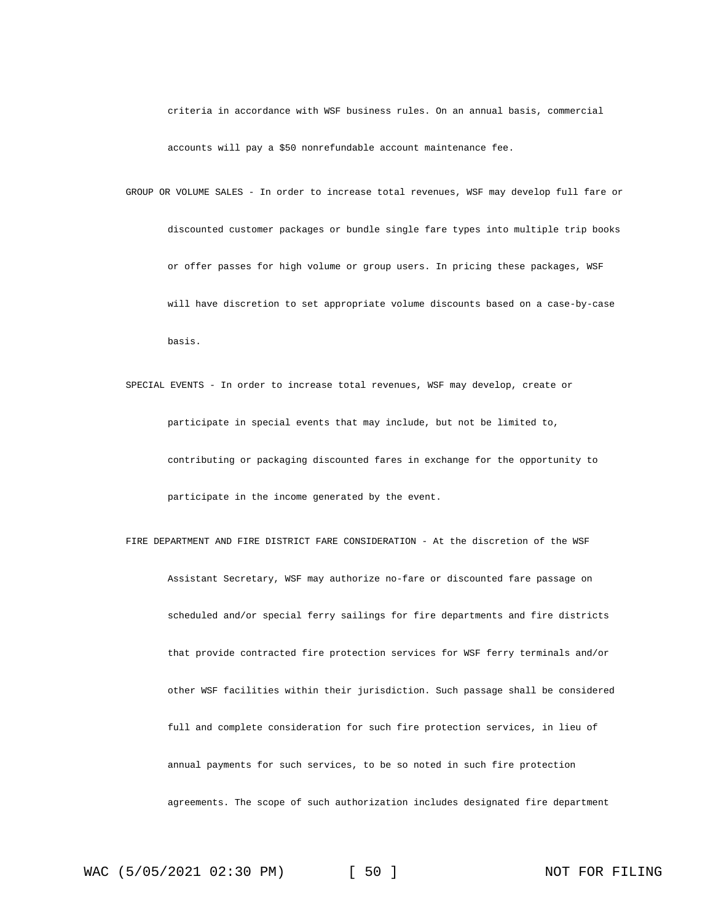criteria in accordance with WSF business rules. On an annual basis, commercial accounts will pay a $50 nonrefundable account maintenance fee.

GROUP OR VOLUME SALES - In order to increase total revenues, WSF may develop full fare or discounted customer packages or bundle single fare types into multiple trip books or offer passes for high volume or group users. In pricing these packages, WSF will have discretion to set appropriate volume discounts based on a case-by-case basis.

SPECIAL EVENTS - In order to increase total revenues, WSF may develop, create or participate in special events that may include, but not be limited to, contributing or packaging discounted fares in exchange for the opportunity to participate in the income generated by the event.

FIRE DEPARTMENT AND FIRE DISTRICT FARE CONSIDERATION - At the discretion of the WSF Assistant Secretary, WSF may authorize no-fare or discounted fare passage on scheduled and/or special ferry sailings for fire departments and fire districts that provide contracted fire protection services for WSF ferry terminals and/or other WSF facilities within their jurisdiction. Such passage shall be considered full and complete consideration for such fire protection services, in lieu of annual payments for such services, to be so noted in such fire protection agreements. The scope of such authorization includes designated fire department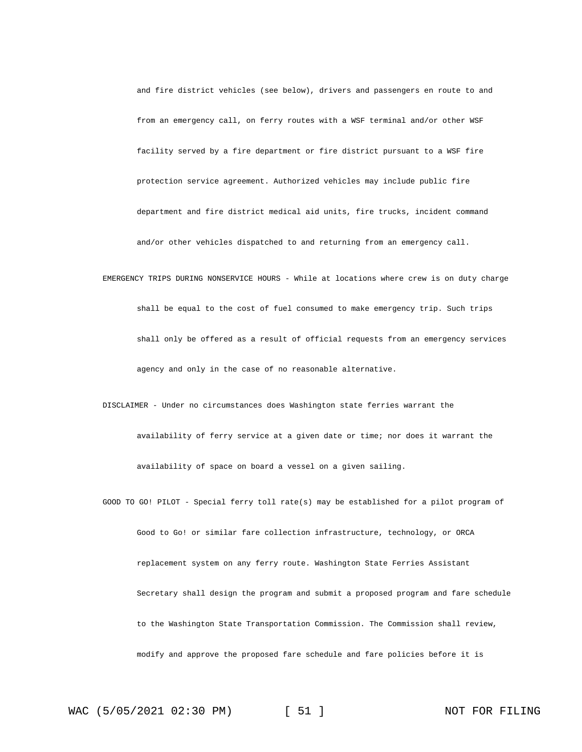and fire district vehicles (see below), drivers and passengers en route to and from an emergency call, on ferry routes with a WSF terminal and/or other WSF facility served by a fire department or fire district pursuant to a WSF fire protection service agreement. Authorized vehicles may include public fire department and fire district medical aid units, fire trucks, incident command and/or other vehicles dispatched to and returning from an emergency call.

EMERGENCY TRIPS DURING NONSERVICE HOURS - While at locations where crew is on duty charge shall be equal to the cost of fuel consumed to make emergency trip. Such trips shall only be offered as a result of official requests from an emergency services agency and only in the case of no reasonable alternative.

DISCLAIMER - Under no circumstances does Washington state ferries warrant the availability of ferry service at a given date or time; nor does it warrant the availability of space on board a vessel on a given sailing.

GOOD TO GO! PILOT - Special ferry toll rate(s) may be established for a pilot program of Good to Go! or similar fare collection infrastructure, technology, or ORCA replacement system on any ferry route. Washington State Ferries Assistant Secretary shall design the program and submit a proposed program and fare schedule to the Washington State Transportation Commission. The Commission shall review, modify and approve the proposed fare schedule and fare policies before it is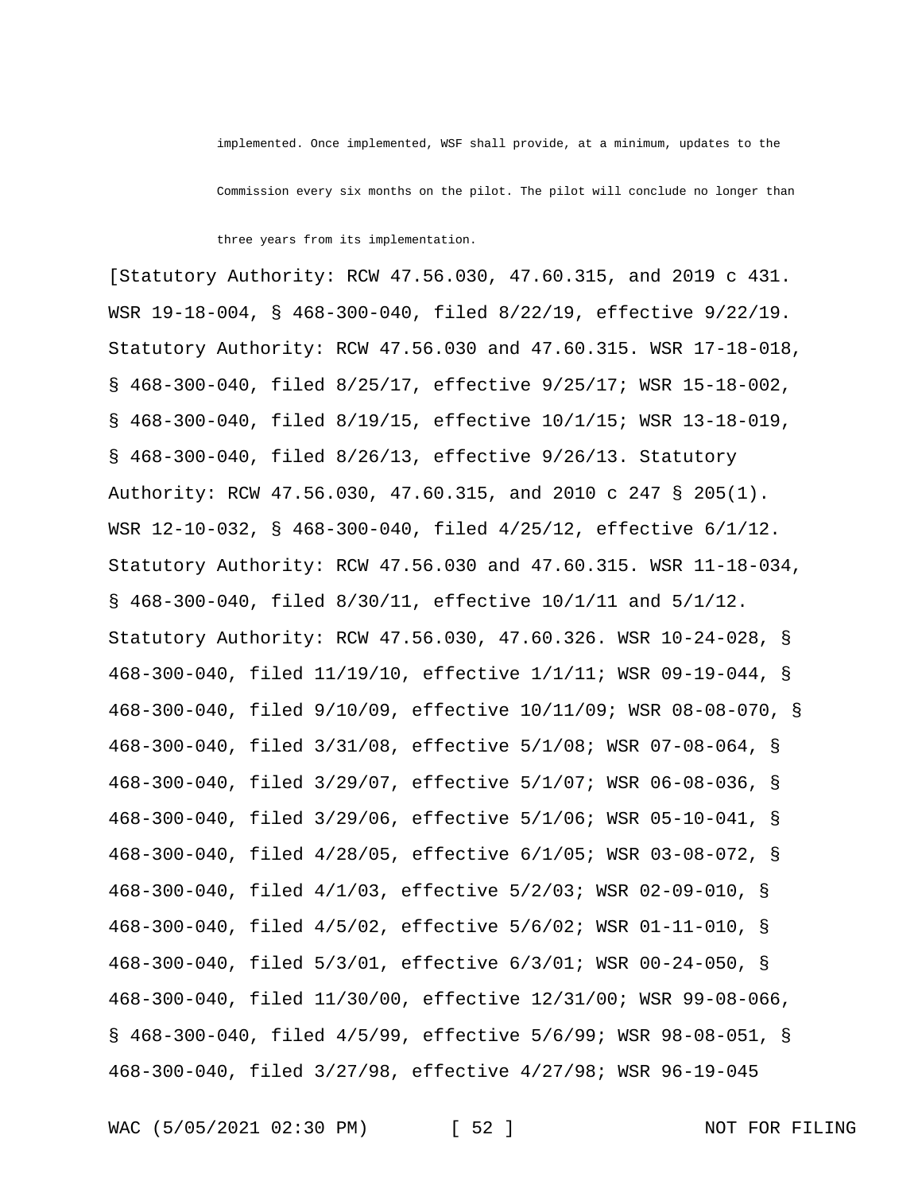implemented. Once implemented, WSF shall provide, at a minimum, updates to the Commission every six months on the pilot. The pilot will conclude no longer than three years from its implementation.

[Statutory Authority: RCW 47.56.030, 47.60.315, and 2019 c 431. WSR 19-18-004, § 468-300-040, filed 8/22/19, effective 9/22/19. Statutory Authority: RCW 47.56.030 and 47.60.315. WSR 17-18-018, § 468-300-040, filed 8/25/17, effective 9/25/17; WSR 15-18-002, § 468-300-040, filed 8/19/15, effective 10/1/15; WSR 13-18-019, § 468-300-040, filed 8/26/13, effective 9/26/13. Statutory Authority: RCW 47.56.030, 47.60.315, and 2010 c 247 § 205(1). WSR 12-10-032, § 468-300-040, filed 4/25/12, effective 6/1/12. Statutory Authority: RCW 47.56.030 and 47.60.315. WSR 11-18-034, § 468-300-040, filed 8/30/11, effective 10/1/11 and 5/1/12. Statutory Authority: RCW 47.56.030, 47.60.326. WSR 10-24-028, § 468-300-040, filed 11/19/10, effective 1/1/11; WSR 09-19-044, § 468-300-040, filed 9/10/09, effective 10/11/09; WSR 08-08-070, § 468-300-040, filed 3/31/08, effective 5/1/08; WSR 07-08-064, § 468-300-040, filed 3/29/07, effective 5/1/07; WSR 06-08-036, § 468-300-040, filed 3/29/06, effective 5/1/06; WSR 05-10-041, § 468-300-040, filed 4/28/05, effective 6/1/05; WSR 03-08-072, § 468-300-040, filed 4/1/03, effective 5/2/03; WSR 02-09-010, § 468-300-040, filed 4/5/02, effective 5/6/02; WSR 01-11-010, § 468-300-040, filed 5/3/01, effective 6/3/01; WSR 00-24-050, § 468-300-040, filed 11/30/00, effective 12/31/00; WSR 99-08-066, § 468-300-040, filed 4/5/99, effective 5/6/99; WSR 98-08-051, § 468-300-040, filed 3/27/98, effective 4/27/98; WSR 96-19-045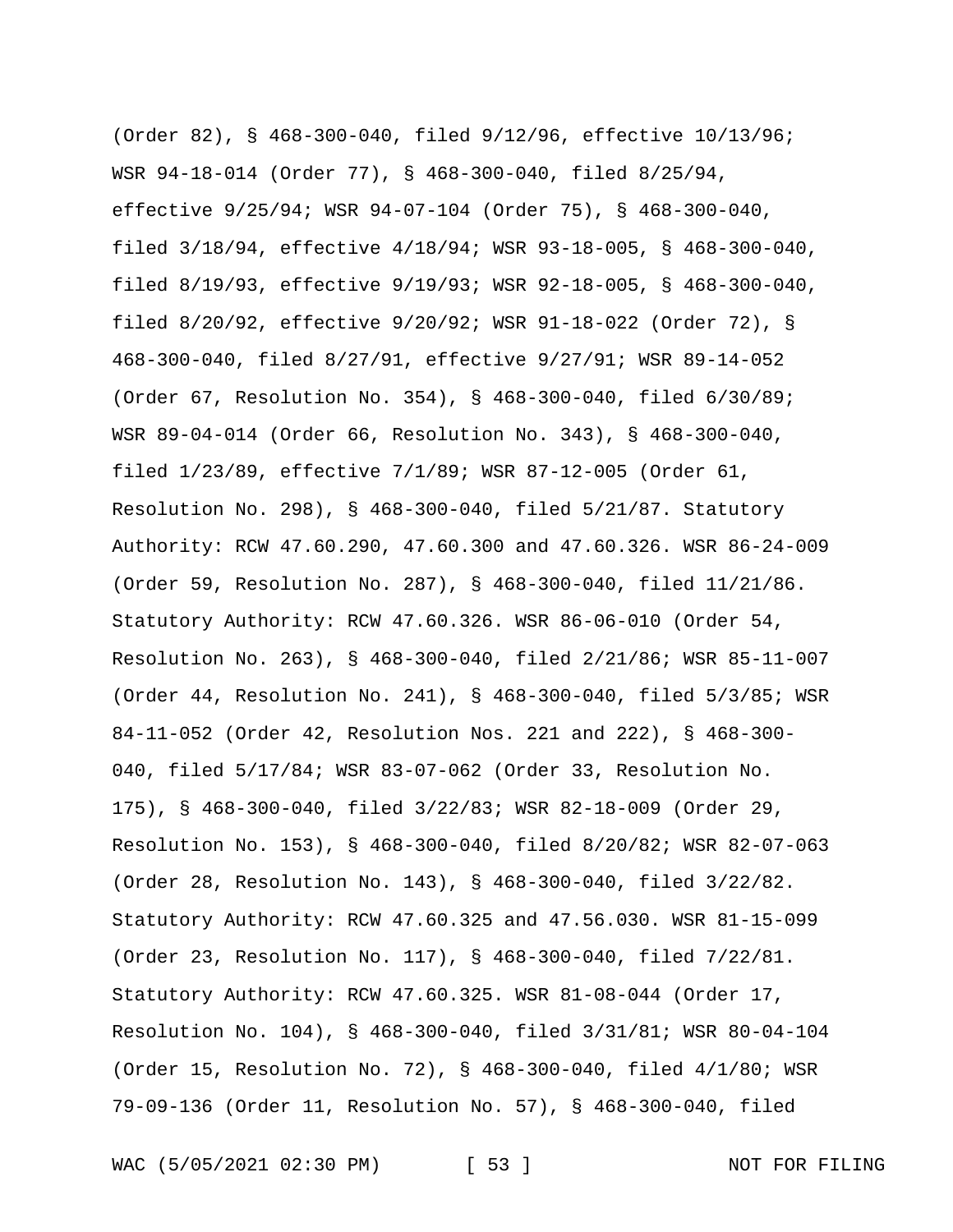(Order 82), § 468-300-040, filed 9/12/96, effective 10/13/96; WSR 94-18-014 (Order 77), § 468-300-040, filed 8/25/94, effective 9/25/94; WSR 94-07-104 (Order 75), § 468-300-040, filed 3/18/94, effective 4/18/94; WSR 93-18-005, § 468-300-040, filed 8/19/93, effective 9/19/93; WSR 92-18-005, § 468-300-040, filed 8/20/92, effective 9/20/92; WSR 91-18-022 (Order 72), § 468-300-040, filed 8/27/91, effective 9/27/91; WSR 89-14-052 (Order 67, Resolution No. 354), § 468-300-040, filed 6/30/89; WSR 89-04-014 (Order 66, Resolution No. 343), § 468-300-040, filed 1/23/89, effective 7/1/89; WSR 87-12-005 (Order 61, Resolution No. 298), § 468-300-040, filed 5/21/87. Statutory Authority: RCW 47.60.290, 47.60.300 and 47.60.326. WSR 86-24-009 (Order 59, Resolution No. 287), § 468-300-040, filed 11/21/86. Statutory Authority: RCW 47.60.326. WSR 86-06-010 (Order 54, Resolution No. 263), § 468-300-040, filed 2/21/86; WSR 85-11-007 (Order 44, Resolution No. 241), § 468-300-040, filed 5/3/85; WSR 84-11-052 (Order 42, Resolution Nos. 221 and 222), § 468-300-040, filed 5/17/84; WSR 83-07-062 (Order 33, Resolution No. 175), § 468-300-040, filed 3/22/83; WSR 82-18-009 (Order 29, Resolution No. 153), § 468-300-040, filed 8/20/82; WSR 82-07-063 (Order 28, Resolution No. 143), § 468-300-040, filed 3/22/82. Statutory Authority: RCW 47.60.325 and 47.56.030. WSR 81-15-099 (Order 23, Resolution No. 117), § 468-300-040, filed 7/22/81. Statutory Authority: RCW 47.60.325. WSR 81-08-044 (Order 17, Resolution No. 104), § 468-300-040, filed 3/31/81; WSR 80-04-104 (Order 15, Resolution No. 72), § 468-300-040, filed 4/1/80; WSR 79-09-136 (Order 11, Resolution No. 57), § 468-300-040, filed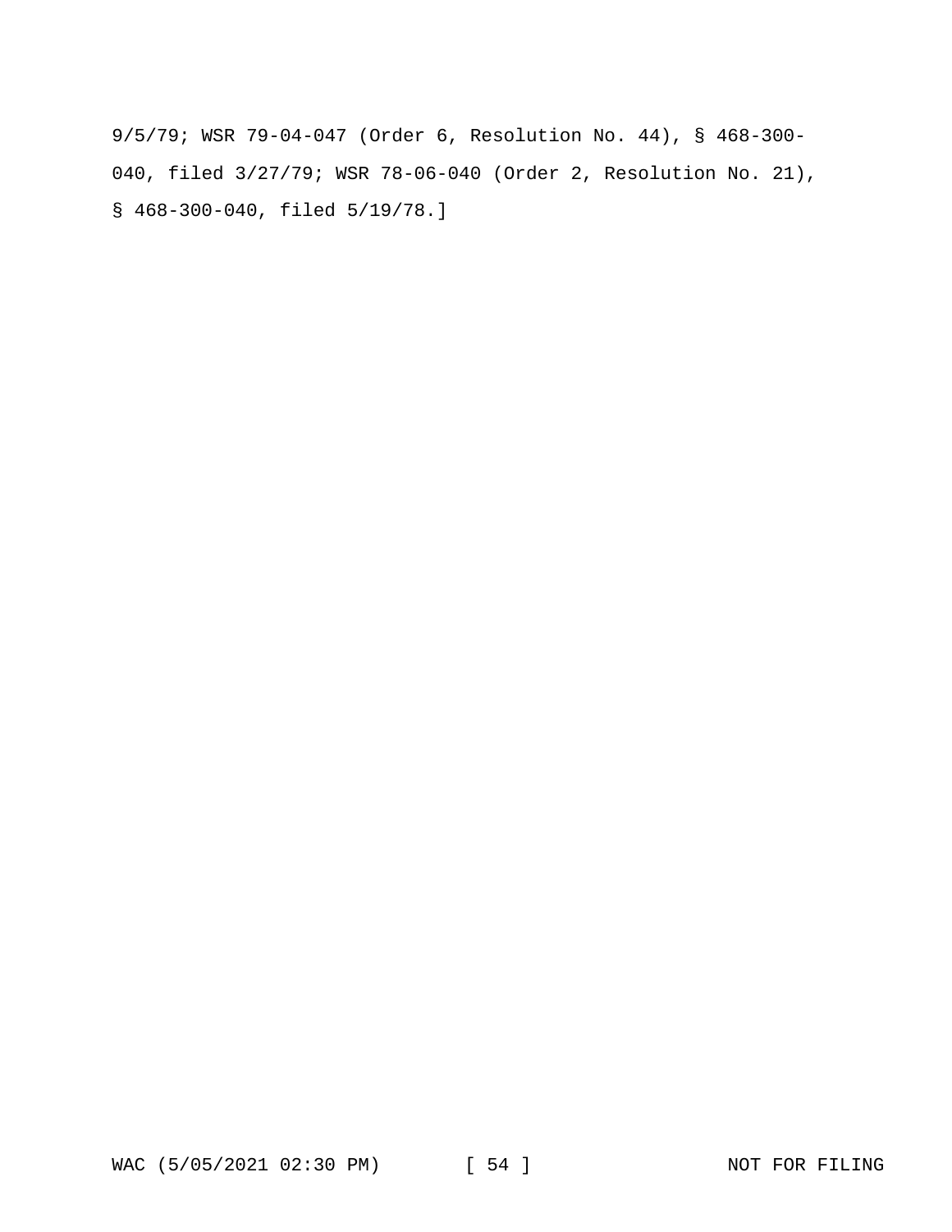9/5/79; WSR 79-04-047 (Order 6, Resolution No. 44), § 468-300-040, filed 3/27/79; WSR 78-06-040 (Order 2, Resolution No. 21), § 468-300-040, filed 5/19/78.]